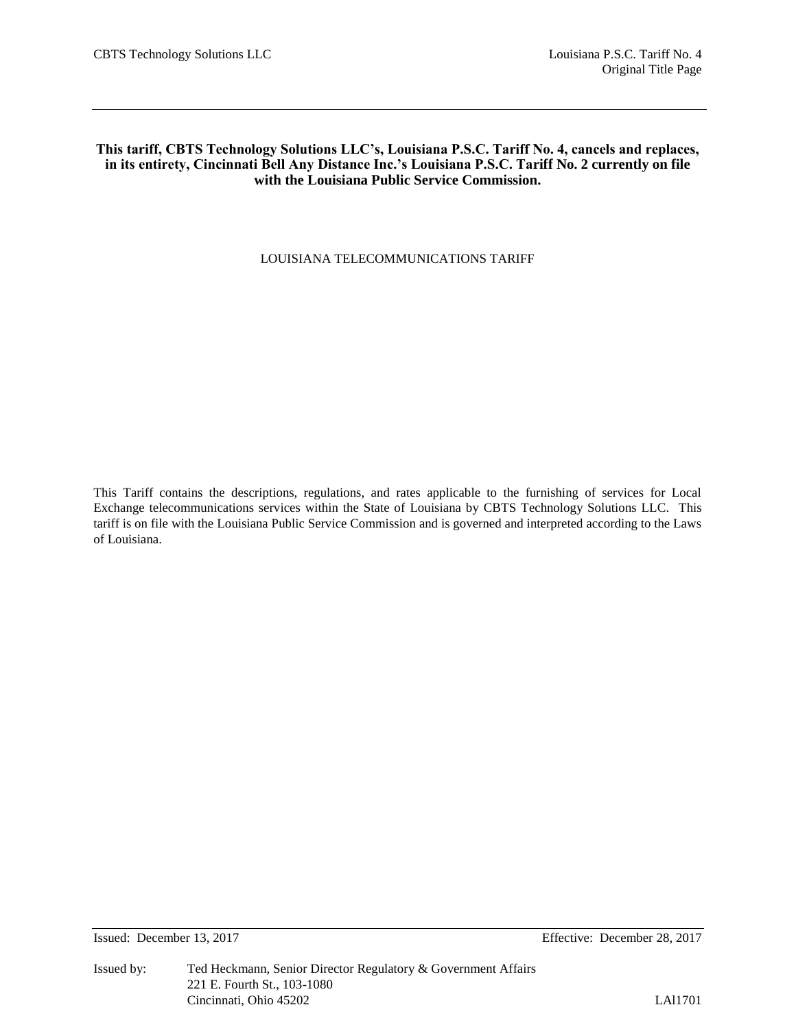**This tariff, CBTS Technology Solutions LLC's, Louisiana P.S.C. Tariff No. 4, cancels and replaces, in its entirety, Cincinnati Bell Any Distance Inc.'s Louisiana P.S.C. Tariff No. 2 currently on file with the Louisiana Public Service Commission.**

LOUISIANA TELECOMMUNICATIONS TARIFF

This Tariff contains the descriptions, regulations, and rates applicable to the furnishing of services for Local Exchange telecommunications services within the State of Louisiana by CBTS Technology Solutions LLC. This tariff is on file with the Louisiana Public Service Commission and is governed and interpreted according to the Laws of Louisiana.

Issued: December 13, 2017 Effective: December 28, 2017

Issued by: Ted Heckmann, Senior Director Regulatory & Government Affairs
221 E. Fourth St., 103-1080
Cincinnati, Ohio 45202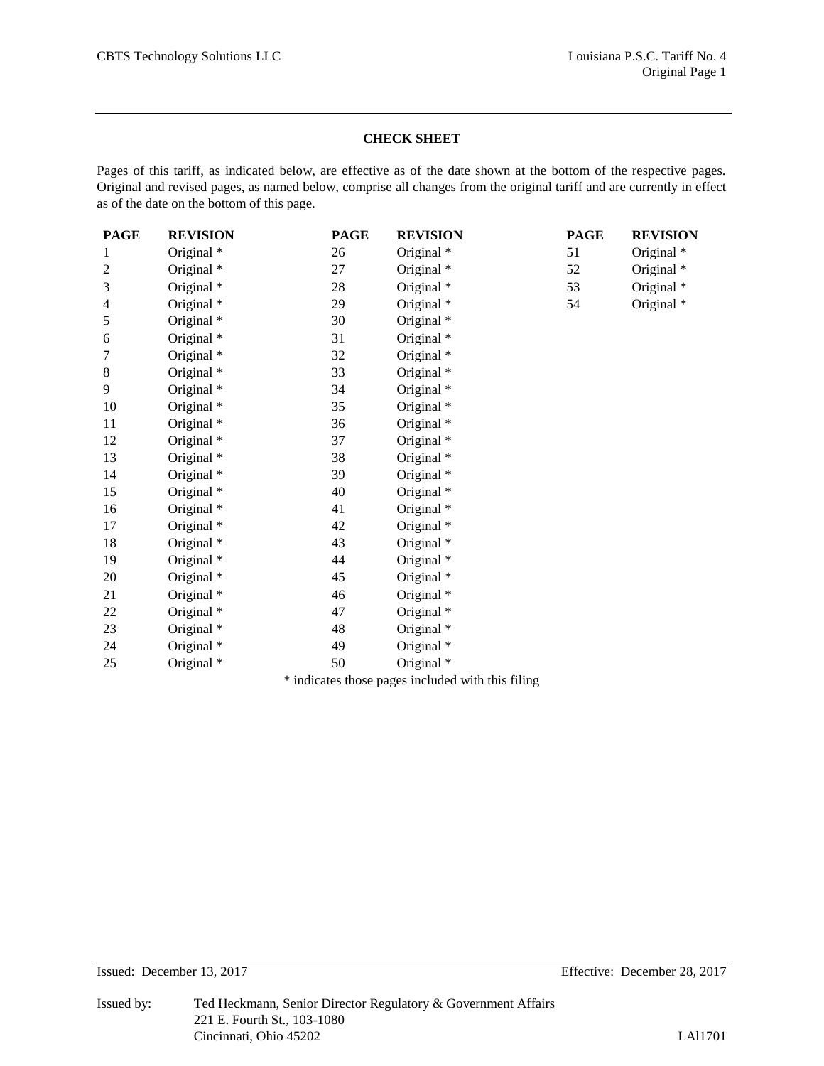## CHECK SHEET

Pages of this tariff, as indicated below, are effective as of the date shown at the bottom of the respective pages. Original and revised pages, as named below, comprise all changes from the original tariff and are currently in effect as of the date on the bottom of this page.

| PAGE | REVISION | PAGE | REVISION | PAGE | REVISION |
|---|---|---|---|---|---|
| 1 | Original * | 26 | Original * | 51 | Original * |
| 2 | Original * | 27 | Original * | 52 | Original * |
| 3 | Original * | 28 | Original * | 53 | Original * |
| 4 | Original * | 29 | Original * | 54 | Original * |
| 5 | Original * | 30 | Original * | | |
| 6 | Original * | 31 | Original * | | |
| 7 | Original * | 32 | Original * | | |
| 8 | Original * | 33 | Original * | | |
| 9 | Original * | 34 | Original * | | |
| 10 | Original * | 35 | Original * | | |
| 11 | Original * | 36 | Original * | | |
| 12 | Original * | 37 | Original * | | |
| 13 | Original * | 38 | Original * | | |
| 14 | Original * | 39 | Original * | | |
| 15 | Original * | 40 | Original * | | |
| 16 | Original * | 41 | Original * | | |
| 17 | Original * | 42 | Original * | | |
| 18 | Original * | 43 | Original * | | |
| 19 | Original * | 44 | Original * | | |
| 20 | Original * | 45 | Original * | | |
| 21 | Original * | 46 | Original * | | |
| 22 | Original * | 47 | Original * | | |
| 23 | Original * | 48 | Original * | | |
| 24 | Original * | 49 | Original * | | |
| 25 | Original * | 50 | Original * | | |

* indicates those pages included with this filing

Issued: December 13, 2017 Effective: December 28, 2017

Issued by: Ted Heckmann, Senior Director Regulatory & Government Affairs
221 E. Fourth St., 103-1080
Cincinnati, Ohio 45202

LAI1701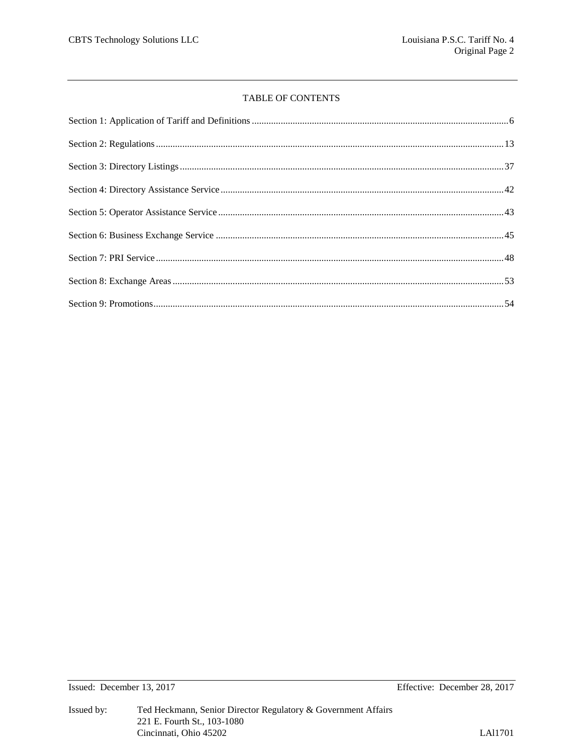# TABLE OF CONTENTS

Section 1: Application of Tariff and Definitions ........................................................................................................ 6

Section 2: Regulations ................................................................................................................................................ 13

Section 3: Directory Listings ...................................................................................................................................... 37

Section 4: Directory Assistance Service ..................................................................................................................... 42

Section 5: Operator Assistance Service ...................................................................................................................... 43

Section 6: Business Exchange Service ....................................................................................................................... 45

Section 7: PRI Service ................................................................................................................................................ 48

Section 8: Exchange Areas ......................................................................................................................................... 53

Section 9: Promotions ................................................................................................................................................. 54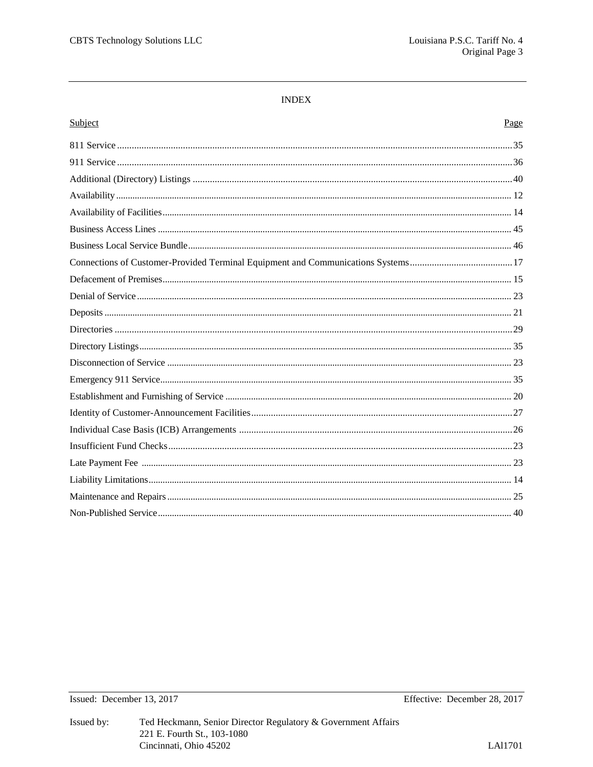# INDEX

| Subject | Page |
|---|---|
| 811 Service | 35 |
| 911 Service | 36 |
| Additional (Directory) Listings | 40 |
| Availability | 12 |
| Availability of Facilities | 14 |
| Business Access Lines | 45 |
| Business Local Service Bundle | 46 |
| Connections of Customer-Provided Terminal Equipment and Communications Systems | 17 |
| Defacement of Premises | 15 |
| Denial of Service | 23 |
| Deposits | 21 |
| Directories | 29 |
| Directory Listings | 35 |
| Disconnection of Service | 23 |
| Emergency 911 Service | 35 |
| Establishment and Furnishing of Service | 20 |
| Identity of Customer-Announcement Facilities | 27 |
| Individual Case Basis (ICB) Arrangements | 26 |
| Insufficient Fund Checks | 23 |
| Late Payment Fee | 23 |
| Liability Limitations | 14 |
| Maintenance and Repairs | 25 |
| Non-Published Service | 40 |

Issued: December 13, 2017

Effective: December 28, 2017

Issued by: Ted Heckmann, Senior Director Regulatory & Government Affairs
221 E. Fourth St., 103-1080
Cincinnati, Ohio 45202

LAl1701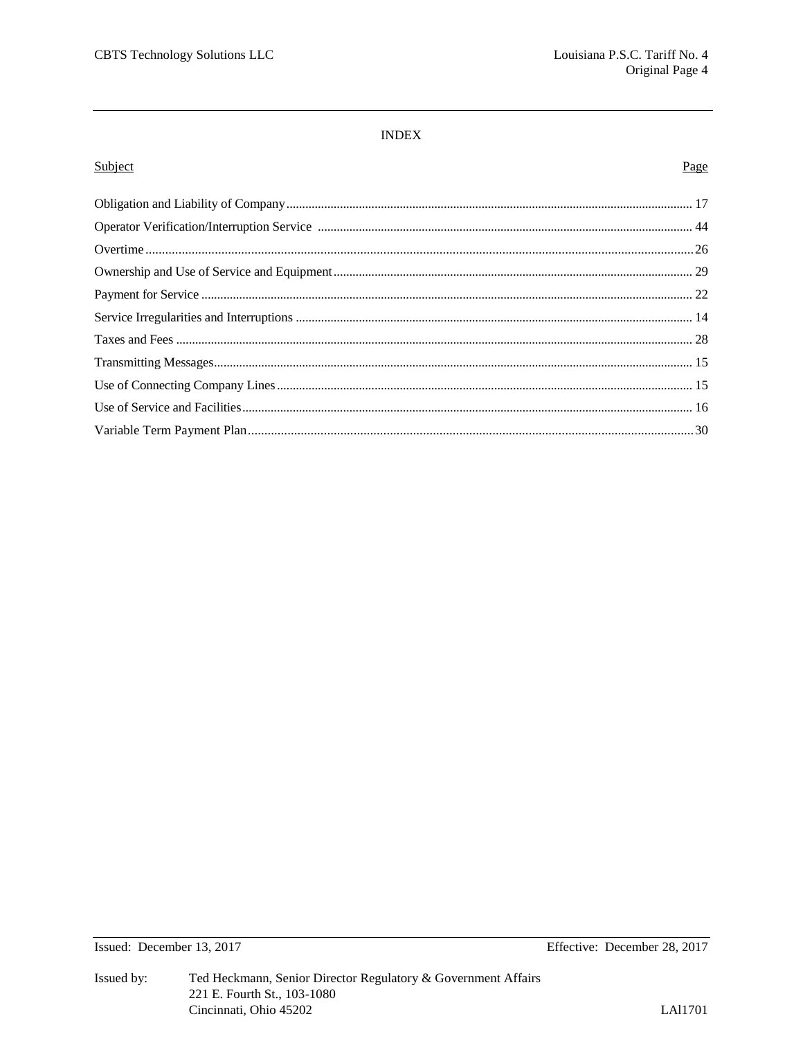# INDEX

| Subject | Page |
|---|---|
| Obligation and Liability of Company | 17 |
| Operator Verification/Interruption Service | 44 |
| Overtime | 26 |
| Ownership and Use of Service and Equipment | 29 |
| Payment for Service | 22 |
| Service Irregularities and Interruptions | 14 |
| Taxes and Fees | 28 |
| Transmitting Messages | 15 |
| Use of Connecting Company Lines | 15 |
| Use of Service and Facilities | 16 |
| Variable Term Payment Plan | 30 |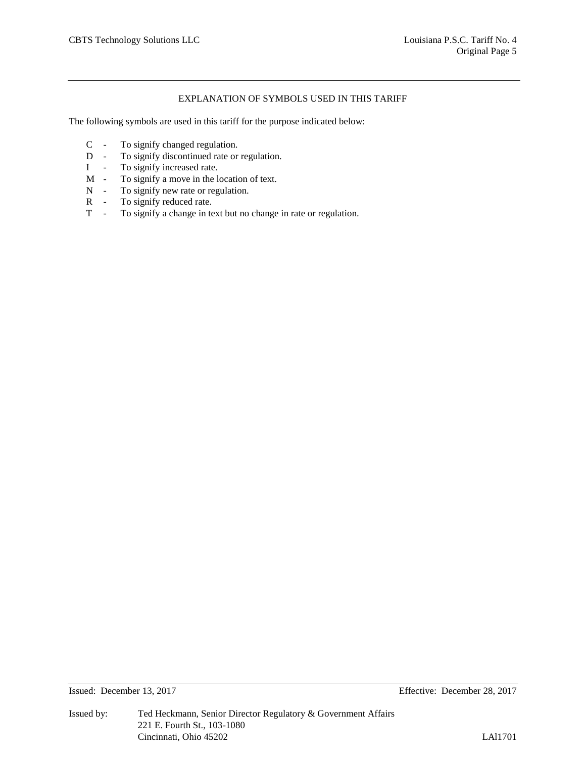# EXPLANATION OF SYMBOLS USED IN THIS TARIFF

The following symbols are used in this tariff for the purpose indicated below:

- C - To signify changed regulation.
- D - To signify discontinued rate or regulation.
- I - To signify increased rate.
- M - To signify a move in the location of text.
- N - To signify new rate or regulation.
- R - To signify reduced rate.
- T - To signify a change in text but no change in rate or regulation.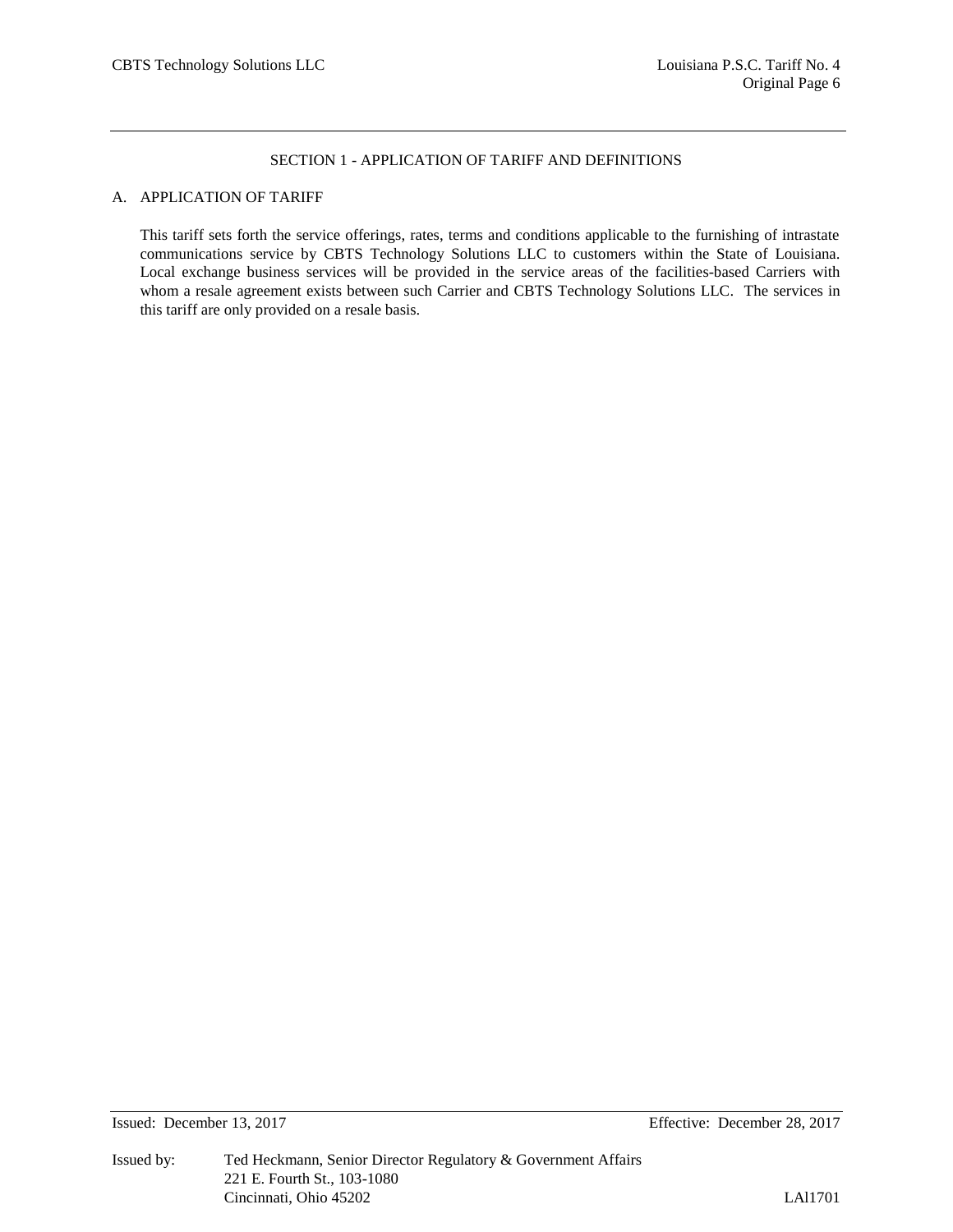## SECTION 1 - APPLICATION OF TARIFF AND DEFINITIONS

### A. APPLICATION OF TARIFF

This tariff sets forth the service offerings, rates, terms and conditions applicable to the furnishing of intrastate communications service by CBTS Technology Solutions LLC to customers within the State of Louisiana. Local exchange business services will be provided in the service areas of the facilities-based Carriers with whom a resale agreement exists between such Carrier and CBTS Technology Solutions LLC. The services in this tariff are only provided on a resale basis.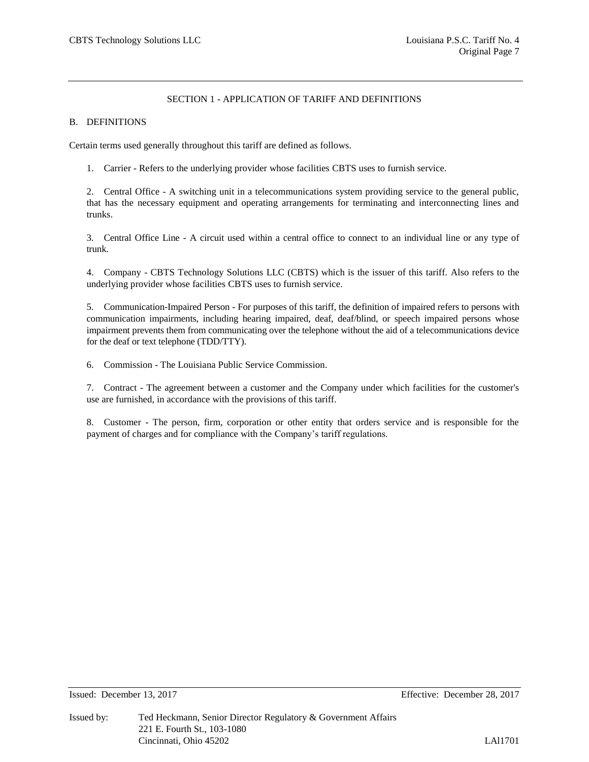## SECTION 1 - APPLICATION OF TARIFF AND DEFINITIONS

### B. DEFINITIONS

Certain terms used generally throughout this tariff are defined as follows.

1. Carrier - Refers to the underlying provider whose facilities CBTS uses to furnish service.

2. Central Office - A switching unit in a telecommunications system providing service to the general public, that has the necessary equipment and operating arrangements for terminating and interconnecting lines and trunks.

3. Central Office Line - A circuit used within a central office to connect to an individual line or any type of trunk.

4. Company - CBTS Technology Solutions LLC (CBTS) which is the issuer of this tariff. Also refers to the underlying provider whose facilities CBTS uses to furnish service.

5. Communication-Impaired Person - For purposes of this tariff, the definition of impaired refers to persons with communication impairments, including hearing impaired, deaf, deaf/blind, or speech impaired persons whose impairment prevents them from communicating over the telephone without the aid of a telecommunications device for the deaf or text telephone (TDD/TTY).

6. Commission - The Louisiana Public Service Commission.

7. Contract - The agreement between a customer and the Company under which facilities for the customer's use are furnished, in accordance with the provisions of this tariff.

8. Customer - The person, firm, corporation or other entity that orders service and is responsible for the payment of charges and for compliance with the Company's tariff regulations.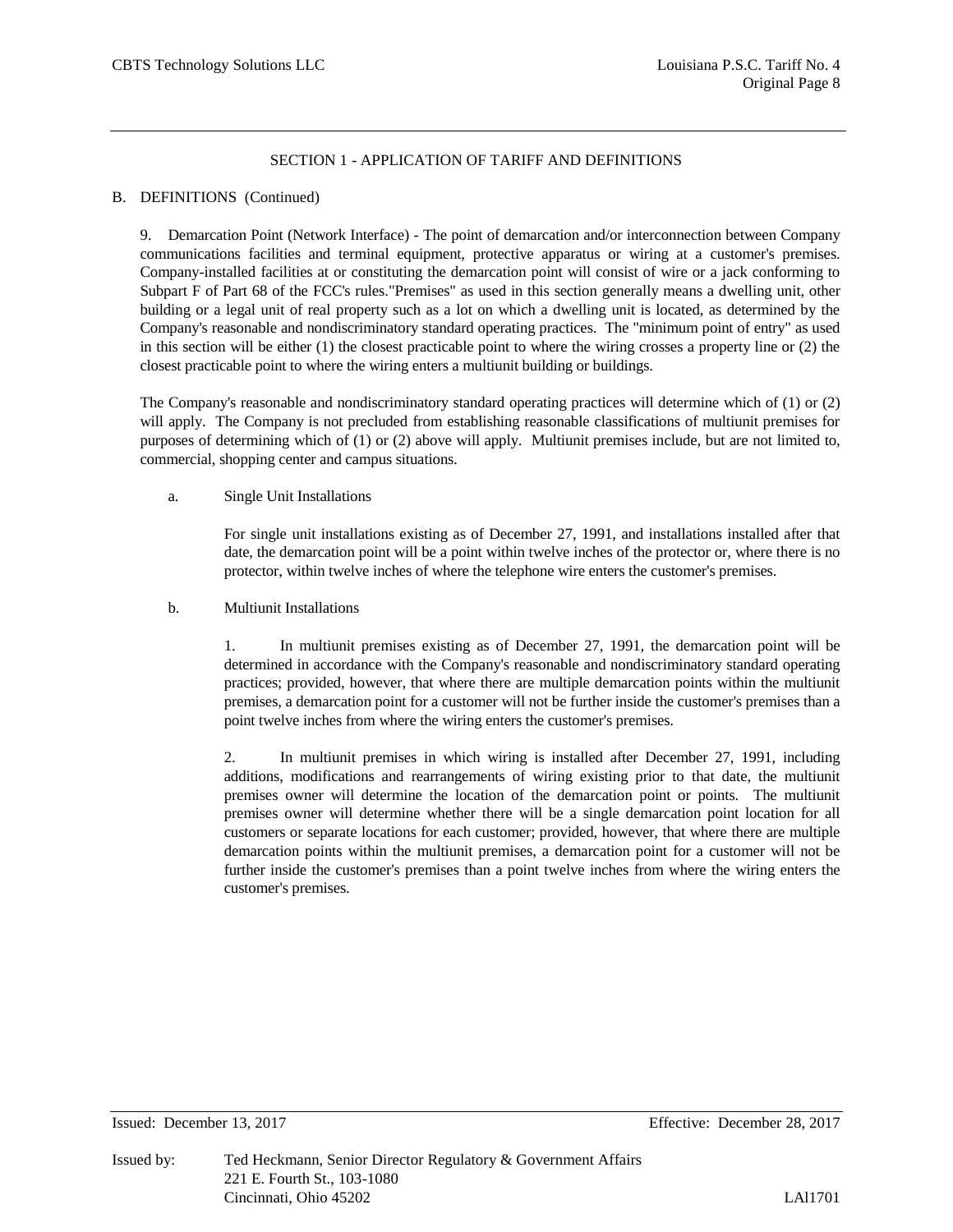## SECTION 1 - APPLICATION OF TARIFF AND DEFINITIONS

B. DEFINITIONS (Continued)

9. Demarcation Point (Network Interface) - The point of demarcation and/or interconnection between Company communications facilities and terminal equipment, protective apparatus or wiring at a customer's premises. Company-installed facilities at or constituting the demarcation point will consist of wire or a jack conforming to Subpart F of Part 68 of the FCC's rules."Premises" as used in this section generally means a dwelling unit, other building or a legal unit of real property such as a lot on which a dwelling unit is located, as determined by the Company's reasonable and nondiscriminatory standard operating practices. The "minimum point of entry" as used in this section will be either (1) the closest practicable point to where the wiring crosses a property line or (2) the closest practicable point to where the wiring enters a multiunit building or buildings.

The Company's reasonable and nondiscriminatory standard operating practices will determine which of (1) or (2) will apply. The Company is not precluded from establishing reasonable classifications of multiunit premises for purposes of determining which of (1) or (2) above will apply. Multiunit premises include, but are not limited to, commercial, shopping center and campus situations.

a. Single Unit Installations

For single unit installations existing as of December 27, 1991, and installations installed after that date, the demarcation point will be a point within twelve inches of the protector or, where there is no protector, within twelve inches of where the telephone wire enters the customer's premises.

b. Multiunit Installations

1. In multiunit premises existing as of December 27, 1991, the demarcation point will be determined in accordance with the Company's reasonable and nondiscriminatory standard operating practices; provided, however, that where there are multiple demarcation points within the multiunit premises, a demarcation point for a customer will not be further inside the customer's premises than a point twelve inches from where the wiring enters the customer's premises.

2. In multiunit premises in which wiring is installed after December 27, 1991, including additions, modifications and rearrangements of wiring existing prior to that date, the multiunit premises owner will determine the location of the demarcation point or points. The multiunit premises owner will determine whether there will be a single demarcation point location for all customers or separate locations for each customer; provided, however, that where there are multiple demarcation points within the multiunit premises, a demarcation point for a customer will not be further inside the customer's premises than a point twelve inches from where the wiring enters the customer's premises.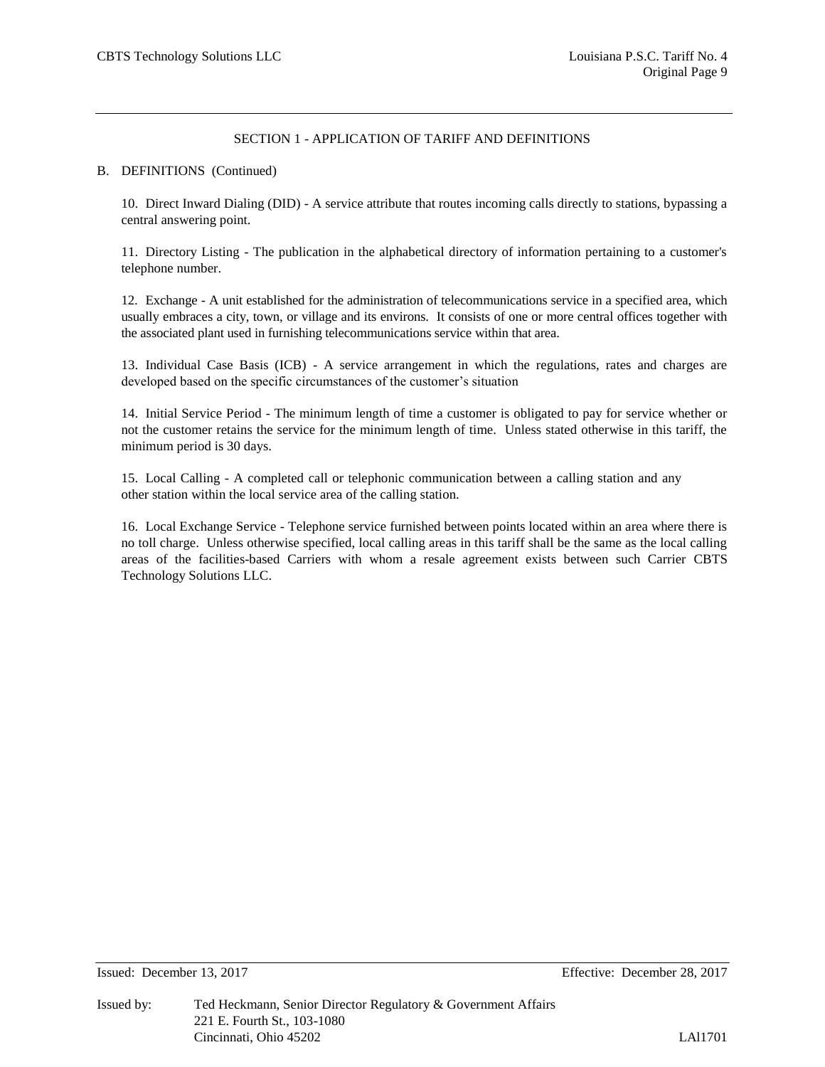## SECTION 1 - APPLICATION OF TARIFF AND DEFINITIONS

B. DEFINITIONS (Continued)

10. Direct Inward Dialing (DID) - A service attribute that routes incoming calls directly to stations, bypassing a central answering point.

11. Directory Listing - The publication in the alphabetical directory of information pertaining to a customer's telephone number.

12. Exchange - A unit established for the administration of telecommunications service in a specified area, which usually embraces a city, town, or village and its environs. It consists of one or more central offices together with the associated plant used in furnishing telecommunications service within that area.

13. Individual Case Basis (ICB) - A service arrangement in which the regulations, rates and charges are developed based on the specific circumstances of the customer's situation

14. Initial Service Period - The minimum length of time a customer is obligated to pay for service whether or not the customer retains the service for the minimum length of time. Unless stated otherwise in this tariff, the minimum period is 30 days.

15. Local Calling - A completed call or telephonic communication between a calling station and any other station within the local service area of the calling station.

16. Local Exchange Service - Telephone service furnished between points located within an area where there is no toll charge. Unless otherwise specified, local calling areas in this tariff shall be the same as the local calling areas of the facilities-based Carriers with whom a resale agreement exists between such Carrier CBTS Technology Solutions LLC.

Issued: December 13, 2017 Effective: December 28, 2017

Issued by: Ted Heckmann, Senior Director Regulatory & Government Affairs
221 E. Fourth St., 103-1080
Cincinnati, Ohio 45202 LAl1701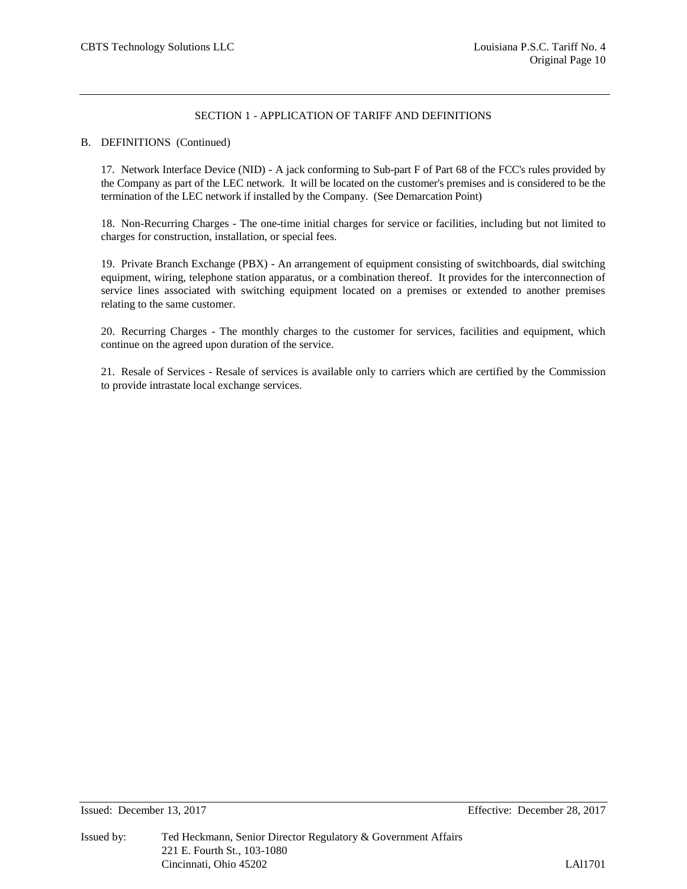## SECTION 1 - APPLICATION OF TARIFF AND DEFINITIONS

B. DEFINITIONS (Continued)

17. Network Interface Device (NID) - A jack conforming to Sub-part F of Part 68 of the FCC's rules provided by the Company as part of the LEC network. It will be located on the customer's premises and is considered to be the termination of the LEC network if installed by the Company. (See Demarcation Point)

18. Non-Recurring Charges - The one-time initial charges for service or facilities, including but not limited to charges for construction, installation, or special fees.

19. Private Branch Exchange (PBX) - An arrangement of equipment consisting of switchboards, dial switching equipment, wiring, telephone station apparatus, or a combination thereof. It provides for the interconnection of service lines associated with switching equipment located on a premises or extended to another premises relating to the same customer.

20. Recurring Charges - The monthly charges to the customer for services, facilities and equipment, which continue on the agreed upon duration of the service.

21. Resale of Services - Resale of services is available only to carriers which are certified by the Commission to provide intrastate local exchange services.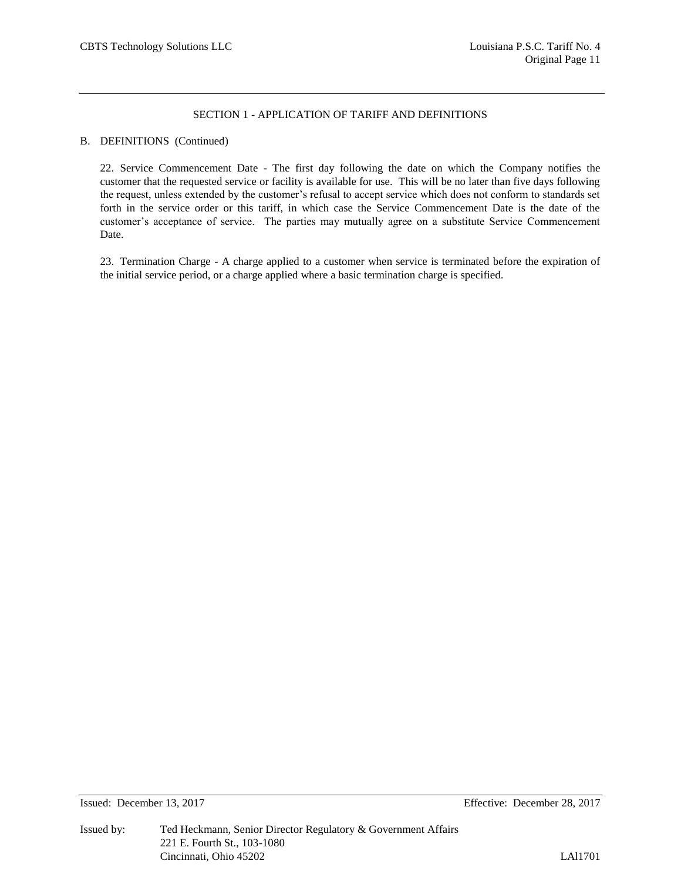## SECTION 1 - APPLICATION OF TARIFF AND DEFINITIONS

B. DEFINITIONS (Continued)

22. Service Commencement Date - The first day following the date on which the Company notifies the customer that the requested service or facility is available for use. This will be no later than five days following the request, unless extended by the customer's refusal to accept service which does not conform to standards set forth in the service order or this tariff, in which case the Service Commencement Date is the date of the customer's acceptance of service. The parties may mutually agree on a substitute Service Commencement Date.

23. Termination Charge - A charge applied to a customer when service is terminated before the expiration of the initial service period, or a charge applied where a basic termination charge is specified.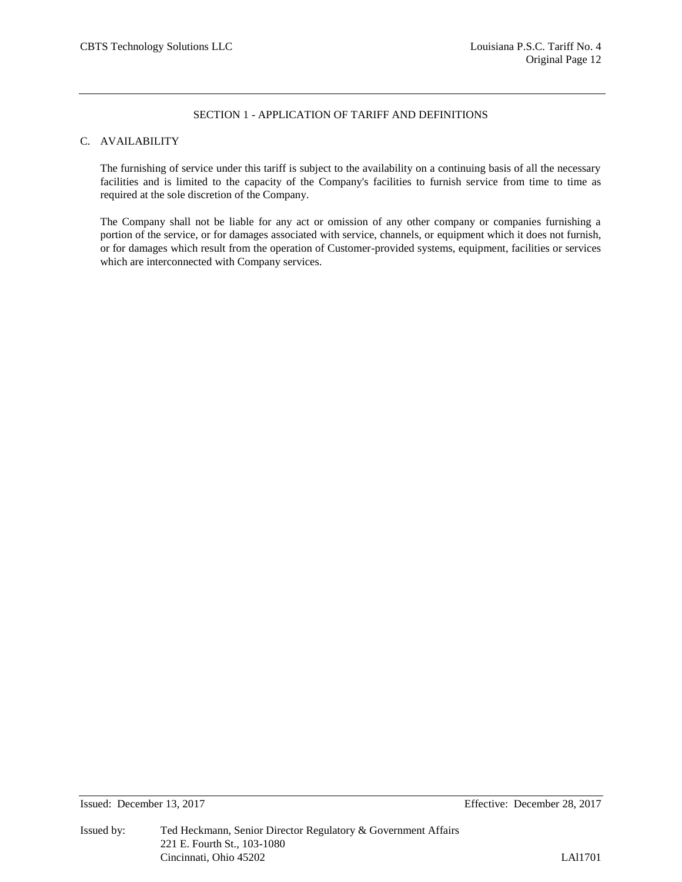## SECTION 1 - APPLICATION OF TARIFF AND DEFINITIONS

### C. AVAILABILITY

The furnishing of service under this tariff is subject to the availability on a continuing basis of all the necessary facilities and is limited to the capacity of the Company's facilities to furnish service from time to time as required at the sole discretion of the Company.

The Company shall not be liable for any act or omission of any other company or companies furnishing a portion of the service, or for damages associated with service, channels, or equipment which it does not furnish, or for damages which result from the operation of Customer-provided systems, equipment, facilities or services which are interconnected with Company services.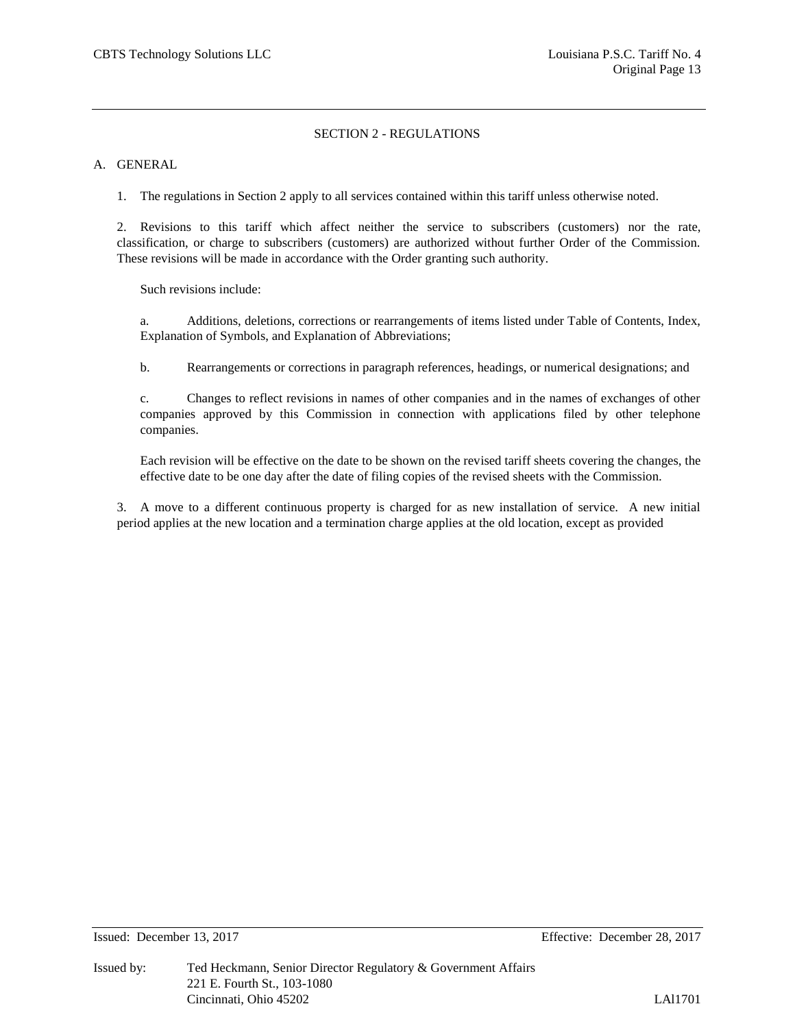## SECTION 2 - REGULATIONS

### A. GENERAL

1. The regulations in Section 2 apply to all services contained within this tariff unless otherwise noted.

2. Revisions to this tariff which affect neither the service to subscribers (customers) nor the rate, classification, or charge to subscribers (customers) are authorized without further Order of the Commission. These revisions will be made in accordance with the Order granting such authority.

   Such revisions include:

   a. Additions, deletions, corrections or rearrangements of items listed under Table of Contents, Index, Explanation of Symbols, and Explanation of Abbreviations;

   b. Rearrangements or corrections in paragraph references, headings, or numerical designations; and

   c. Changes to reflect revisions in names of other companies and in the names of exchanges of other companies approved by this Commission in connection with applications filed by other telephone companies.

   Each revision will be effective on the date to be shown on the revised tariff sheets covering the changes, the effective date to be one day after the date of filing copies of the revised sheets with the Commission.

3. A move to a different continuous property is charged for as new installation of service. A new initial period applies at the new location and a termination charge applies at the old location, except as provided

Issued: December 13, 2017 Effective: December 28, 2017

Issued by: Ted Heckmann, Senior Director Regulatory & Government Affairs
221 E. Fourth St., 103-1080
Cincinnati, Ohio 45202 LAl1701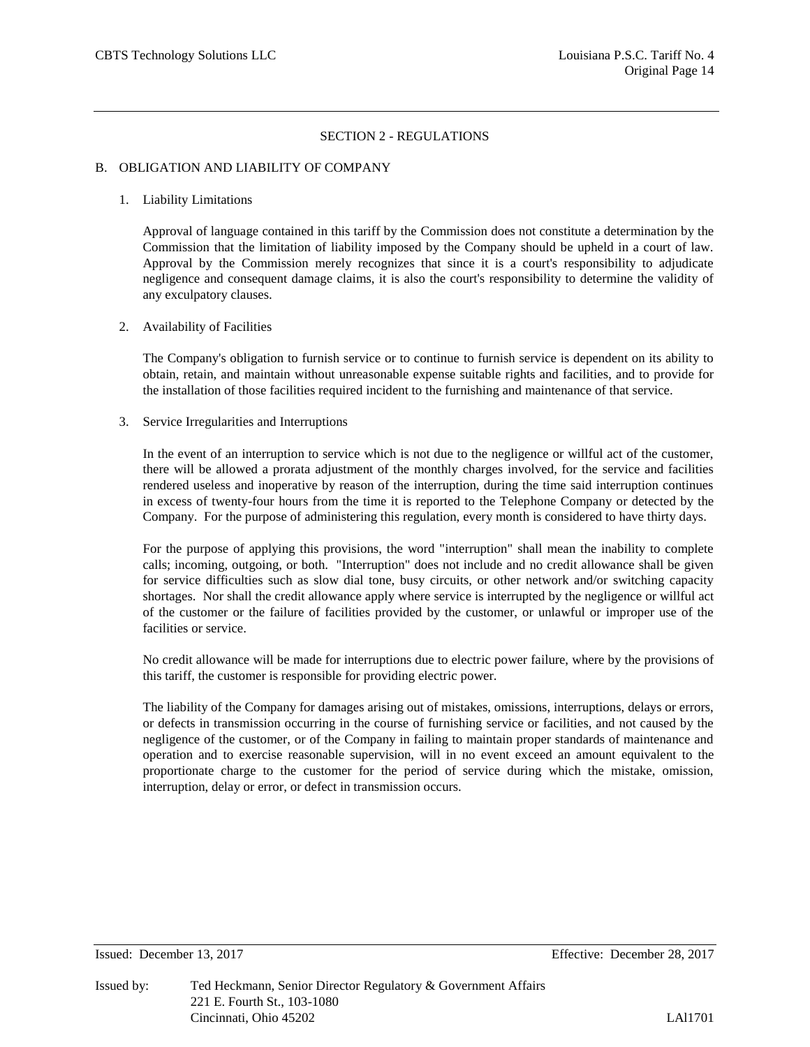## SECTION 2 - REGULATIONS

### B. OBLIGATION AND LIABILITY OF COMPANY

1. Liability Limitations

   Approval of language contained in this tariff by the Commission does not constitute a determination by the Commission that the limitation of liability imposed by the Company should be upheld in a court of law. Approval by the Commission merely recognizes that since it is a court's responsibility to adjudicate negligence and consequent damage claims, it is also the court's responsibility to determine the validity of any exculpatory clauses.

2. Availability of Facilities

   The Company's obligation to furnish service or to continue to furnish service is dependent on its ability to obtain, retain, and maintain without unreasonable expense suitable rights and facilities, and to provide for the installation of those facilities required incident to the furnishing and maintenance of that service.

3. Service Irregularities and Interruptions

   In the event of an interruption to service which is not due to the negligence or willful act of the customer, there will be allowed a prorata adjustment of the monthly charges involved, for the service and facilities rendered useless and inoperative by reason of the interruption, during the time said interruption continues in excess of twenty-four hours from the time it is reported to the Telephone Company or detected by the Company. For the purpose of administering this regulation, every month is considered to have thirty days.

   For the purpose of applying this provisions, the word "interruption" shall mean the inability to complete calls; incoming, outgoing, or both. "Interruption" does not include and no credit allowance shall be given for service difficulties such as slow dial tone, busy circuits, or other network and/or switching capacity shortages. Nor shall the credit allowance apply where service is interrupted by the negligence or willful act of the customer or the failure of facilities provided by the customer, or unlawful or improper use of the facilities or service.

   No credit allowance will be made for interruptions due to electric power failure, where by the provisions of this tariff, the customer is responsible for providing electric power.

   The liability of the Company for damages arising out of mistakes, omissions, interruptions, delays or errors, or defects in transmission occurring in the course of furnishing service or facilities, and not caused by the negligence of the customer, or of the Company in failing to maintain proper standards of maintenance and operation and to exercise reasonable supervision, will in no event exceed an amount equivalent to the proportionate charge to the customer for the period of service during which the mistake, omission, interruption, delay or error, or defect in transmission occurs.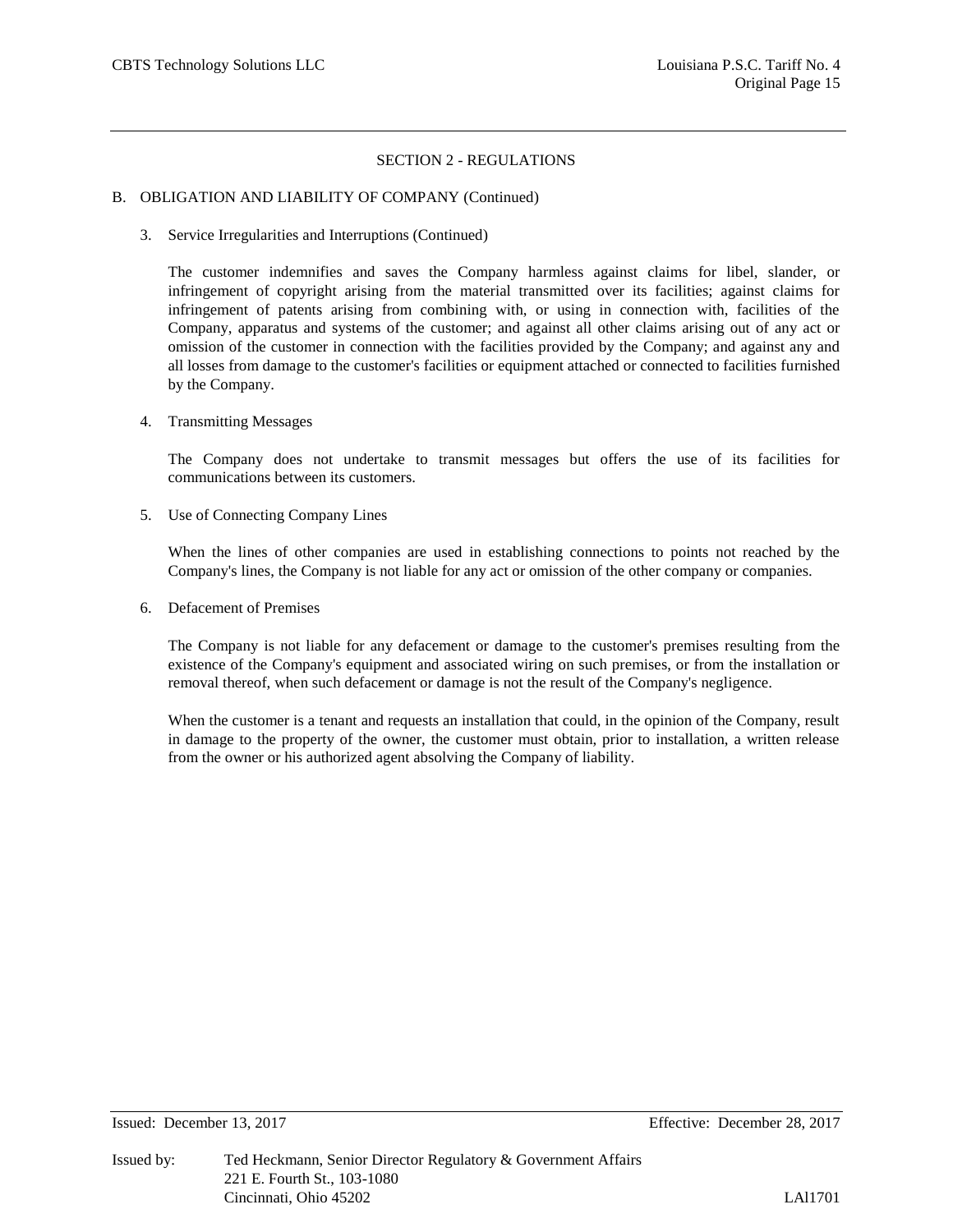## SECTION 2 - REGULATIONS

### B. OBLIGATION AND LIABILITY OF COMPANY (Continued)

3. Service Irregularities and Interruptions (Continued)

   The customer indemnifies and saves the Company harmless against claims for libel, slander, or infringement of copyright arising from the material transmitted over its facilities; against claims for infringement of patents arising from combining with, or using in connection with, facilities of the Company, apparatus and systems of the customer; and against all other claims arising out of any act or omission of the customer in connection with the facilities provided by the Company; and against any and all losses from damage to the customer's facilities or equipment attached or connected to facilities furnished by the Company.

4. Transmitting Messages

   The Company does not undertake to transmit messages but offers the use of its facilities for communications between its customers.

5. Use of Connecting Company Lines

   When the lines of other companies are used in establishing connections to points not reached by the Company's lines, the Company is not liable for any act or omission of the other company or companies.

6. Defacement of Premises

   The Company is not liable for any defacement or damage to the customer's premises resulting from the existence of the Company's equipment and associated wiring on such premises, or from the installation or removal thereof, when such defacement or damage is not the result of the Company's negligence.

   When the customer is a tenant and requests an installation that could, in the opinion of the Company, result in damage to the property of the owner, the customer must obtain, prior to installation, a written release from the owner or his authorized agent absolving the Company of liability.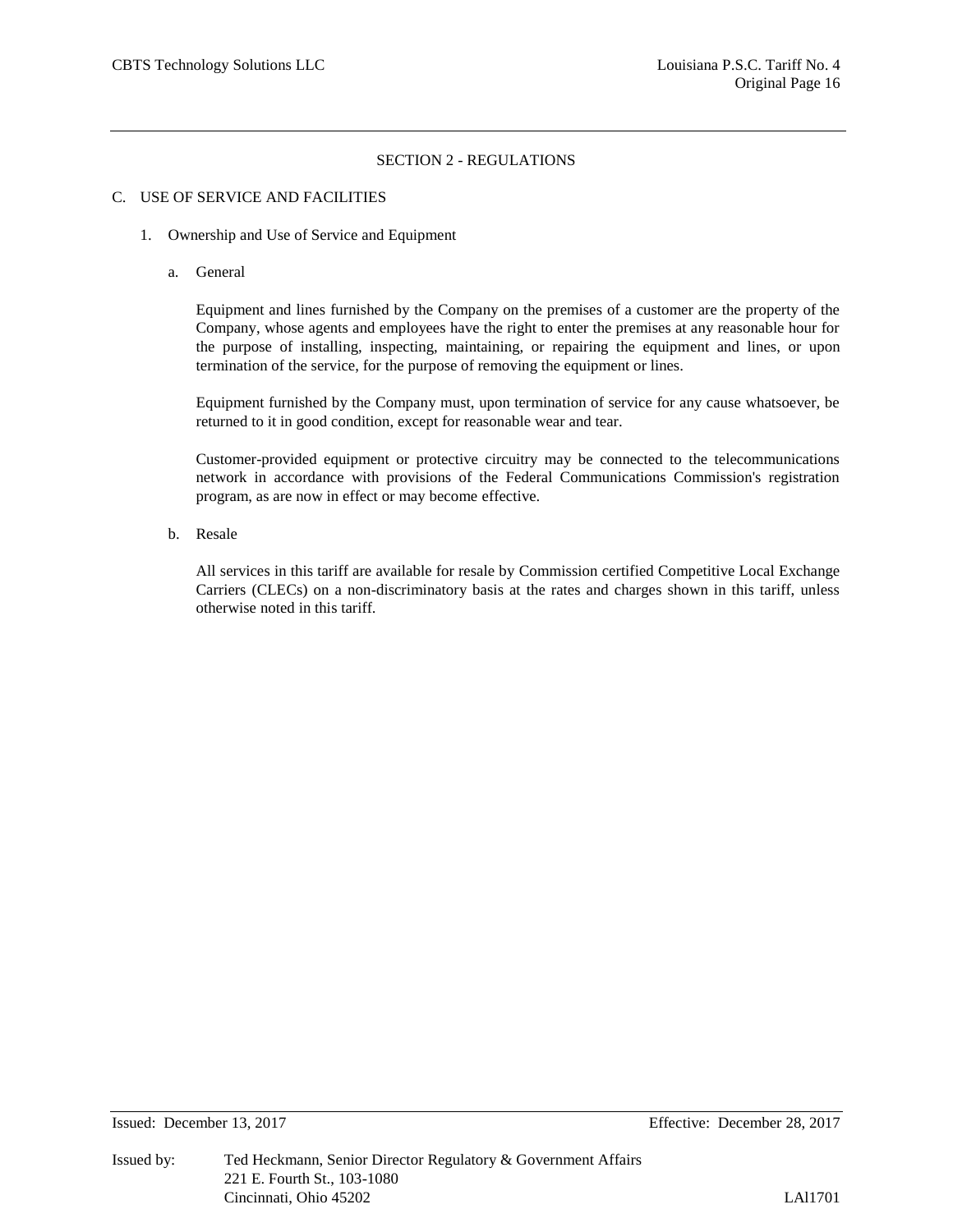## SECTION 2 - REGULATIONS

### C. USE OF SERVICE AND FACILITIES

1. Ownership and Use of Service and Equipment

   a. General

   Equipment and lines furnished by the Company on the premises of a customer are the property of the Company, whose agents and employees have the right to enter the premises at any reasonable hour for the purpose of installing, inspecting, maintaining, or repairing the equipment and lines, or upon termination of the service, for the purpose of removing the equipment or lines.

   Equipment furnished by the Company must, upon termination of service for any cause whatsoever, be returned to it in good condition, except for reasonable wear and tear.

   Customer-provided equipment or protective circuitry may be connected to the telecommunications network in accordance with provisions of the Federal Communications Commission's registration program, as are now in effect or may become effective.

   b. Resale

   All services in this tariff are available for resale by Commission certified Competitive Local Exchange Carriers (CLECs) on a non-discriminatory basis at the rates and charges shown in this tariff, unless otherwise noted in this tariff.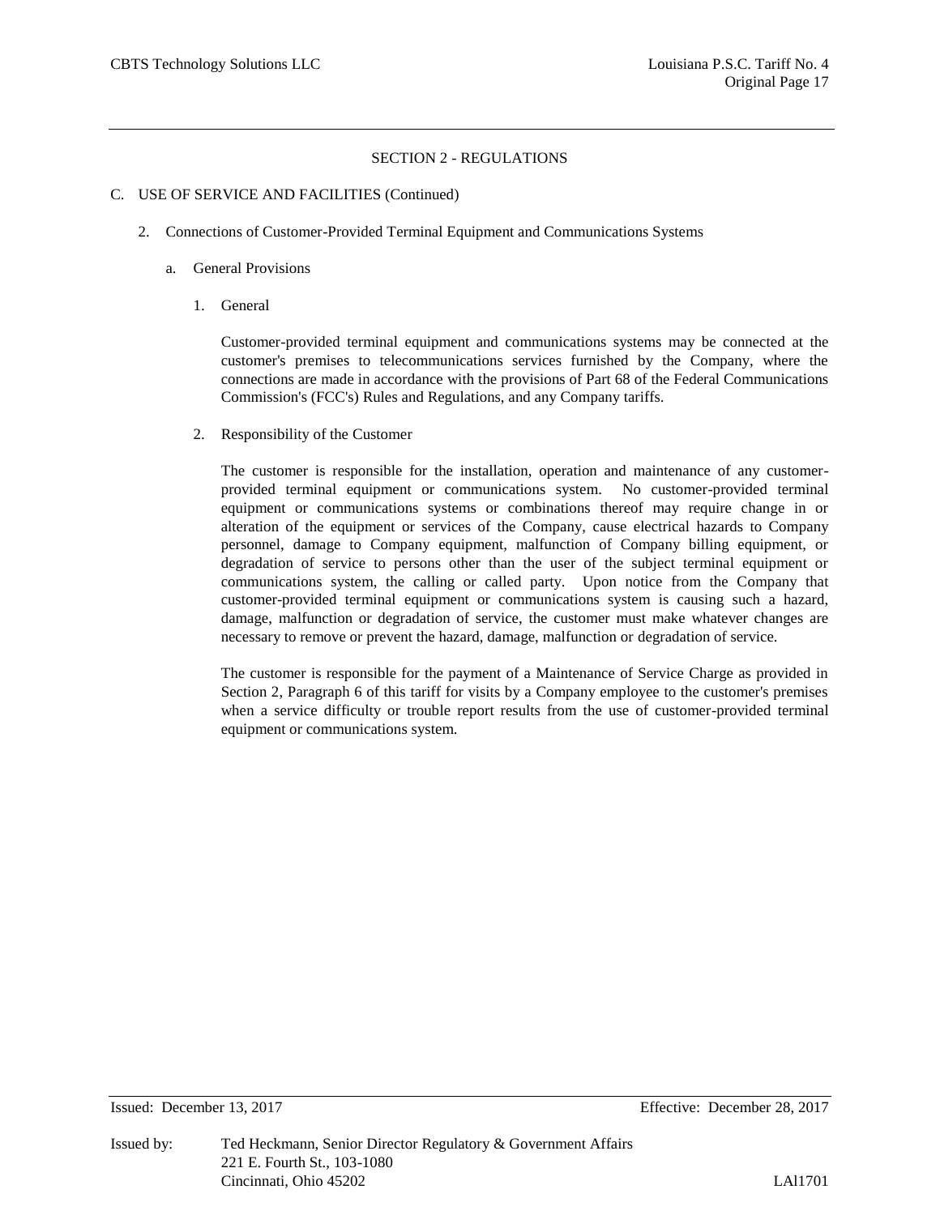## SECTION 2 - REGULATIONS

C. USE OF SERVICE AND FACILITIES (Continued)

2. Connections of Customer-Provided Terminal Equipment and Communications Systems

a. General Provisions

1. General

Customer-provided terminal equipment and communications systems may be connected at the customer's premises to telecommunications services furnished by the Company, where the connections are made in accordance with the provisions of Part 68 of the Federal Communications Commission's (FCC's) Rules and Regulations, and any Company tariffs.

2. Responsibility of the Customer

The customer is responsible for the installation, operation and maintenance of any customer-provided terminal equipment or communications system. No customer-provided terminal equipment or communications systems or combinations thereof may require change in or alteration of the equipment or services of the Company, cause electrical hazards to Company personnel, damage to Company equipment, malfunction of Company billing equipment, or degradation of service to persons other than the user of the subject terminal equipment or communications system, the calling or called party. Upon notice from the Company that customer-provided terminal equipment or communications system is causing such a hazard, damage, malfunction or degradation of service, the customer must make whatever changes are necessary to remove or prevent the hazard, damage, malfunction or degradation of service.

The customer is responsible for the payment of a Maintenance of Service Charge as provided in Section 2, Paragraph 6 of this tariff for visits by a Company employee to the customer's premises when a service difficulty or trouble report results from the use of customer-provided terminal equipment or communications system.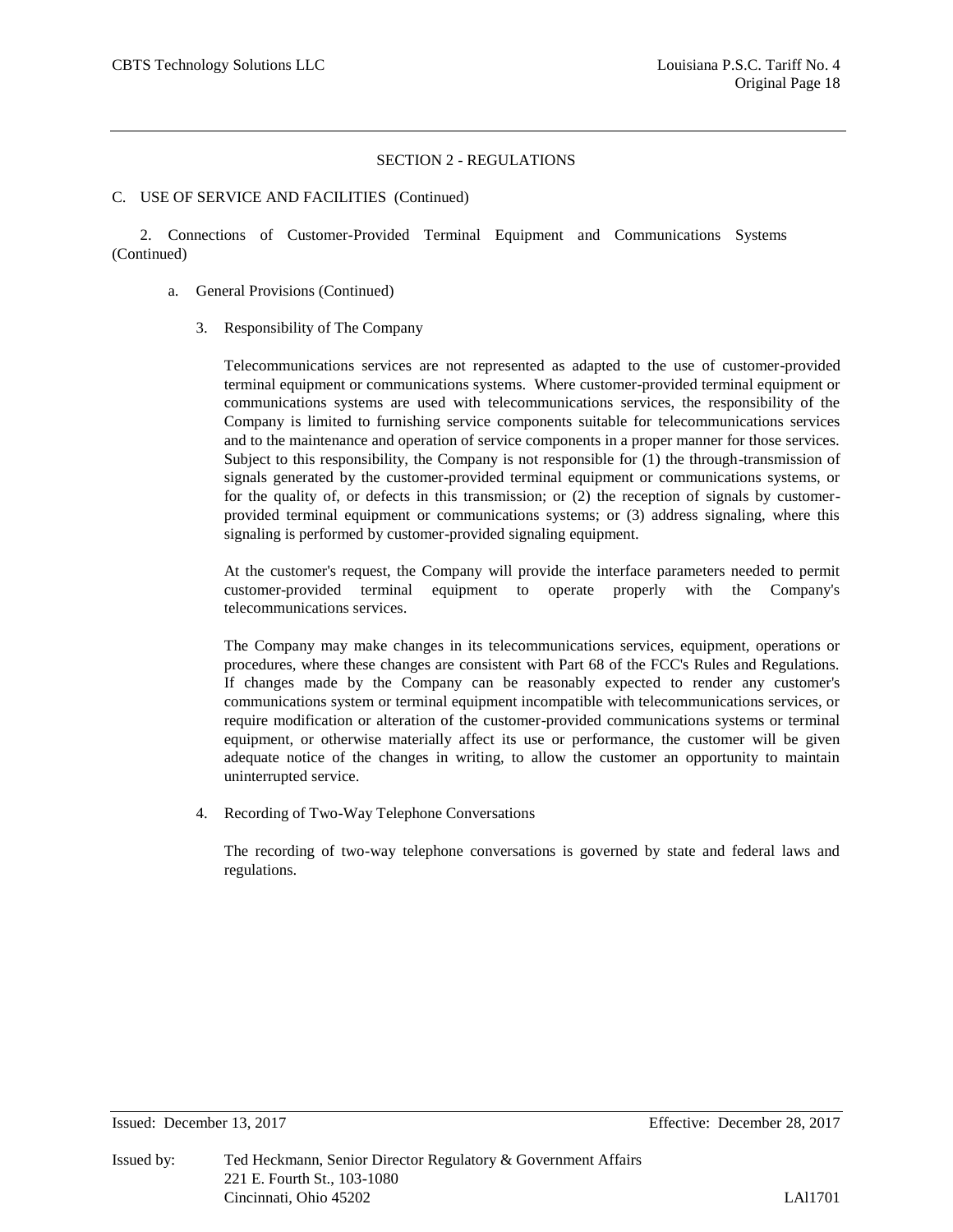## SECTION 2 - REGULATIONS

C. USE OF SERVICE AND FACILITIES (Continued)

2. Connections of Customer-Provided Terminal Equipment and Communications Systems (Continued)

a. General Provisions (Continued)

3. Responsibility of The Company

Telecommunications services are not represented as adapted to the use of customer-provided terminal equipment or communications systems. Where customer-provided terminal equipment or communications systems are used with telecommunications services, the responsibility of the Company is limited to furnishing service components suitable for telecommunications services and to the maintenance and operation of service components in a proper manner for those services. Subject to this responsibility, the Company is not responsible for (1) the through-transmission of signals generated by the customer-provided terminal equipment or communications systems, or for the quality of, or defects in this transmission; or (2) the reception of signals by customer-provided terminal equipment or communications systems; or (3) address signaling, where this signaling is performed by customer-provided signaling equipment.

At the customer's request, the Company will provide the interface parameters needed to permit customer-provided terminal equipment to operate properly with the Company's telecommunications services.

The Company may make changes in its telecommunications services, equipment, operations or procedures, where these changes are consistent with Part 68 of the FCC's Rules and Regulations. If changes made by the Company can be reasonably expected to render any customer's communications system or terminal equipment incompatible with telecommunications services, or require modification or alteration of the customer-provided communications systems or terminal equipment, or otherwise materially affect its use or performance, the customer will be given adequate notice of the changes in writing, to allow the customer an opportunity to maintain uninterrupted service.

4. Recording of Two-Way Telephone Conversations

The recording of two-way telephone conversations is governed by state and federal laws and regulations.

Issued: December 13, 2017 Effective: December 28, 2017

Issued by: Ted Heckmann, Senior Director Regulatory & Government Affairs
221 E. Fourth St., 103-1080
Cincinnati, Ohio 45202 LAl1701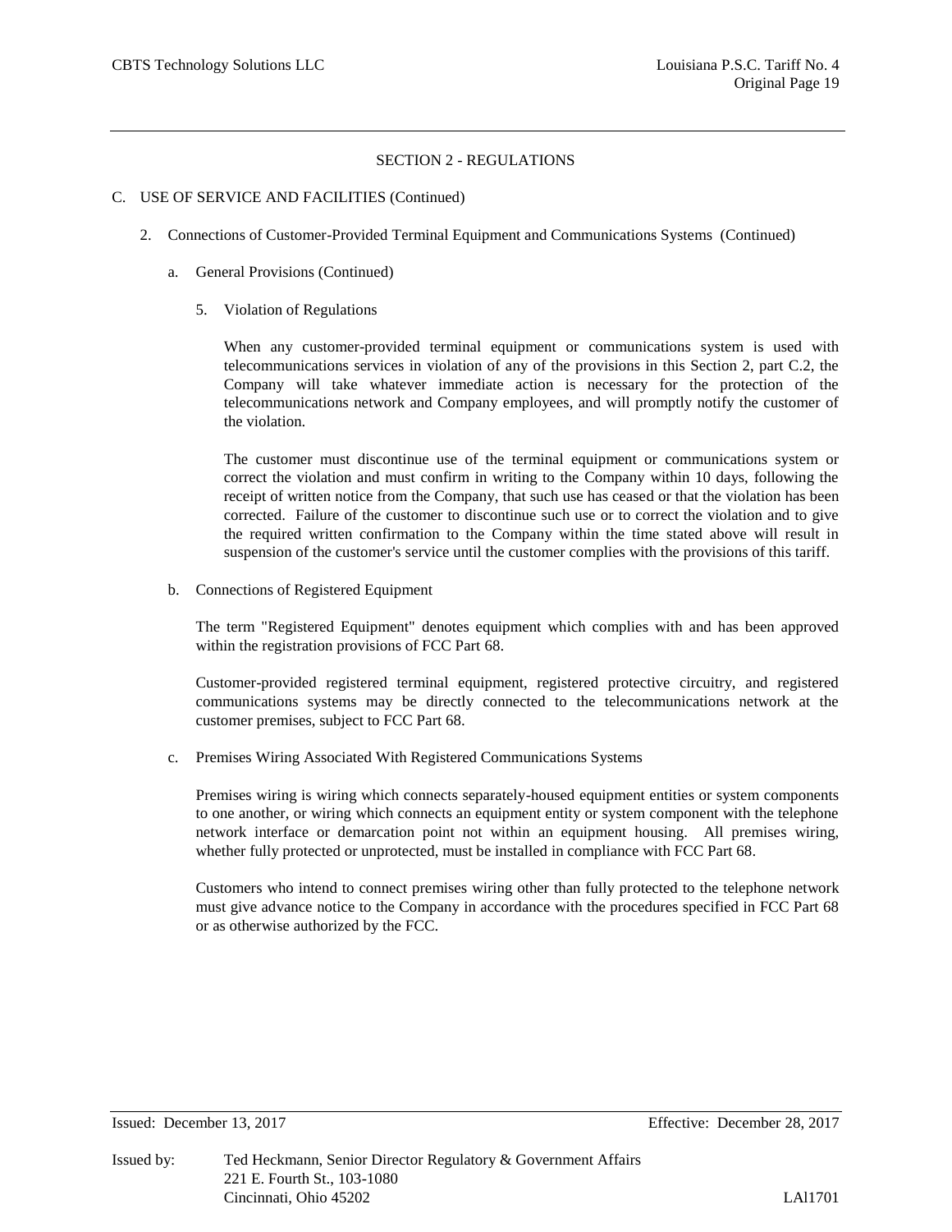## SECTION 2 - REGULATIONS

C. USE OF SERVICE AND FACILITIES (Continued)

2. Connections of Customer-Provided Terminal Equipment and Communications Systems (Continued)

a. General Provisions (Continued)

5. Violation of Regulations

When any customer-provided terminal equipment or communications system is used with telecommunications services in violation of any of the provisions in this Section 2, part C.2, the Company will take whatever immediate action is necessary for the protection of the telecommunications network and Company employees, and will promptly notify the customer of the violation.

The customer must discontinue use of the terminal equipment or communications system or correct the violation and must confirm in writing to the Company within 10 days, following the receipt of written notice from the Company, that such use has ceased or that the violation has been corrected. Failure of the customer to discontinue such use or to correct the violation and to give the required written confirmation to the Company within the time stated above will result in suspension of the customer's service until the customer complies with the provisions of this tariff.

b. Connections of Registered Equipment

The term "Registered Equipment" denotes equipment which complies with and has been approved within the registration provisions of FCC Part 68.

Customer-provided registered terminal equipment, registered protective circuitry, and registered communications systems may be directly connected to the telecommunications network at the customer premises, subject to FCC Part 68.

c. Premises Wiring Associated With Registered Communications Systems

Premises wiring is wiring which connects separately-housed equipment entities or system components to one another, or wiring which connects an equipment entity or system component with the telephone network interface or demarcation point not within an equipment housing. All premises wiring, whether fully protected or unprotected, must be installed in compliance with FCC Part 68.

Customers who intend to connect premises wiring other than fully protected to the telephone network must give advance notice to the Company in accordance with the procedures specified in FCC Part 68 or as otherwise authorized by the FCC.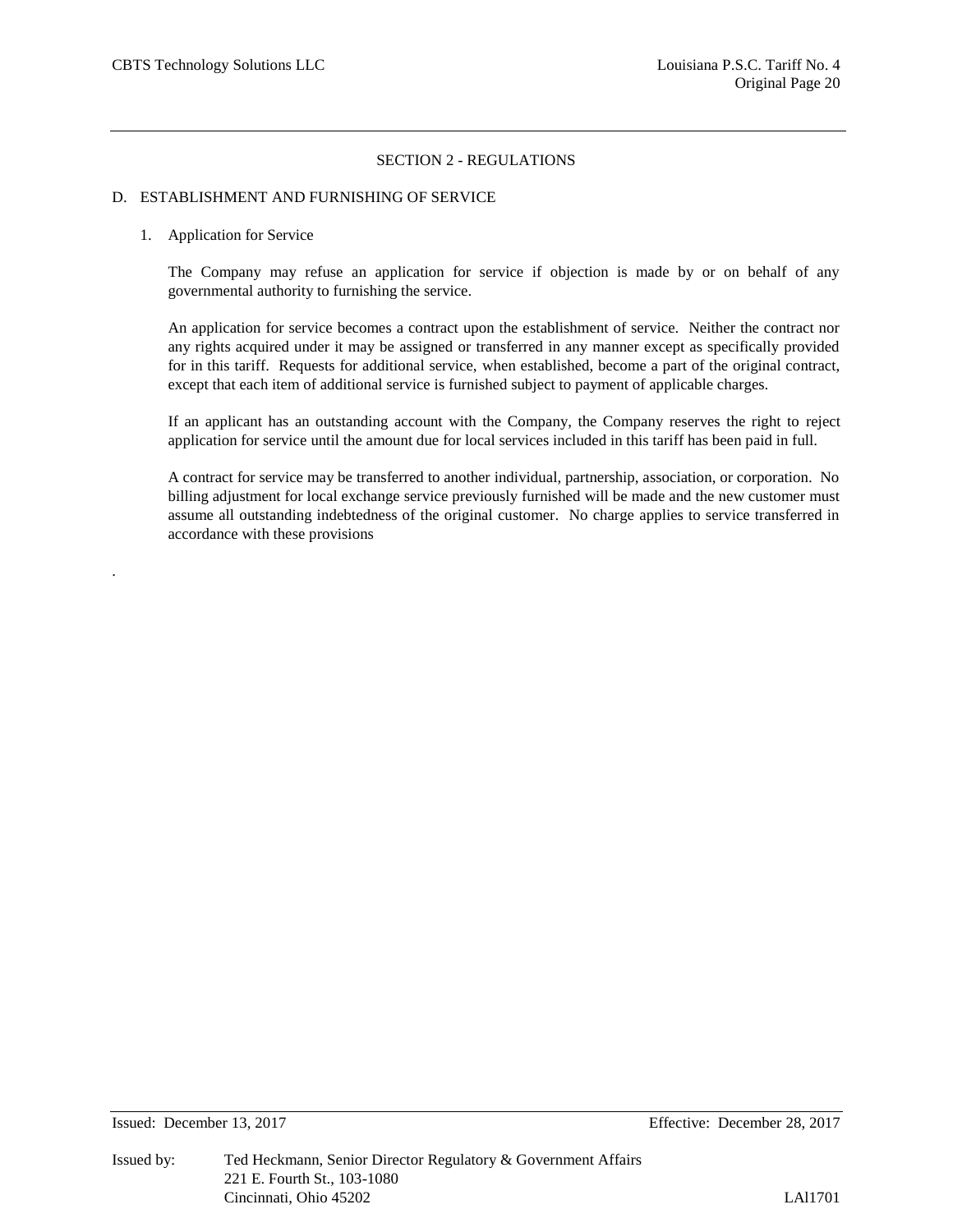## SECTION 2 - REGULATIONS

### D. ESTABLISHMENT AND FURNISHING OF SERVICE

1. Application for Service

The Company may refuse an application for service if objection is made by or on behalf of any governmental authority to furnishing the service.

An application for service becomes a contract upon the establishment of service. Neither the contract nor any rights acquired under it may be assigned or transferred in any manner except as specifically provided for in this tariff. Requests for additional service, when established, become a part of the original contract, except that each item of additional service is furnished subject to payment of applicable charges.

If an applicant has an outstanding account with the Company, the Company reserves the right to reject application for service until the amount due for local services included in this tariff has been paid in full.

A contract for service may be transferred to another individual, partnership, association, or corporation. No billing adjustment for local exchange service previously furnished will be made and the new customer must assume all outstanding indebtedness of the original customer. No charge applies to service transferred in accordance with these provisions

.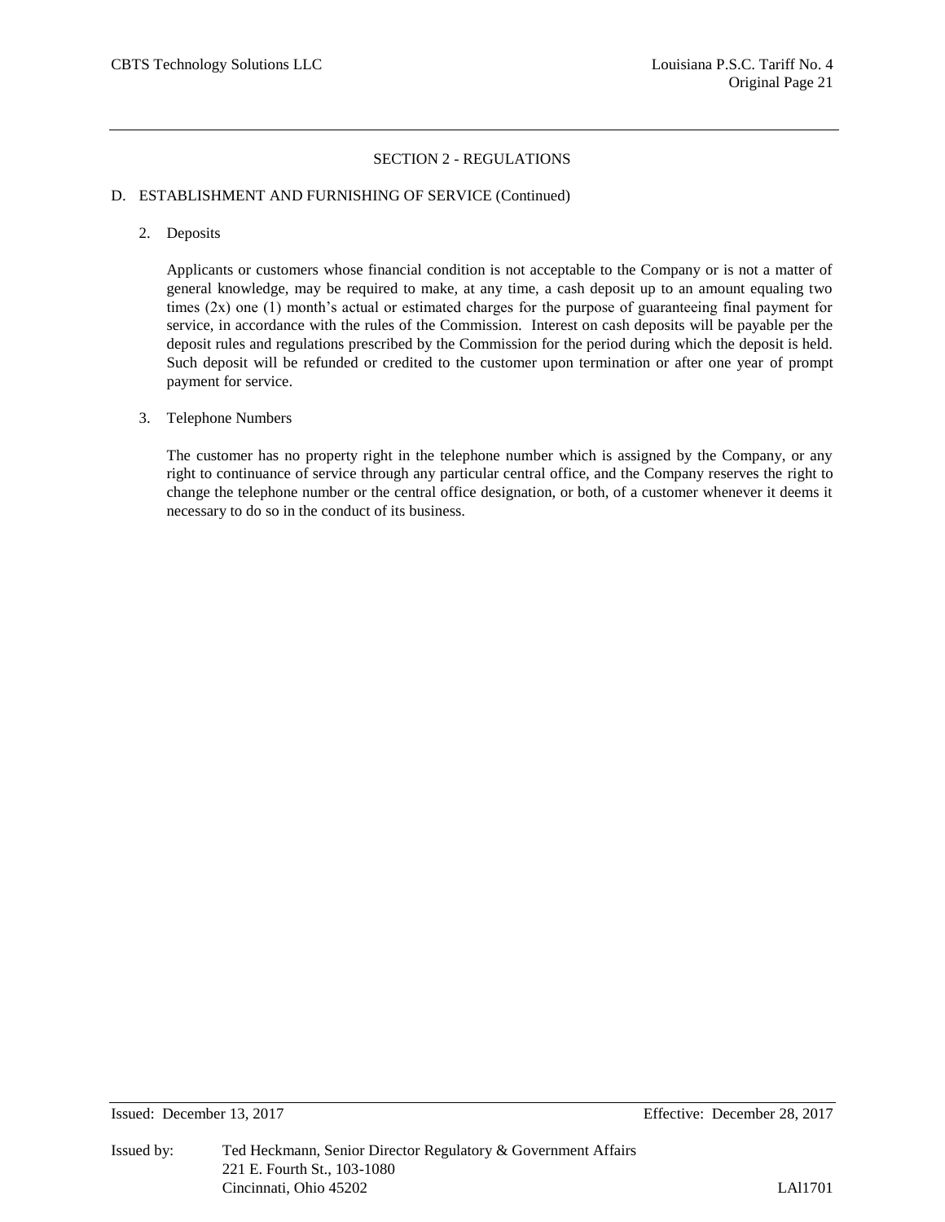## SECTION 2 - REGULATIONS

### D. ESTABLISHMENT AND FURNISHING OF SERVICE (Continued)

2. Deposits

   Applicants or customers whose financial condition is not acceptable to the Company or is not a matter of general knowledge, may be required to make, at any time, a cash deposit up to an amount equaling two times (2x) one (1) month's actual or estimated charges for the purpose of guaranteeing final payment for service, in accordance with the rules of the Commission. Interest on cash deposits will be payable per the deposit rules and regulations prescribed by the Commission for the period during which the deposit is held. Such deposit will be refunded or credited to the customer upon termination or after one year of prompt payment for service.

3. Telephone Numbers

   The customer has no property right in the telephone number which is assigned by the Company, or any right to continuance of service through any particular central office, and the Company reserves the right to change the telephone number or the central office designation, or both, of a customer whenever it deems it necessary to do so in the conduct of its business.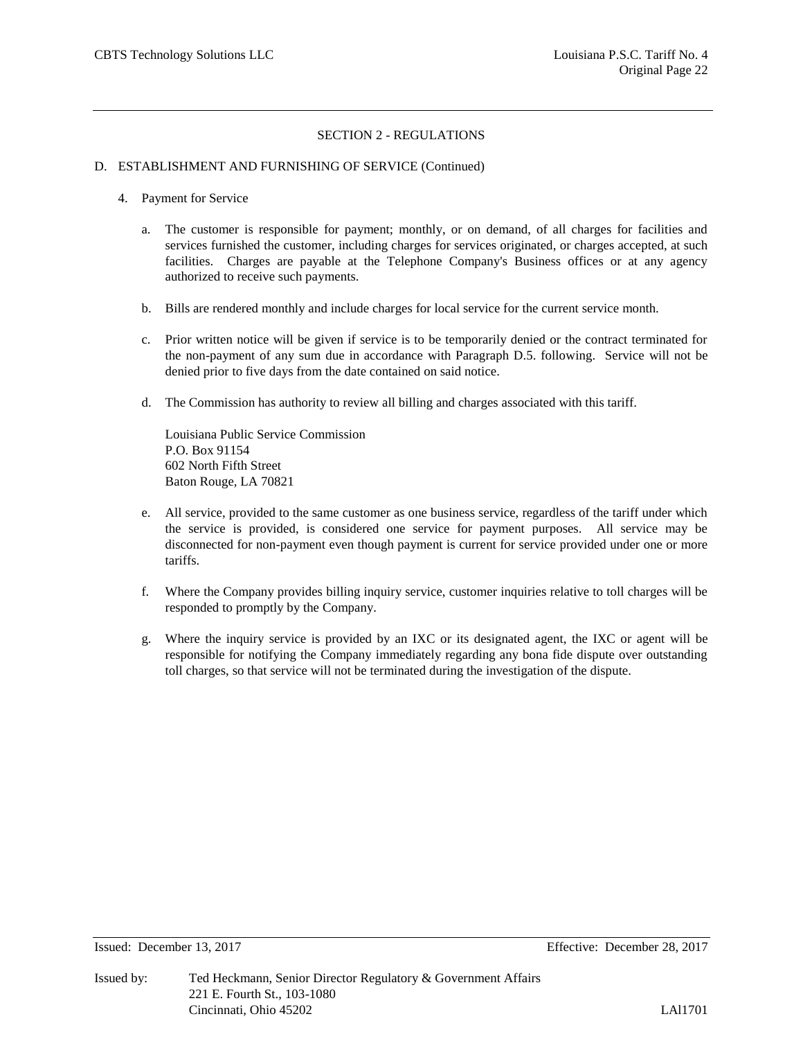## SECTION 2 - REGULATIONS

### D. ESTABLISHMENT AND FURNISHING OF SERVICE (Continued)

4. Payment for Service

   a. The customer is responsible for payment; monthly, or on demand, of all charges for facilities and services furnished the customer, including charges for services originated, or charges accepted, at such facilities. Charges are payable at the Telephone Company's Business offices or at any agency authorized to receive such payments.

   b. Bills are rendered monthly and include charges for local service for the current service month.

   c. Prior written notice will be given if service is to be temporarily denied or the contract terminated for the non-payment of any sum due in accordance with Paragraph D.5. following. Service will not be denied prior to five days from the date contained on said notice.

   d. The Commission has authority to review all billing and charges associated with this tariff.

      Louisiana Public Service Commission
      P.O. Box 91154
      602 North Fifth Street
      Baton Rouge, LA 70821

   e. All service, provided to the same customer as one business service, regardless of the tariff under which the service is provided, is considered one service for payment purposes. All service may be disconnected for non-payment even though payment is current for service provided under one or more tariffs.

   f. Where the Company provides billing inquiry service, customer inquiries relative to toll charges will be responded to promptly by the Company.

   g. Where the inquiry service is provided by an IXC or its designated agent, the IXC or agent will be responsible for notifying the Company immediately regarding any bona fide dispute over outstanding toll charges, so that service will not be terminated during the investigation of the dispute.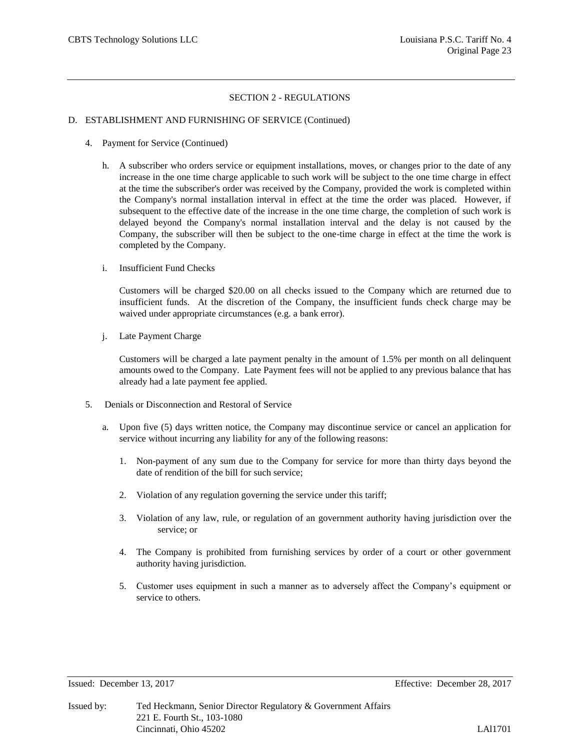## SECTION 2 - REGULATIONS

### D. ESTABLISHMENT AND FURNISHING OF SERVICE (Continued)

4. Payment for Service (Continued)

   h. A subscriber who orders service or equipment installations, moves, or changes prior to the date of any increase in the one time charge applicable to such work will be subject to the one time charge in effect at the time the subscriber's order was received by the Company, provided the work is completed within the Company's normal installation interval in effect at the time the order was placed. However, if subsequent to the effective date of the increase in the one time charge, the completion of such work is delayed beyond the Company's normal installation interval and the delay is not caused by the Company, the subscriber will then be subject to the one-time charge in effect at the time the work is completed by the Company.

   i. Insufficient Fund Checks

      Customers will be charged $20.00 on all checks issued to the Company which are returned due to insufficient funds. At the discretion of the Company, the insufficient funds check charge may be waived under appropriate circumstances (e.g. a bank error).

   j. Late Payment Charge

      Customers will be charged a late payment penalty in the amount of 1.5% per month on all delinquent amounts owed to the Company. Late Payment fees will not be applied to any previous balance that has already had a late payment fee applied.

5. Denials or Disconnection and Restoral of Service

   a. Upon five (5) days written notice, the Company may discontinue service or cancel an application for service without incurring any liability for any of the following reasons:

      1. Non-payment of any sum due to the Company for service for more than thirty days beyond the date of rendition of the bill for such service;

      2. Violation of any regulation governing the service under this tariff;

      3. Violation of any law, rule, or regulation of an government authority having jurisdiction over the service; or

      4. The Company is prohibited from furnishing services by order of a court or other government authority having jurisdiction.

      5. Customer uses equipment in such a manner as to adversely affect the Company's equipment or service to others.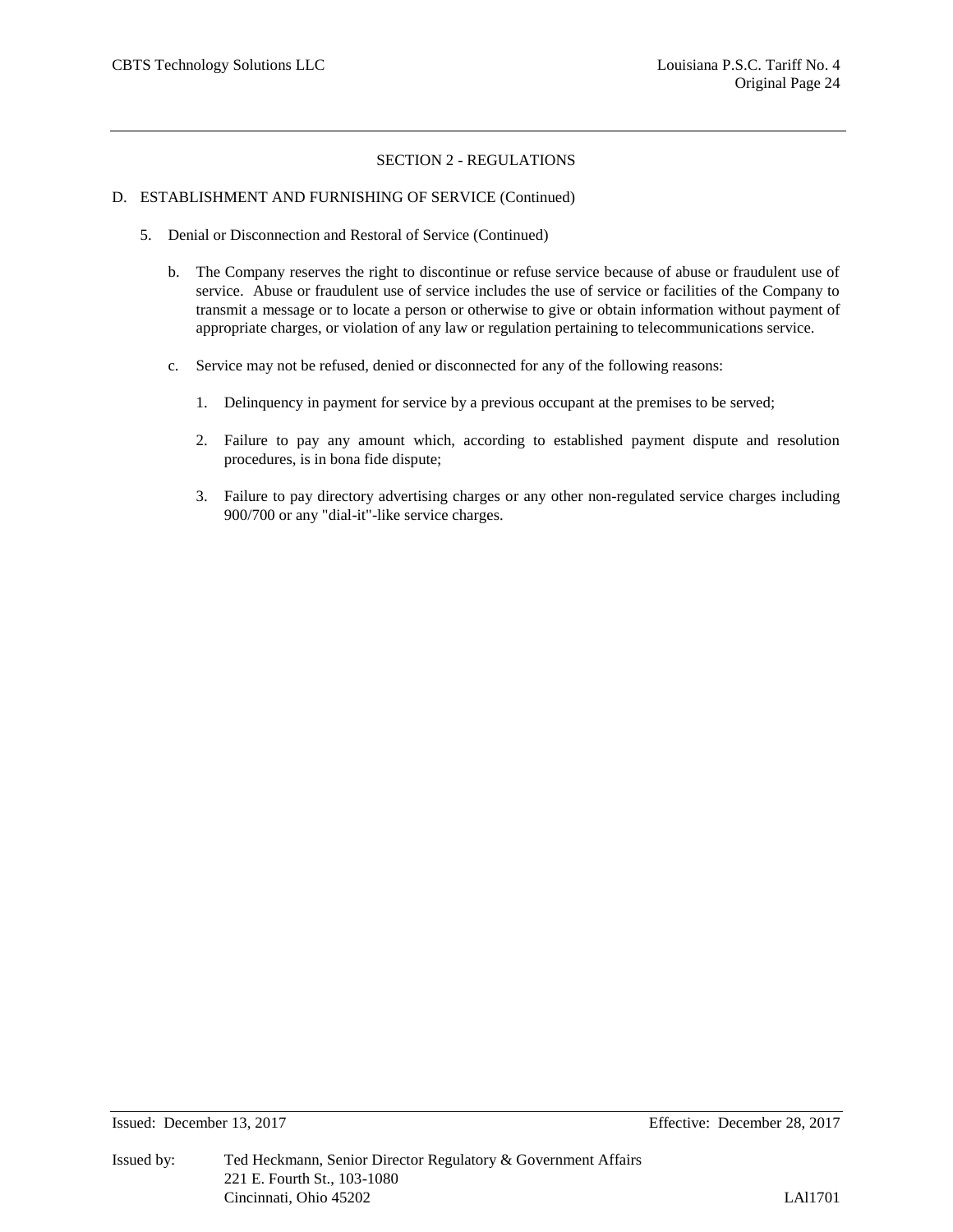## SECTION 2 - REGULATIONS

D. ESTABLISHMENT AND FURNISHING OF SERVICE (Continued)

5. Denial or Disconnection and Restoral of Service (Continued)

   b. The Company reserves the right to discontinue or refuse service because of abuse or fraudulent use of service. Abuse or fraudulent use of service includes the use of service or facilities of the Company to transmit a message or to locate a person or otherwise to give or obtain information without payment of appropriate charges, or violation of any law or regulation pertaining to telecommunications service.

   c. Service may not be refused, denied or disconnected for any of the following reasons:

      1. Delinquency in payment for service by a previous occupant at the premises to be served;

      2. Failure to pay any amount which, according to established payment dispute and resolution procedures, is in bona fide dispute;

      3. Failure to pay directory advertising charges or any other non-regulated service charges including 900/700 or any "dial-it"-like service charges.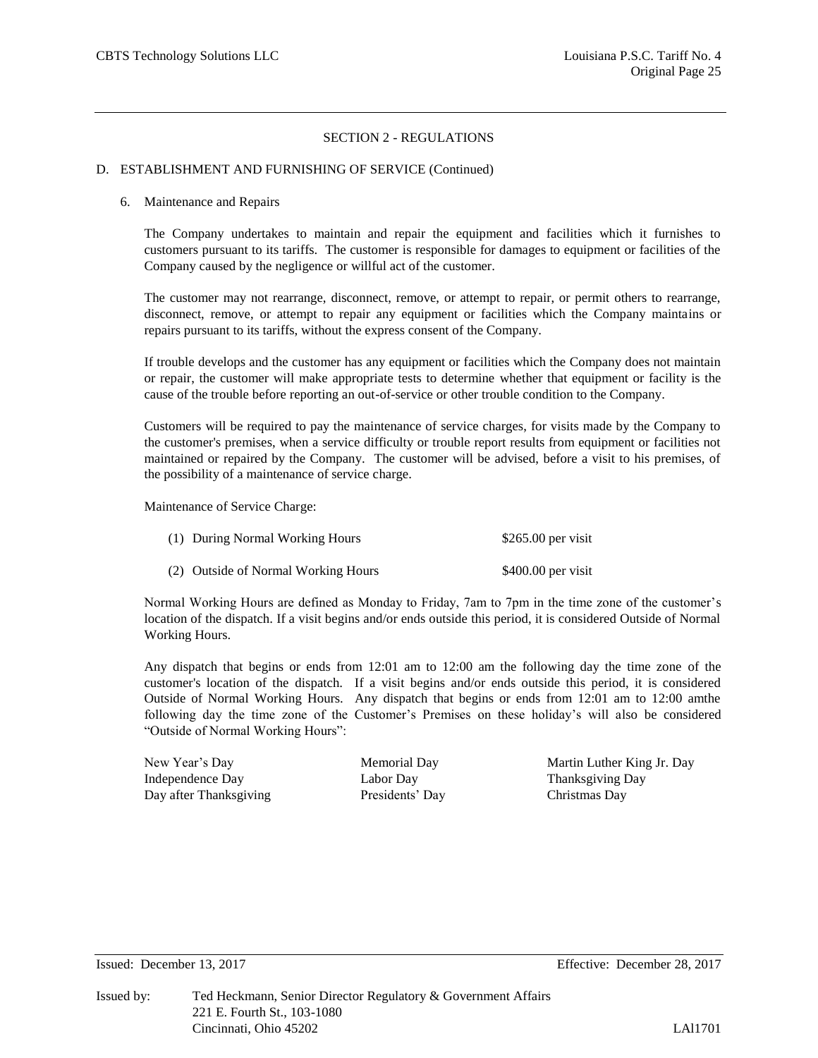## SECTION 2 - REGULATIONS

### D. ESTABLISHMENT AND FURNISHING OF SERVICE (Continued)

6. Maintenance and Repairs

The Company undertakes to maintain and repair the equipment and facilities which it furnishes to customers pursuant to its tariffs. The customer is responsible for damages to equipment or facilities of the Company caused by the negligence or willful act of the customer.

The customer may not rearrange, disconnect, remove, or attempt to repair, or permit others to rearrange, disconnect, remove, or attempt to repair any equipment or facilities which the Company maintains or repairs pursuant to its tariffs, without the express consent of the Company.

If trouble develops and the customer has any equipment or facilities which the Company does not maintain or repair, the customer will make appropriate tests to determine whether that equipment or facility is the cause of the trouble before reporting an out-of-service or other trouble condition to the Company.

Customers will be required to pay the maintenance of service charges, for visits made by the Company to the customer's premises, when a service difficulty or trouble report results from equipment or facilities not maintained or repaired by the Company. The customer will be advised, before a visit to his premises, of the possibility of a maintenance of service charge.

Maintenance of Service Charge:

| | |
|---|---|
| (1) During Normal Working Hours | $265.00 per visit |
| (2) Outside of Normal Working Hours | $400.00 per visit |

Normal Working Hours are defined as Monday to Friday, 7am to 7pm in the time zone of the customer's location of the dispatch. If a visit begins and/or ends outside this period, it is considered Outside of Normal Working Hours.

Any dispatch that begins or ends from 12:01 am to 12:00 am the following day the time zone of the customer's location of the dispatch. If a visit begins and/or ends outside this period, it is considered Outside of Normal Working Hours. Any dispatch that begins or ends from 12:01 am to 12:00 amthe following day the time zone of the Customer's Premises on these holiday's will also be considered "Outside of Normal Working Hours":

| | | |
|---|---|---|
| New Year's Day | Memorial Day | Martin Luther King Jr. Day |
| Independence Day | Labor Day | Thanksgiving Day |
| Day after Thanksgiving | Presidents' Day | Christmas Day |

Issued: December 13, 2017 Effective: December 28, 2017

Issued by: Ted Heckmann, Senior Director Regulatory & Government Affairs
221 E. Fourth St., 103-1080
Cincinnati, Ohio 45202

LAl1701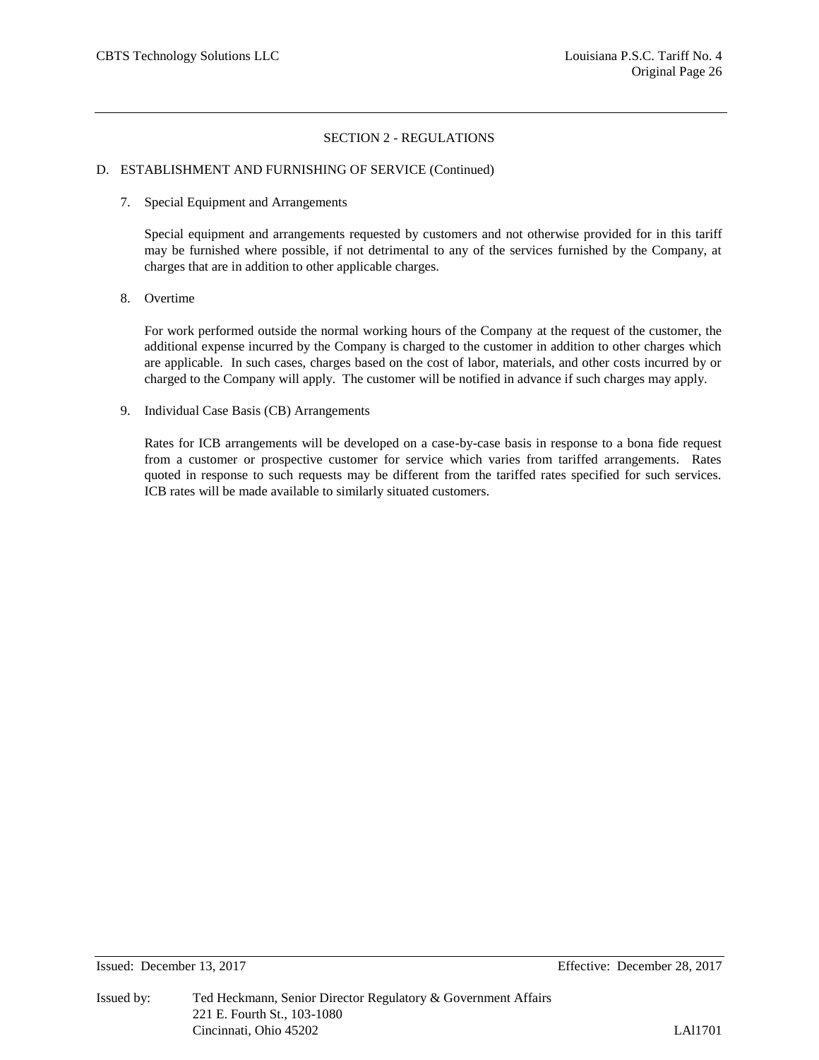## SECTION 2 - REGULATIONS

### D. ESTABLISHMENT AND FURNISHING OF SERVICE (Continued)

7. Special Equipment and Arrangements

   Special equipment and arrangements requested by customers and not otherwise provided for in this tariff may be furnished where possible, if not detrimental to any of the services furnished by the Company, at charges that are in addition to other applicable charges.

8. Overtime

   For work performed outside the normal working hours of the Company at the request of the customer, the additional expense incurred by the Company is charged to the customer in addition to other charges which are applicable. In such cases, charges based on the cost of labor, materials, and other costs incurred by or charged to the Company will apply. The customer will be notified in advance if such charges may apply.

9. Individual Case Basis (CB) Arrangements

   Rates for ICB arrangements will be developed on a case-by-case basis in response to a bona fide request from a customer or prospective customer for service which varies from tariffed arrangements. Rates quoted in response to such requests may be different from the tariffed rates specified for such services. ICB rates will be made available to similarly situated customers.

Issued: December 13, 2017 Effective: December 28, 2017

Issued by: Ted Heckmann, Senior Director Regulatory & Government Affairs
221 E. Fourth St., 103-1080
Cincinnati, Ohio 45202

LAl1701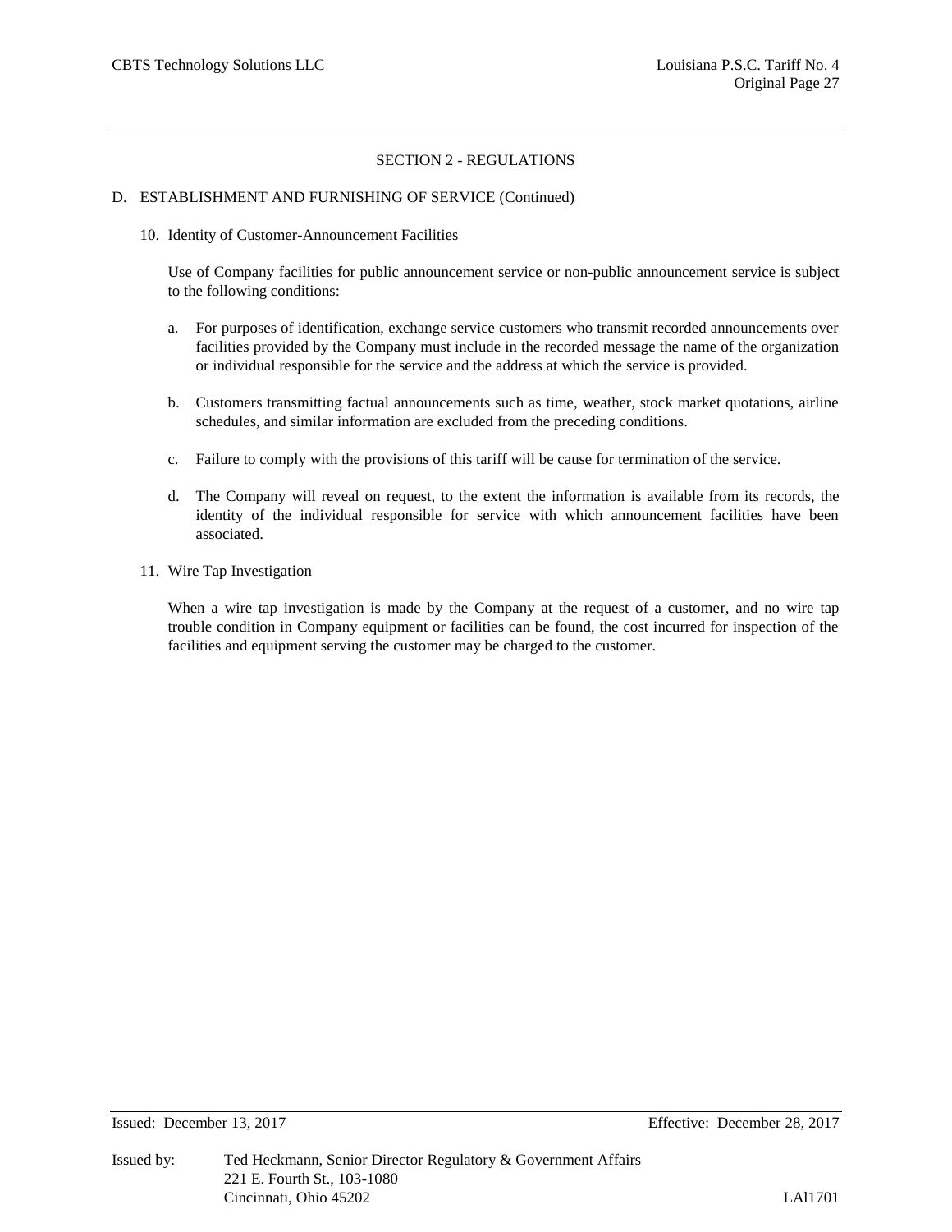## SECTION 2 - REGULATIONS

### D. ESTABLISHMENT AND FURNISHING OF SERVICE (Continued)

10. Identity of Customer-Announcement Facilities

    Use of Company facilities for public announcement service or non-public announcement service is subject to the following conditions:

    a. For purposes of identification, exchange service customers who transmit recorded announcements over facilities provided by the Company must include in the recorded message the name of the organization or individual responsible for the service and the address at which the service is provided.

    b. Customers transmitting factual announcements such as time, weather, stock market quotations, airline schedules, and similar information are excluded from the preceding conditions.

    c. Failure to comply with the provisions of this tariff will be cause for termination of the service.

    d. The Company will reveal on request, to the extent the information is available from its records, the identity of the individual responsible for service with which announcement facilities have been associated.

11. Wire Tap Investigation

    When a wire tap investigation is made by the Company at the request of a customer, and no wire tap trouble condition in Company equipment or facilities can be found, the cost incurred for inspection of the facilities and equipment serving the customer may be charged to the customer.

Issued: December 13, 2017 Effective: December 28, 2017

Issued by: Ted Heckmann, Senior Director Regulatory & Government Affairs
221 E. Fourth St., 103-1080
Cincinnati, Ohio 45202 LAl1701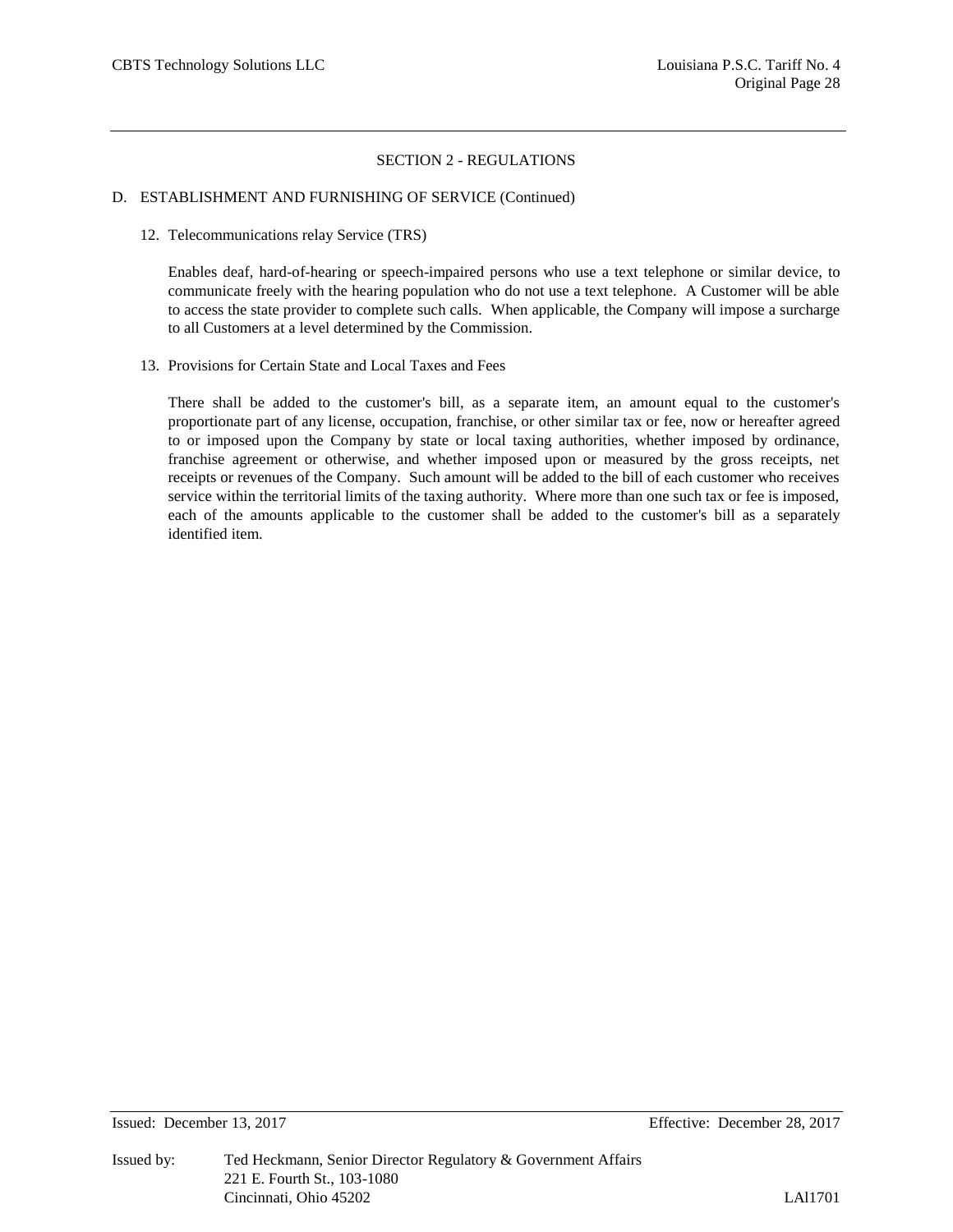## SECTION 2 - REGULATIONS

### D. ESTABLISHMENT AND FURNISHING OF SERVICE (Continued)

12. Telecommunications relay Service (TRS)

    Enables deaf, hard-of-hearing or speech-impaired persons who use a text telephone or similar device, to communicate freely with the hearing population who do not use a text telephone. A Customer will be able to access the state provider to complete such calls. When applicable, the Company will impose a surcharge to all Customers at a level determined by the Commission.

13. Provisions for Certain State and Local Taxes and Fees

    There shall be added to the customer's bill, as a separate item, an amount equal to the customer's proportionate part of any license, occupation, franchise, or other similar tax or fee, now or hereafter agreed to or imposed upon the Company by state or local taxing authorities, whether imposed by ordinance, franchise agreement or otherwise, and whether imposed upon or measured by the gross receipts, net receipts or revenues of the Company. Such amount will be added to the bill of each customer who receives service within the territorial limits of the taxing authority. Where more than one such tax or fee is imposed, each of the amounts applicable to the customer shall be added to the customer's bill as a separately identified item.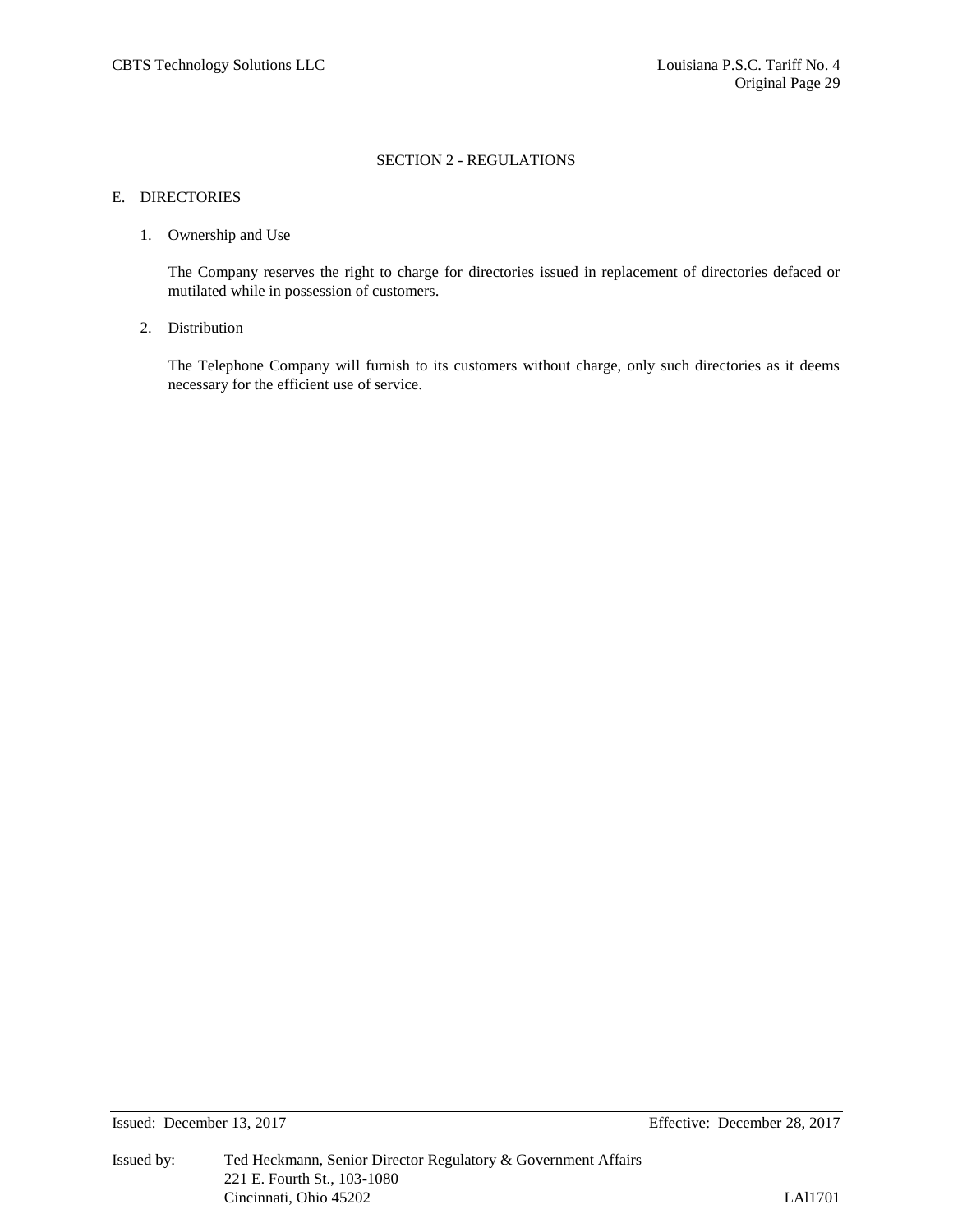## SECTION 2 - REGULATIONS

### E. DIRECTORIES

1. Ownership and Use

   The Company reserves the right to charge for directories issued in replacement of directories defaced or mutilated while in possession of customers.

2. Distribution

   The Telephone Company will furnish to its customers without charge, only such directories as it deems necessary for the efficient use of service.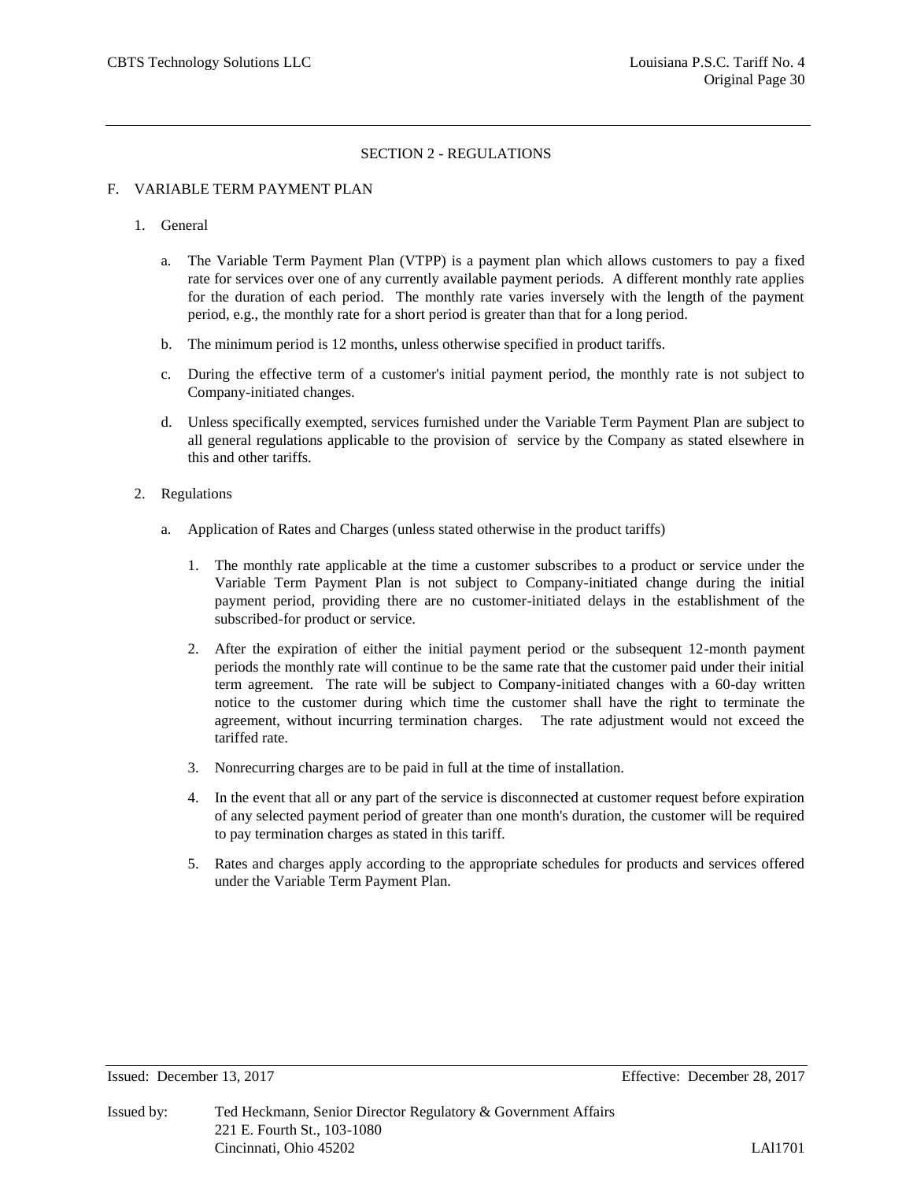## SECTION 2 - REGULATIONS

### F. VARIABLE TERM PAYMENT PLAN

1. General

   a. The Variable Term Payment Plan (VTPP) is a payment plan which allows customers to pay a fixed rate for services over one of any currently available payment periods. A different monthly rate applies for the duration of each period. The monthly rate varies inversely with the length of the payment period, e.g., the monthly rate for a short period is greater than that for a long period.

   b. The minimum period is 12 months, unless otherwise specified in product tariffs.

   c. During the effective term of a customer's initial payment period, the monthly rate is not subject to Company-initiated changes.

   d. Unless specifically exempted, services furnished under the Variable Term Payment Plan are subject to all general regulations applicable to the provision of service by the Company as stated elsewhere in this and other tariffs.

2. Regulations

   a. Application of Rates and Charges (unless stated otherwise in the product tariffs)

      1. The monthly rate applicable at the time a customer subscribes to a product or service under the Variable Term Payment Plan is not subject to Company-initiated change during the initial payment period, providing there are no customer-initiated delays in the establishment of the subscribed-for product or service.

      2. After the expiration of either the initial payment period or the subsequent 12-month payment periods the monthly rate will continue to be the same rate that the customer paid under their initial term agreement. The rate will be subject to Company-initiated changes with a 60-day written notice to the customer during which time the customer shall have the right to terminate the agreement, without incurring termination charges. The rate adjustment would not exceed the tariffed rate.

      3. Nonrecurring charges are to be paid in full at the time of installation.

      4. In the event that all or any part of the service is disconnected at customer request before expiration of any selected payment period of greater than one month's duration, the customer will be required to pay termination charges as stated in this tariff.

      5. Rates and charges apply according to the appropriate schedules for products and services offered under the Variable Term Payment Plan.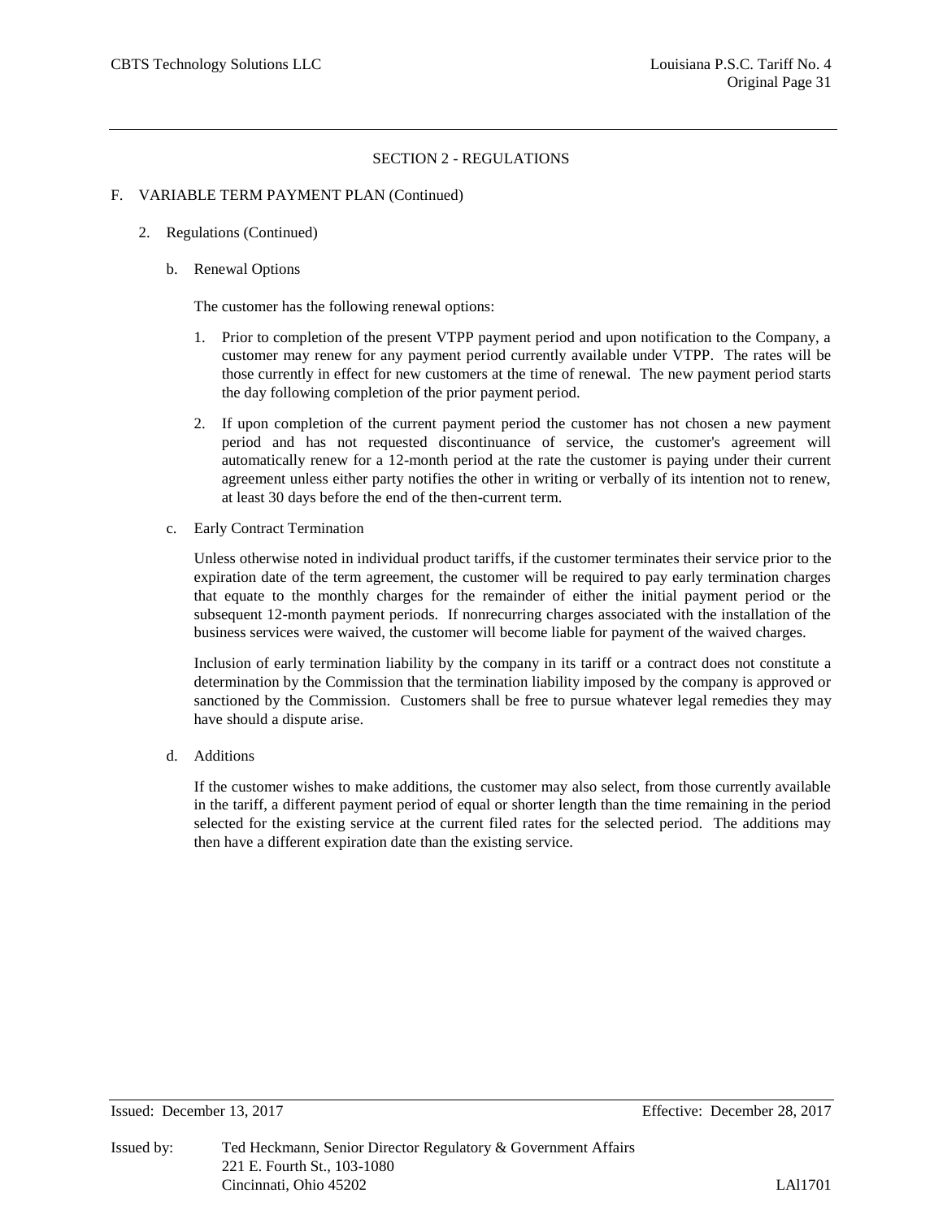## SECTION 2 - REGULATIONS

### F. VARIABLE TERM PAYMENT PLAN (Continued)

2. Regulations (Continued)

   b. Renewal Options

      The customer has the following renewal options:

      1. Prior to completion of the present VTPP payment period and upon notification to the Company, a customer may renew for any payment period currently available under VTPP. The rates will be those currently in effect for new customers at the time of renewal. The new payment period starts the day following completion of the prior payment period.

      2. If upon completion of the current payment period the customer has not chosen a new payment period and has not requested discontinuance of service, the customer's agreement will automatically renew for a 12-month period at the rate the customer is paying under their current agreement unless either party notifies the other in writing or verbally of its intention not to renew, at least 30 days before the end of the then-current term.

   c. Early Contract Termination

      Unless otherwise noted in individual product tariffs, if the customer terminates their service prior to the expiration date of the term agreement, the customer will be required to pay early termination charges that equate to the monthly charges for the remainder of either the initial payment period or the subsequent 12-month payment periods. If nonrecurring charges associated with the installation of the business services were waived, the customer will become liable for payment of the waived charges.

      Inclusion of early termination liability by the company in its tariff or a contract does not constitute a determination by the Commission that the termination liability imposed by the company is approved or sanctioned by the Commission. Customers shall be free to pursue whatever legal remedies they may have should a dispute arise.

   d. Additions

      If the customer wishes to make additions, the customer may also select, from those currently available in the tariff, a different payment period of equal or shorter length than the time remaining in the period selected for the existing service at the current filed rates for the selected period. The additions may then have a different expiration date than the existing service.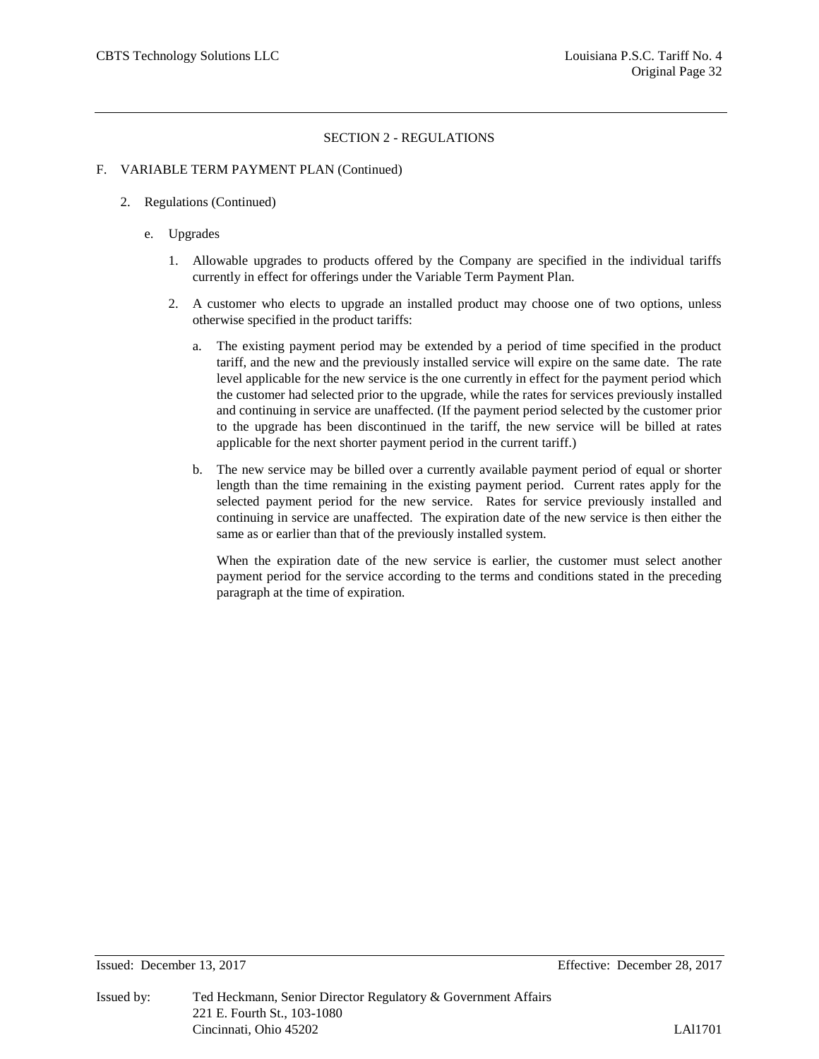## SECTION 2 - REGULATIONS

F. VARIABLE TERM PAYMENT PLAN (Continued)

2. Regulations (Continued)

   e. Upgrades

      1. Allowable upgrades to products offered by the Company are specified in the individual tariffs currently in effect for offerings under the Variable Term Payment Plan.

      2. A customer who elects to upgrade an installed product may choose one of two options, unless otherwise specified in the product tariffs:

         a. The existing payment period may be extended by a period of time specified in the product tariff, and the new and the previously installed service will expire on the same date. The rate level applicable for the new service is the one currently in effect for the payment period which the customer had selected prior to the upgrade, while the rates for services previously installed and continuing in service are unaffected. (If the payment period selected by the customer prior to the upgrade has been discontinued in the tariff, the new service will be billed at rates applicable for the next shorter payment period in the current tariff.)

         b. The new service may be billed over a currently available payment period of equal or shorter length than the time remaining in the existing payment period. Current rates apply for the selected payment period for the new service. Rates for service previously installed and continuing in service are unaffected. The expiration date of the new service is then either the same as or earlier than that of the previously installed system.

            When the expiration date of the new service is earlier, the customer must select another payment period for the service according to the terms and conditions stated in the preceding paragraph at the time of expiration.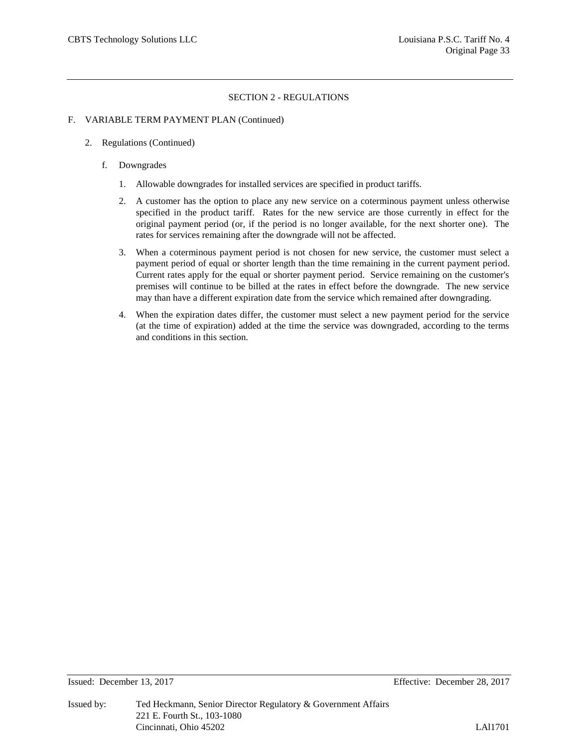## SECTION 2 - REGULATIONS

F. VARIABLE TERM PAYMENT PLAN (Continued)

2. Regulations (Continued)

   f. Downgrades

      1. Allowable downgrades for installed services are specified in product tariffs.

      2. A customer has the option to place any new service on a coterminous payment unless otherwise specified in the product tariff. Rates for the new service are those currently in effect for the original payment period (or, if the period is no longer available, for the next shorter one). The rates for services remaining after the downgrade will not be affected.

      3. When a coterminous payment period is not chosen for new service, the customer must select a payment period of equal or shorter length than the time remaining in the current payment period. Current rates apply for the equal or shorter payment period. Service remaining on the customer's premises will continue to be billed at the rates in effect before the downgrade. The new service may than have a different expiration date from the service which remained after downgrading.

      4. When the expiration dates differ, the customer must select a new payment period for the service (at the time of expiration) added at the time the service was downgraded, according to the terms and conditions in this section.

Issued: December 13, 2017 Effective: December 28, 2017

Issued by: Ted Heckmann, Senior Director Regulatory & Government Affairs
221 E. Fourth St., 103-1080
Cincinnati, Ohio 45202 LAl1701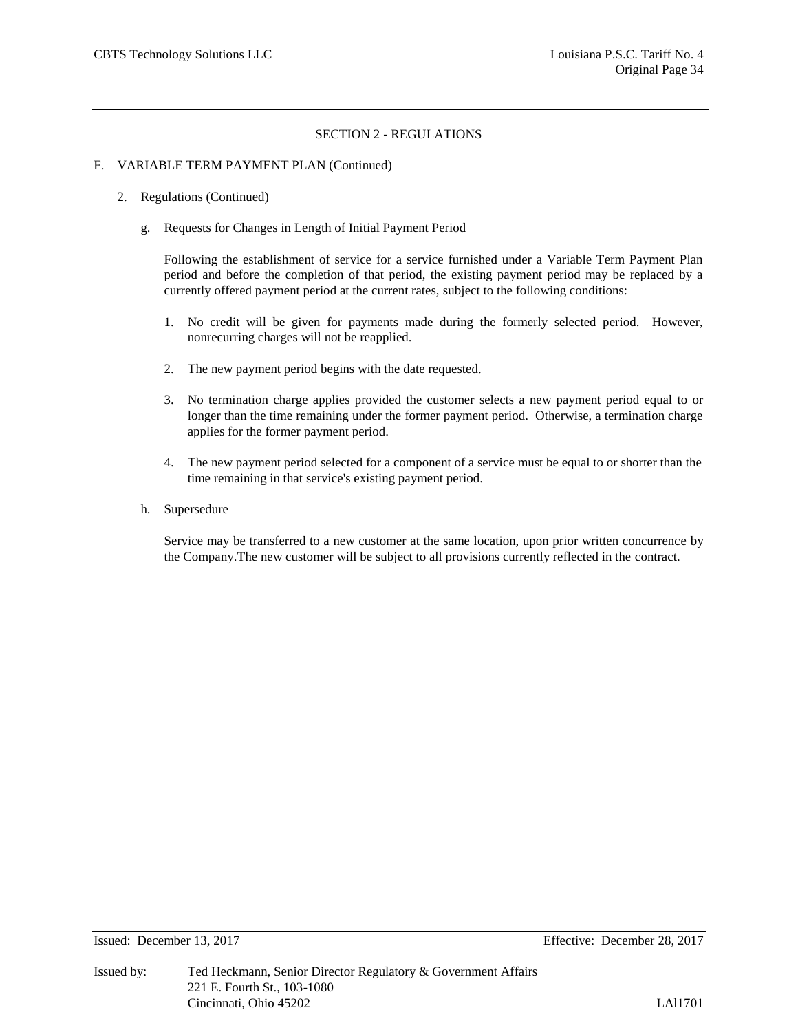## SECTION 2 - REGULATIONS

F. VARIABLE TERM PAYMENT PLAN (Continued)

2. Regulations (Continued)

g. Requests for Changes in Length of Initial Payment Period

Following the establishment of service for a service furnished under a Variable Term Payment Plan period and before the completion of that period, the existing payment period may be replaced by a currently offered payment period at the current rates, subject to the following conditions:

1. No credit will be given for payments made during the formerly selected period. However, nonrecurring charges will not be reapplied.

2. The new payment period begins with the date requested.

3. No termination charge applies provided the customer selects a new payment period equal to or longer than the time remaining under the former payment period. Otherwise, a termination charge applies for the former payment period.

4. The new payment period selected for a component of a service must be equal to or shorter than the time remaining in that service's existing payment period.

h. Supersedure

Service may be transferred to a new customer at the same location, upon prior written concurrence by the Company.The new customer will be subject to all provisions currently reflected in the contract.

Issued: December 13, 2017 Effective: December 28, 2017

Issued by: Ted Heckmann, Senior Director Regulatory & Government Affairs
221 E. Fourth St., 103-1080
Cincinnati, Ohio 45202

LAl1701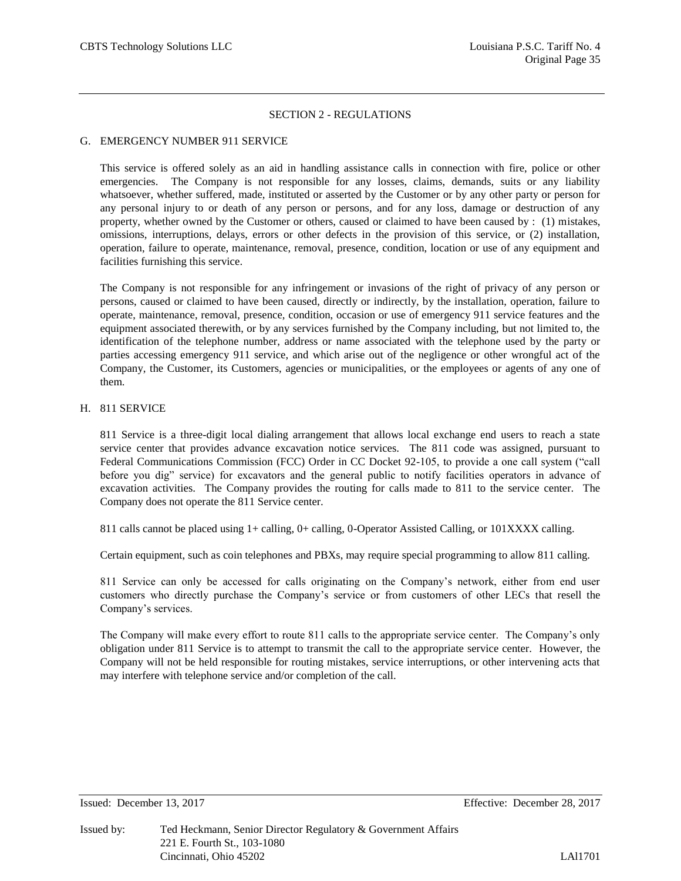## SECTION 2 - REGULATIONS

### G. EMERGENCY NUMBER 911 SERVICE

This service is offered solely as an aid in handling assistance calls in connection with fire, police or other emergencies. The Company is not responsible for any losses, claims, demands, suits or any liability whatsoever, whether suffered, made, instituted or asserted by the Customer or by any other party or person for any personal injury to or death of any person or persons, and for any loss, damage or destruction of any property, whether owned by the Customer or others, caused or claimed to have been caused by : (1) mistakes, omissions, interruptions, delays, errors or other defects in the provision of this service, or (2) installation, operation, failure to operate, maintenance, removal, presence, condition, location or use of any equipment and facilities furnishing this service.

The Company is not responsible for any infringement or invasions of the right of privacy of any person or persons, caused or claimed to have been caused, directly or indirectly, by the installation, operation, failure to operate, maintenance, removal, presence, condition, occasion or use of emergency 911 service features and the equipment associated therewith, or by any services furnished by the Company including, but not limited to, the identification of the telephone number, address or name associated with the telephone used by the party or parties accessing emergency 911 service, and which arise out of the negligence or other wrongful act of the Company, the Customer, its Customers, agencies or municipalities, or the employees or agents of any one of them.

### H. 811 SERVICE

811 Service is a three-digit local dialing arrangement that allows local exchange end users to reach a state service center that provides advance excavation notice services. The 811 code was assigned, pursuant to Federal Communications Commission (FCC) Order in CC Docket 92-105, to provide a one call system ("call before you dig" service) for excavators and the general public to notify facilities operators in advance of excavation activities. The Company provides the routing for calls made to 811 to the service center. The Company does not operate the 811 Service center.

811 calls cannot be placed using 1+ calling, 0+ calling, 0-Operator Assisted Calling, or 101XXXX calling.

Certain equipment, such as coin telephones and PBXs, may require special programming to allow 811 calling.

811 Service can only be accessed for calls originating on the Company's network, either from end user customers who directly purchase the Company's service or from customers of other LECs that resell the Company's services.

The Company will make every effort to route 811 calls to the appropriate service center. The Company's only obligation under 811 Service is to attempt to transmit the call to the appropriate service center. However, the Company will not be held responsible for routing mistakes, service interruptions, or other intervening acts that may interfere with telephone service and/or completion of the call.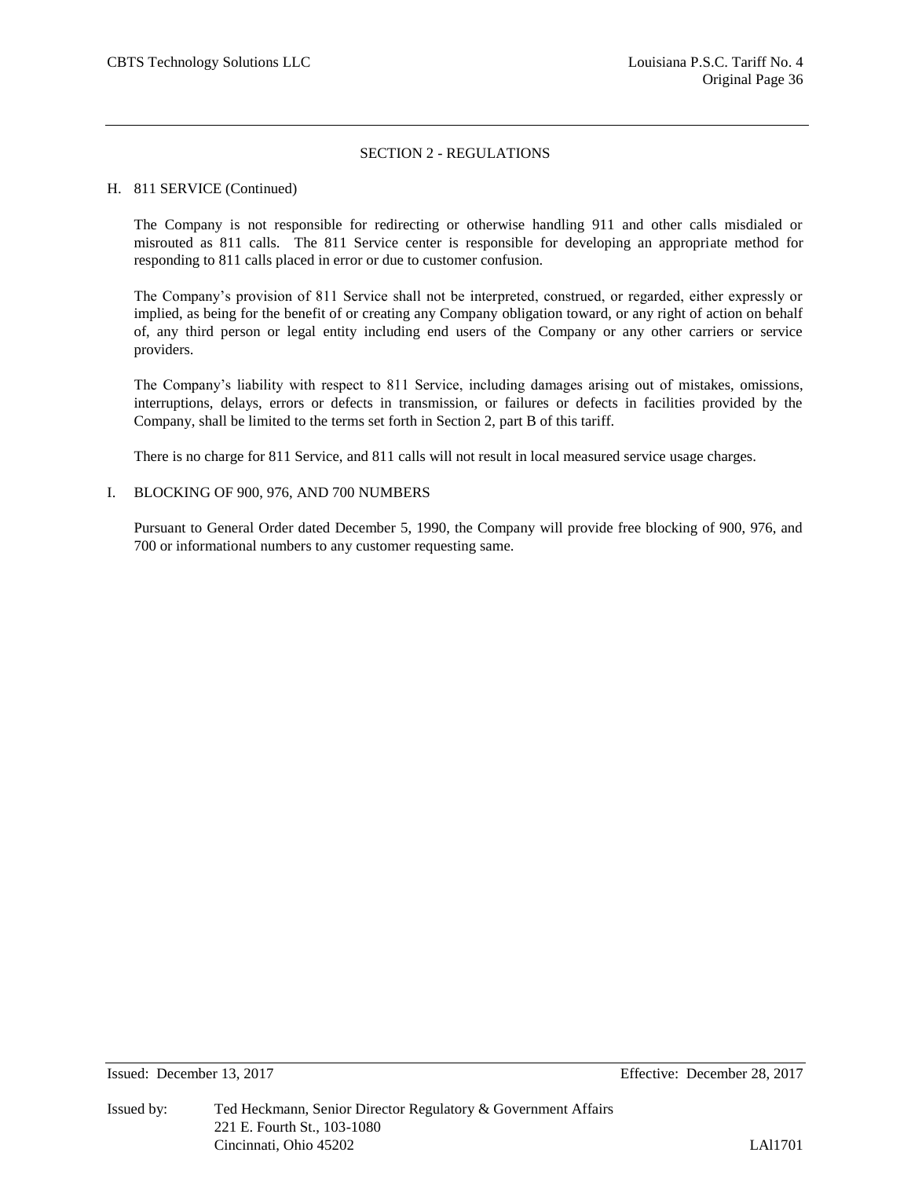## SECTION 2 - REGULATIONS

### H. 811 SERVICE (Continued)

The Company is not responsible for redirecting or otherwise handling 911 and other calls misdialed or misrouted as 811 calls. The 811 Service center is responsible for developing an appropriate method for responding to 811 calls placed in error or due to customer confusion.

The Company's provision of 811 Service shall not be interpreted, construed, or regarded, either expressly or implied, as being for the benefit of or creating any Company obligation toward, or any right of action on behalf of, any third person or legal entity including end users of the Company or any other carriers or service providers.

The Company's liability with respect to 811 Service, including damages arising out of mistakes, omissions, interruptions, delays, errors or defects in transmission, or failures or defects in facilities provided by the Company, shall be limited to the terms set forth in Section 2, part B of this tariff.

There is no charge for 811 Service, and 811 calls will not result in local measured service usage charges.

### I. BLOCKING OF 900, 976, AND 700 NUMBERS

Pursuant to General Order dated December 5, 1990, the Company will provide free blocking of 900, 976, and 700 or informational numbers to any customer requesting same.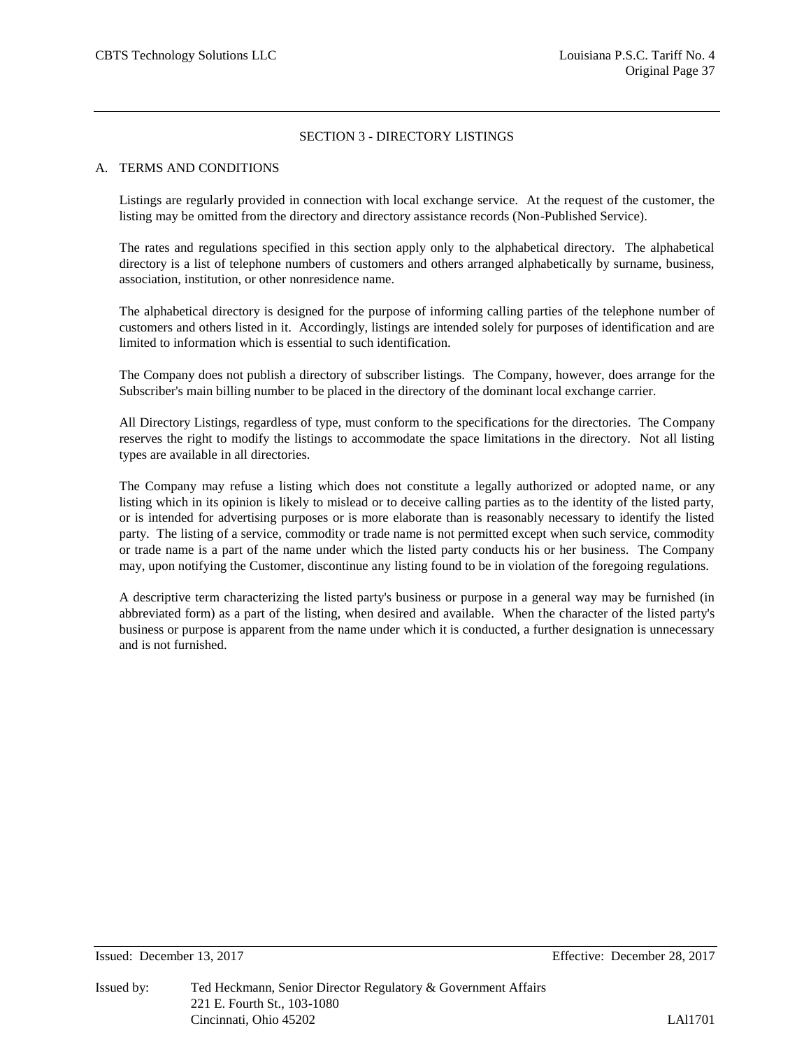# SECTION 3 - DIRECTORY LISTINGS

## A. TERMS AND CONDITIONS

Listings are regularly provided in connection with local exchange service. At the request of the customer, the listing may be omitted from the directory and directory assistance records (Non-Published Service).

The rates and regulations specified in this section apply only to the alphabetical directory. The alphabetical directory is a list of telephone numbers of customers and others arranged alphabetically by surname, business, association, institution, or other nonresidence name.

The alphabetical directory is designed for the purpose of informing calling parties of the telephone number of customers and others listed in it. Accordingly, listings are intended solely for purposes of identification and are limited to information which is essential to such identification.

The Company does not publish a directory of subscriber listings. The Company, however, does arrange for the Subscriber's main billing number to be placed in the directory of the dominant local exchange carrier.

All Directory Listings, regardless of type, must conform to the specifications for the directories. The Company reserves the right to modify the listings to accommodate the space limitations in the directory. Not all listing types are available in all directories.

The Company may refuse a listing which does not constitute a legally authorized or adopted name, or any listing which in its opinion is likely to mislead or to deceive calling parties as to the identity of the listed party, or is intended for advertising purposes or is more elaborate than is reasonably necessary to identify the listed party. The listing of a service, commodity or trade name is not permitted except when such service, commodity or trade name is a part of the name under which the listed party conducts his or her business. The Company may, upon notifying the Customer, discontinue any listing found to be in violation of the foregoing regulations.

A descriptive term characterizing the listed party's business or purpose in a general way may be furnished (in abbreviated form) as a part of the listing, when desired and available. When the character of the listed party's business or purpose is apparent from the name under which it is conducted, a further designation is unnecessary and is not furnished.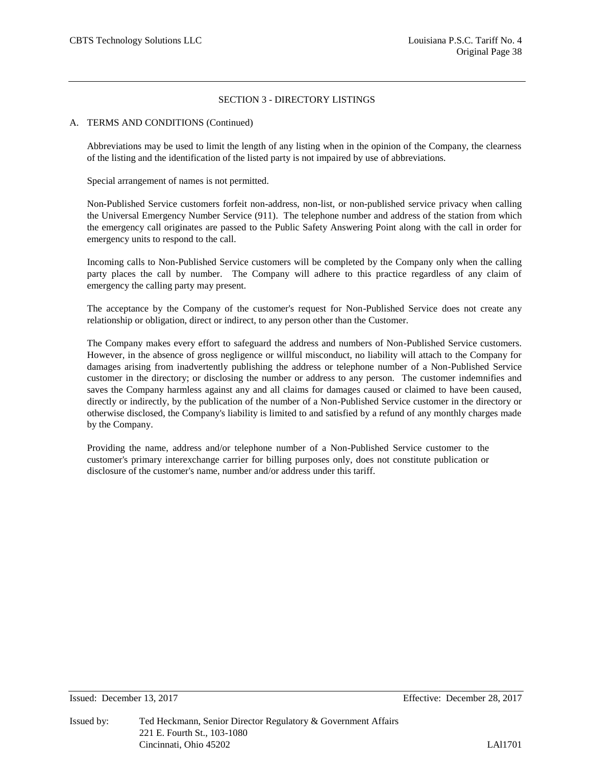## SECTION 3 - DIRECTORY LISTINGS

A. TERMS AND CONDITIONS (Continued)

Abbreviations may be used to limit the length of any listing when in the opinion of the Company, the clearness of the listing and the identification of the listed party is not impaired by use of abbreviations.

Special arrangement of names is not permitted.

Non-Published Service customers forfeit non-address, non-list, or non-published service privacy when calling the Universal Emergency Number Service (911). The telephone number and address of the station from which the emergency call originates are passed to the Public Safety Answering Point along with the call in order for emergency units to respond to the call.

Incoming calls to Non-Published Service customers will be completed by the Company only when the calling party places the call by number. The Company will adhere to this practice regardless of any claim of emergency the calling party may present.

The acceptance by the Company of the customer's request for Non-Published Service does not create any relationship or obligation, direct or indirect, to any person other than the Customer.

The Company makes every effort to safeguard the address and numbers of Non-Published Service customers. However, in the absence of gross negligence or willful misconduct, no liability will attach to the Company for damages arising from inadvertently publishing the address or telephone number of a Non-Published Service customer in the directory; or disclosing the number or address to any person. The customer indemnifies and saves the Company harmless against any and all claims for damages caused or claimed to have been caused, directly or indirectly, by the publication of the number of a Non-Published Service customer in the directory or otherwise disclosed, the Company's liability is limited to and satisfied by a refund of any monthly charges made by the Company.

Providing the name, address and/or telephone number of a Non-Published Service customer to the customer's primary interexchange carrier for billing purposes only, does not constitute publication or disclosure of the customer's name, number and/or address under this tariff.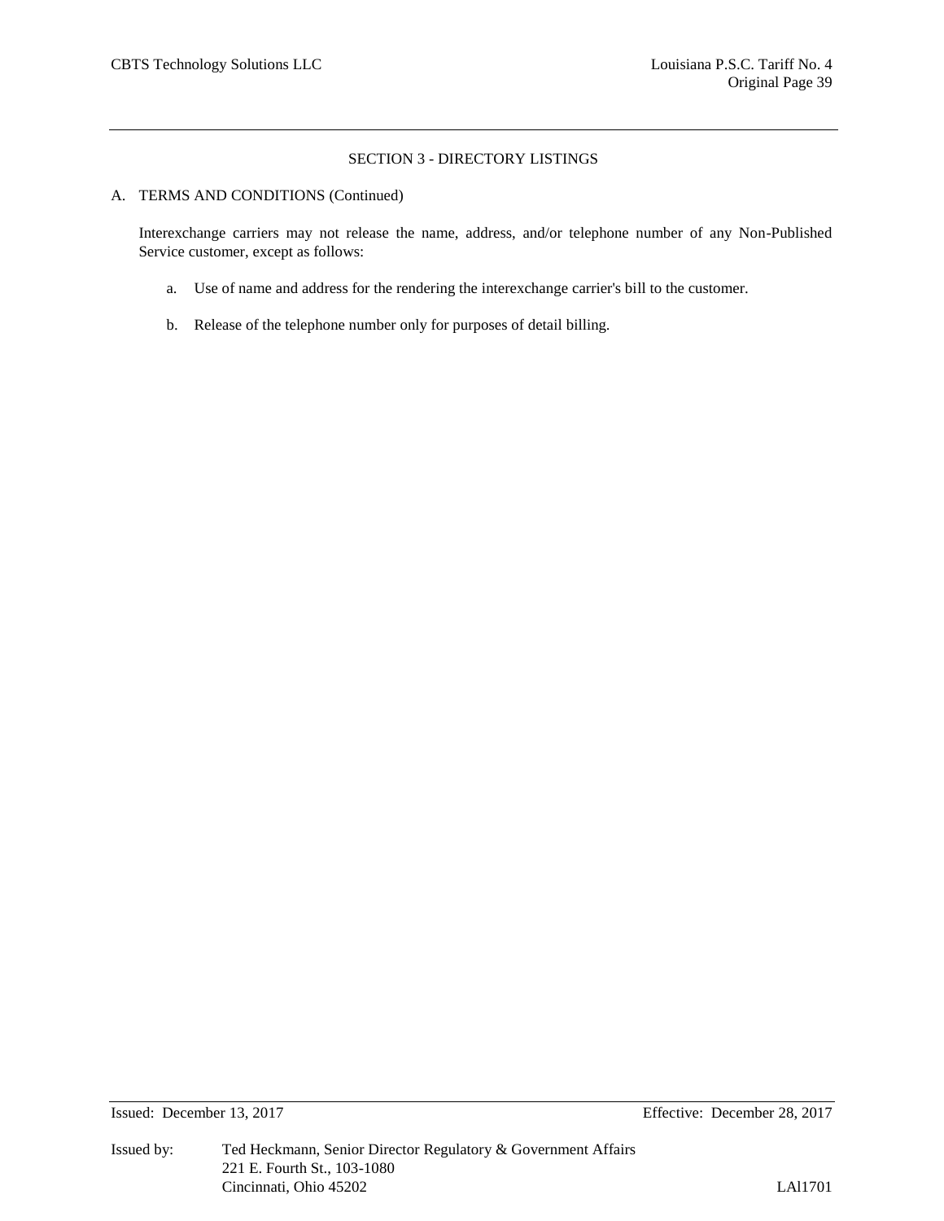## SECTION 3 - DIRECTORY LISTINGS

A. TERMS AND CONDITIONS (Continued)

Interexchange carriers may not release the name, address, and/or telephone number of any Non-Published Service customer, except as follows:

a. Use of name and address for the rendering the interexchange carrier's bill to the customer.

b. Release of the telephone number only for purposes of detail billing.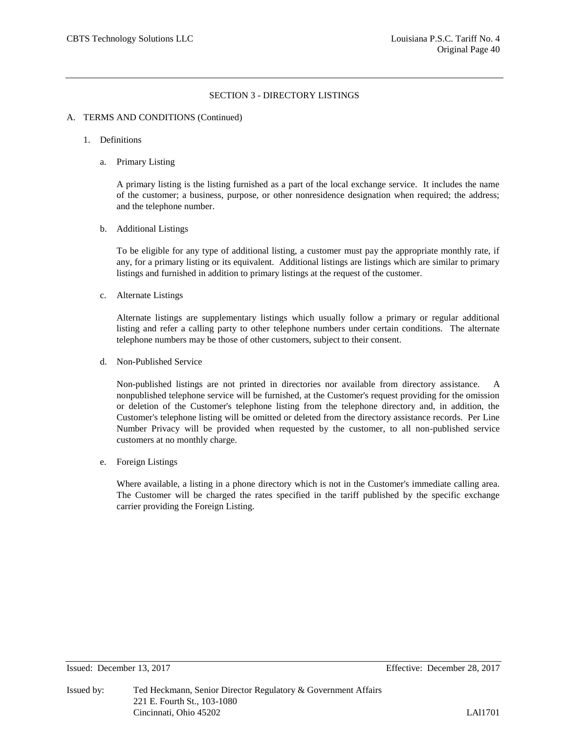## SECTION 3 - DIRECTORY LISTINGS

A. TERMS AND CONDITIONS (Continued)

1. Definitions

   a. Primary Listing

      A primary listing is the listing furnished as a part of the local exchange service. It includes the name of the customer; a business, purpose, or other nonresidence designation when required; the address; and the telephone number.

   b. Additional Listings

      To be eligible for any type of additional listing, a customer must pay the appropriate monthly rate, if any, for a primary listing or its equivalent. Additional listings are listings which are similar to primary listings and furnished in addition to primary listings at the request of the customer.

   c. Alternate Listings

      Alternate listings are supplementary listings which usually follow a primary or regular additional listing and refer a calling party to other telephone numbers under certain conditions. The alternate telephone numbers may be those of other customers, subject to their consent.

   d. Non-Published Service

      Non-published listings are not printed in directories nor available from directory assistance. A nonpublished telephone service will be furnished, at the Customer's request providing for the omission or deletion of the Customer's telephone listing from the telephone directory and, in addition, the Customer's telephone listing will be omitted or deleted from the directory assistance records. Per Line Number Privacy will be provided when requested by the customer, to all non-published service customers at no monthly charge.

   e. Foreign Listings

      Where available, a listing in a phone directory which is not in the Customer's immediate calling area. The Customer will be charged the rates specified in the tariff published by the specific exchange carrier providing the Foreign Listing.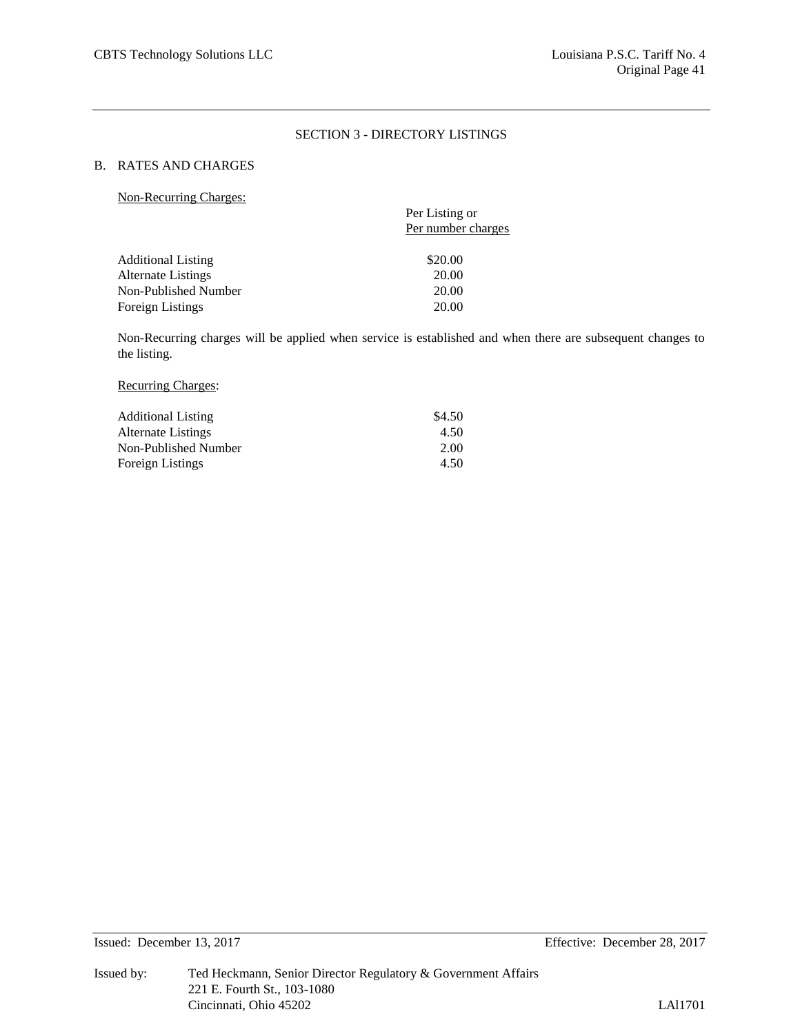## SECTION 3 - DIRECTORY LISTINGS

### B. RATES AND CHARGES

Non-Recurring Charges:

| | Per Listing or Per number charges |
|---|---|
| Additional Listing | \$20.00 |
| Alternate Listings | 20.00 |
| Non-Published Number | 20.00 |
| Foreign Listings | 20.00 |

Non-Recurring charges will be applied when service is established and when there are subsequent changes to the listing.

Recurring Charges:

| | |
|---|---|
| Additional Listing | \$4.50 |
| Alternate Listings | 4.50 |
| Non-Published Number | 2.00 |
| Foreign Listings | 4.50 |

Issued: December 13, 2017

Effective: December 28, 2017

Issued by: Ted Heckmann, Senior Director Regulatory & Government Affairs
221 E. Fourth St., 103-1080
Cincinnati, Ohio 45202

LAl1701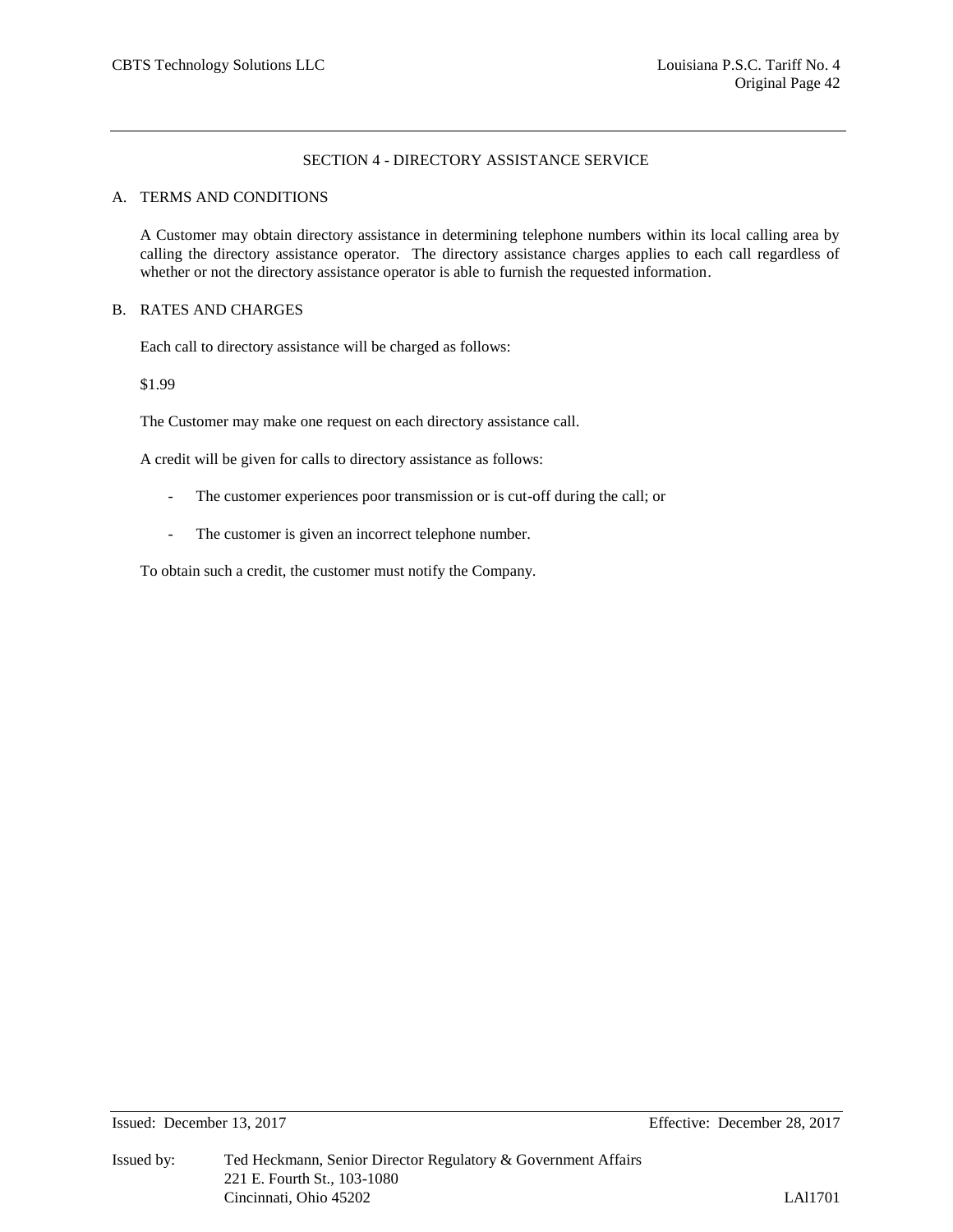## SECTION 4 - DIRECTORY ASSISTANCE SERVICE

### A. TERMS AND CONDITIONS

A Customer may obtain directory assistance in determining telephone numbers within its local calling area by calling the directory assistance operator. The directory assistance charges applies to each call regardless of whether or not the directory assistance operator is able to furnish the requested information.

### B. RATES AND CHARGES

Each call to directory assistance will be charged as follows:

$1.99

The Customer may make one request on each directory assistance call.

A credit will be given for calls to directory assistance as follows:

- The customer experiences poor transmission or is cut-off during the call; or
- The customer is given an incorrect telephone number.

To obtain such a credit, the customer must notify the Company.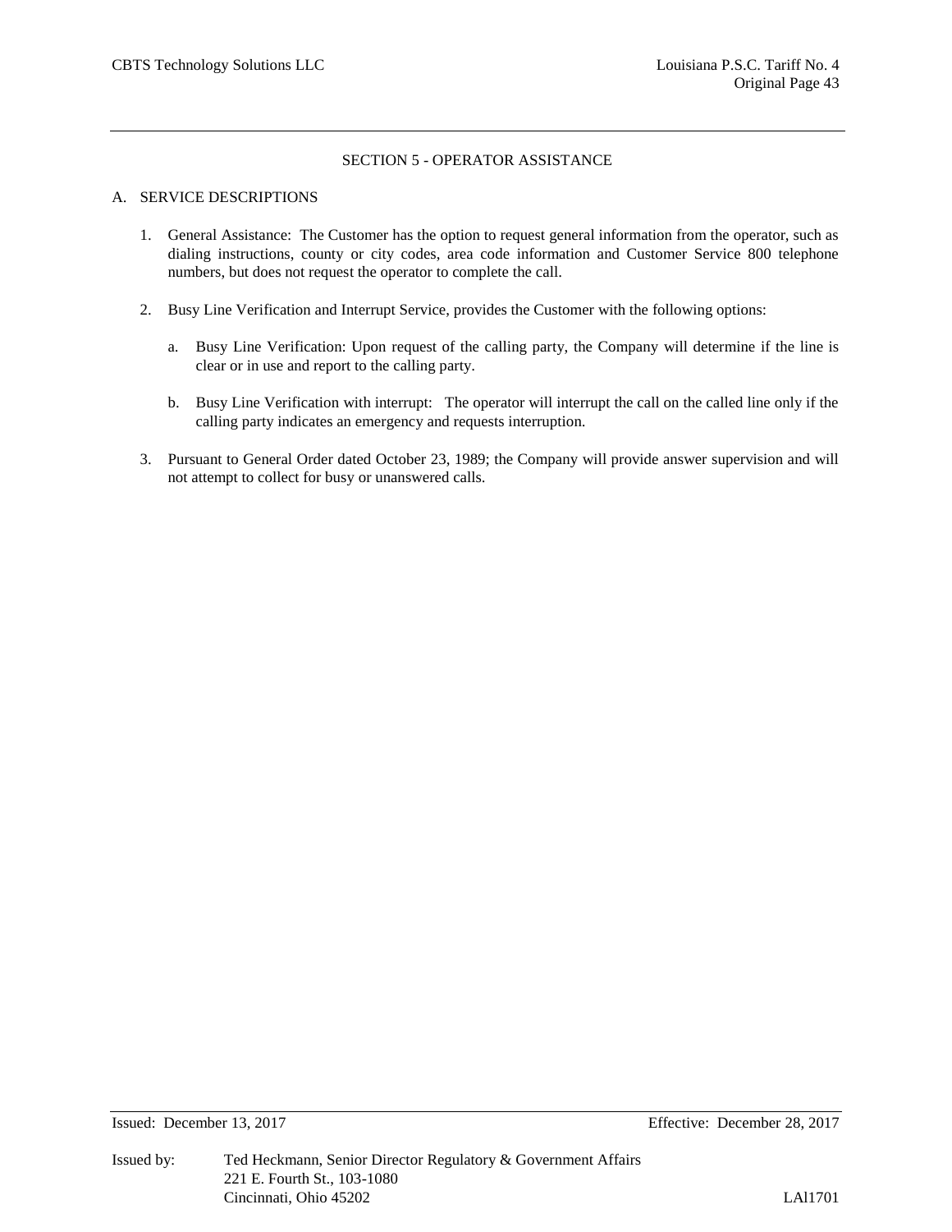## SECTION 5 - OPERATOR ASSISTANCE

A. SERVICE DESCRIPTIONS

1. General Assistance: The Customer has the option to request general information from the operator, such as dialing instructions, county or city codes, area code information and Customer Service 800 telephone numbers, but does not request the operator to complete the call.

2. Busy Line Verification and Interrupt Service, provides the Customer with the following options:

   a. Busy Line Verification: Upon request of the calling party, the Company will determine if the line is clear or in use and report to the calling party.

   b. Busy Line Verification with interrupt: The operator will interrupt the call on the called line only if the calling party indicates an emergency and requests interruption.

3. Pursuant to General Order dated October 23, 1989; the Company will provide answer supervision and will not attempt to collect for busy or unanswered calls.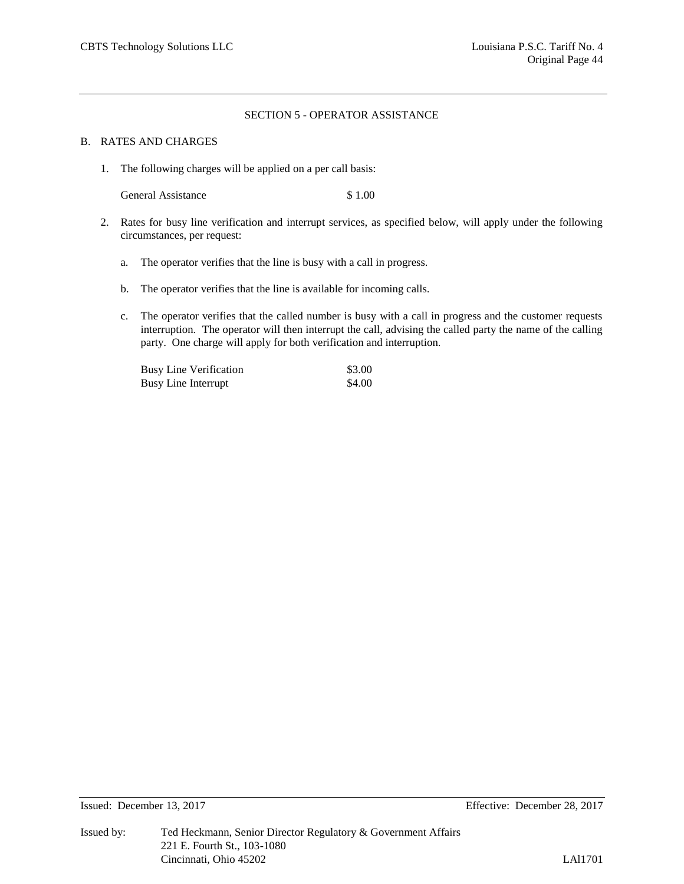## SECTION 5 - OPERATOR ASSISTANCE

B. RATES AND CHARGES

1. The following charges will be applied on a per call basis:

| | |
|---|---|
| General Assistance | $ 1.00 |

2. Rates for busy line verification and interrupt services, as specified below, will apply under the following circumstances, per request:

   a. The operator verifies that the line is busy with a call in progress.

   b. The operator verifies that the line is available for incoming calls.

   c. The operator verifies that the called number is busy with a call in progress and the customer requests interruption. The operator will then interrupt the call, advising the called party the name of the calling party. One charge will apply for both verification and interruption.

| | |
|---|---|
| Busy Line Verification | $3.00 |
| Busy Line Interrupt | $4.00 |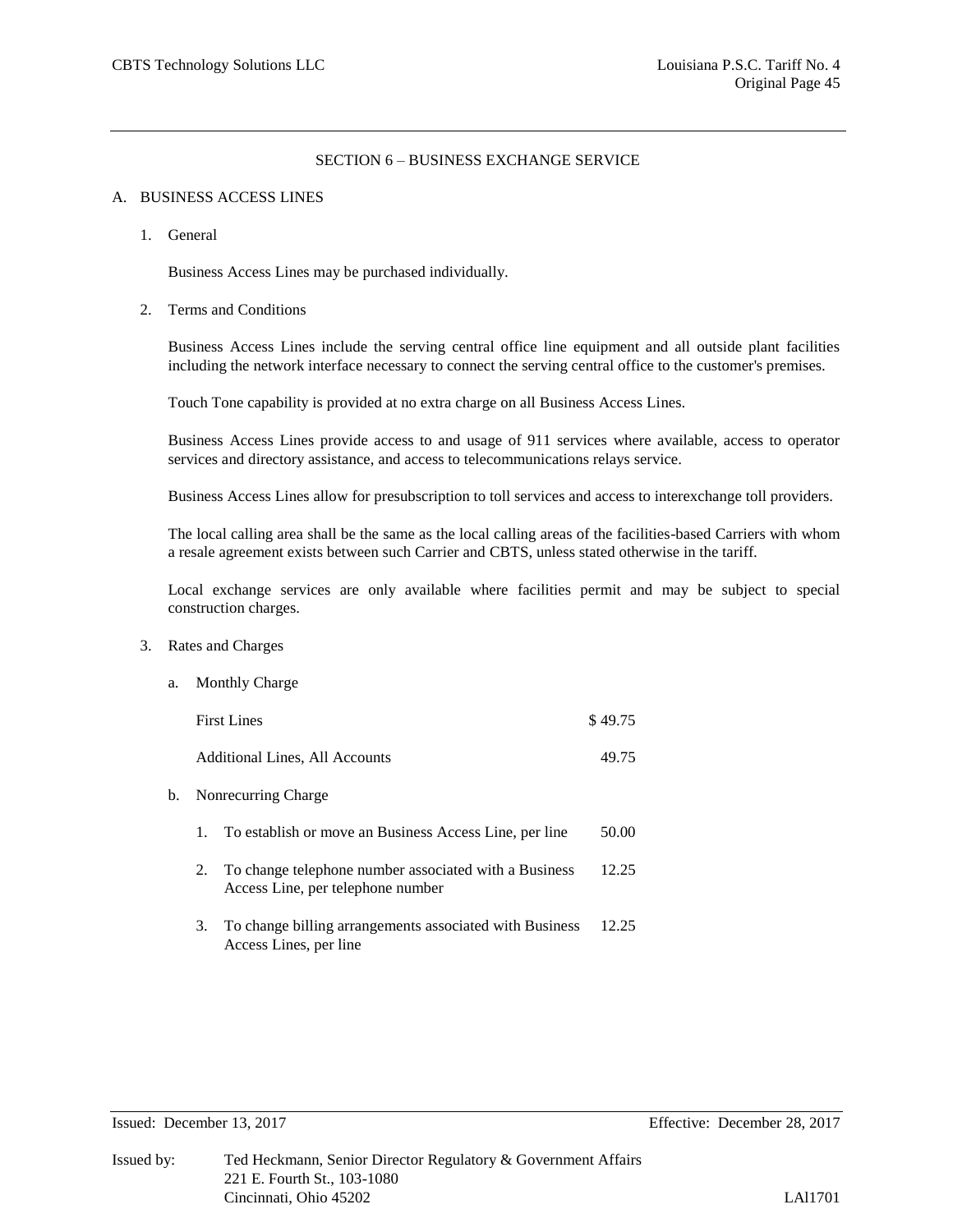## SECTION 6 – BUSINESS EXCHANGE SERVICE

### A. BUSINESS ACCESS LINES

1. General

   Business Access Lines may be purchased individually.

2. Terms and Conditions

   Business Access Lines include the serving central office line equipment and all outside plant facilities including the network interface necessary to connect the serving central office to the customer's premises.

   Touch Tone capability is provided at no extra charge on all Business Access Lines.

   Business Access Lines provide access to and usage of 911 services where available, access to operator services and directory assistance, and access to telecommunications relays service.

   Business Access Lines allow for presubscription to toll services and access to interexchange toll providers.

   The local calling area shall be the same as the local calling areas of the facilities-based Carriers with whom a resale agreement exists between such Carrier and CBTS, unless stated otherwise in the tariff.

   Local exchange services are only available where facilities permit and may be subject to special construction charges.

3. Rates and Charges

   a. Monthly Charge

| | |
|---|---|
| First Lines | $ 49.75 |
| Additional Lines, All Accounts | 49.75 |

   b. Nonrecurring Charge

| | | |
|---|---|---|
| 1. | To establish or move an Business Access Line, per line | 50.00 |
| 2. | To change telephone number associated with a Business Access Line, per telephone number | 12.25 |
| 3. | To change billing arrangements associated with Business Access Lines, per line | 12.25 |

Issued: December 13, 2017 Effective: December 28, 2017

Issued by: Ted Heckmann, Senior Director Regulatory & Government Affairs
221 E. Fourth St., 103-1080
Cincinnati, Ohio 45202

LAl1701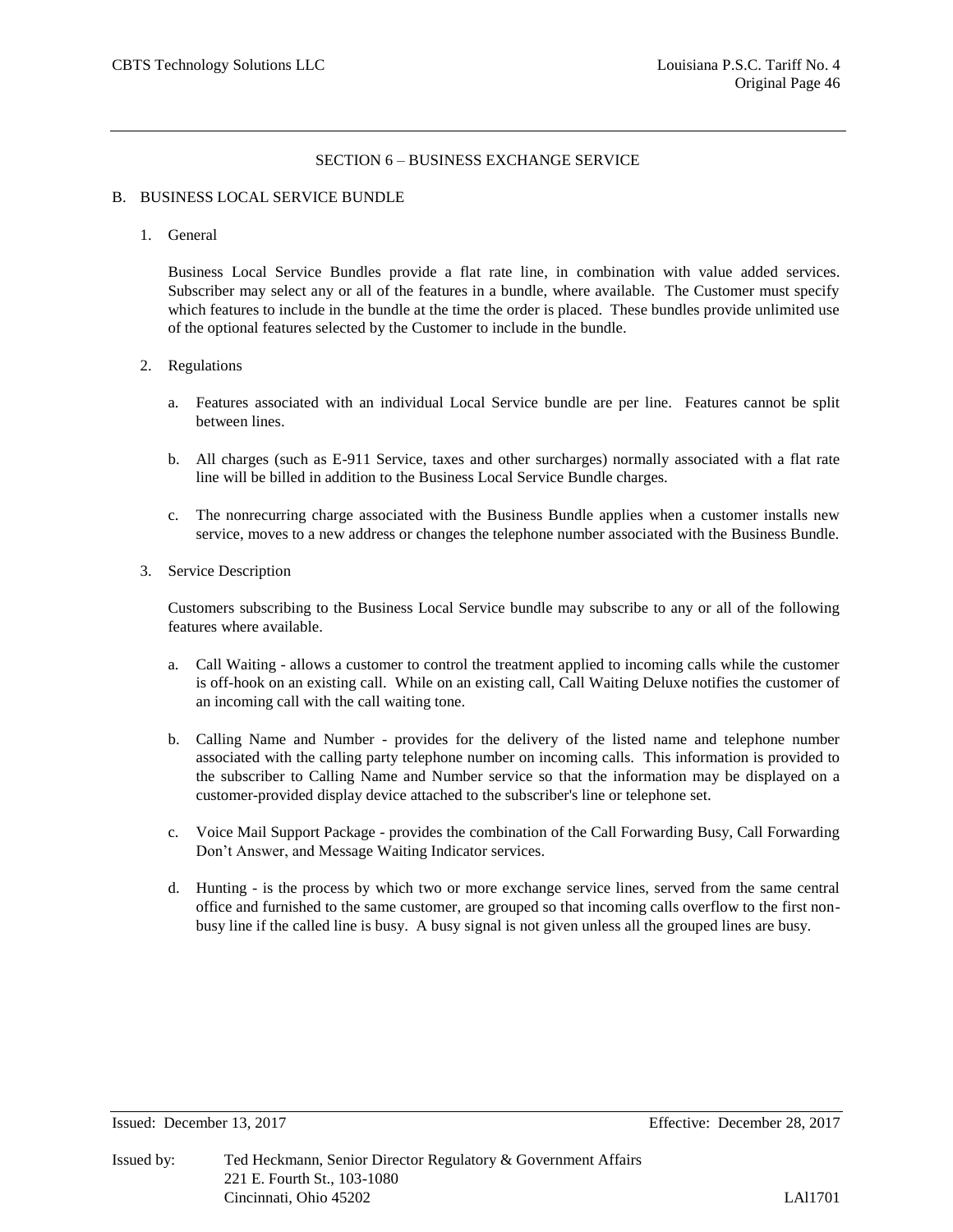## SECTION 6 – BUSINESS EXCHANGE SERVICE

### B. BUSINESS LOCAL SERVICE BUNDLE

1. General

   Business Local Service Bundles provide a flat rate line, in combination with value added services. Subscriber may select any or all of the features in a bundle, where available. The Customer must specify which features to include in the bundle at the time the order is placed. These bundles provide unlimited use of the optional features selected by the Customer to include in the bundle.

2. Regulations

   a. Features associated with an individual Local Service bundle are per line. Features cannot be split between lines.

   b. All charges (such as E-911 Service, taxes and other surcharges) normally associated with a flat rate line will be billed in addition to the Business Local Service Bundle charges.

   c. The nonrecurring charge associated with the Business Bundle applies when a customer installs new service, moves to a new address or changes the telephone number associated with the Business Bundle.

3. Service Description

   Customers subscribing to the Business Local Service bundle may subscribe to any or all of the following features where available.

   a. Call Waiting - allows a customer to control the treatment applied to incoming calls while the customer is off-hook on an existing call. While on an existing call, Call Waiting Deluxe notifies the customer of an incoming call with the call waiting tone.

   b. Calling Name and Number - provides for the delivery of the listed name and telephone number associated with the calling party telephone number on incoming calls. This information is provided to the subscriber to Calling Name and Number service so that the information may be displayed on a customer-provided display device attached to the subscriber's line or telephone set.

   c. Voice Mail Support Package - provides the combination of the Call Forwarding Busy, Call Forwarding Don't Answer, and Message Waiting Indicator services.

   d. Hunting - is the process by which two or more exchange service lines, served from the same central office and furnished to the same customer, are grouped so that incoming calls overflow to the first non-busy line if the called line is busy. A busy signal is not given unless all the grouped lines are busy.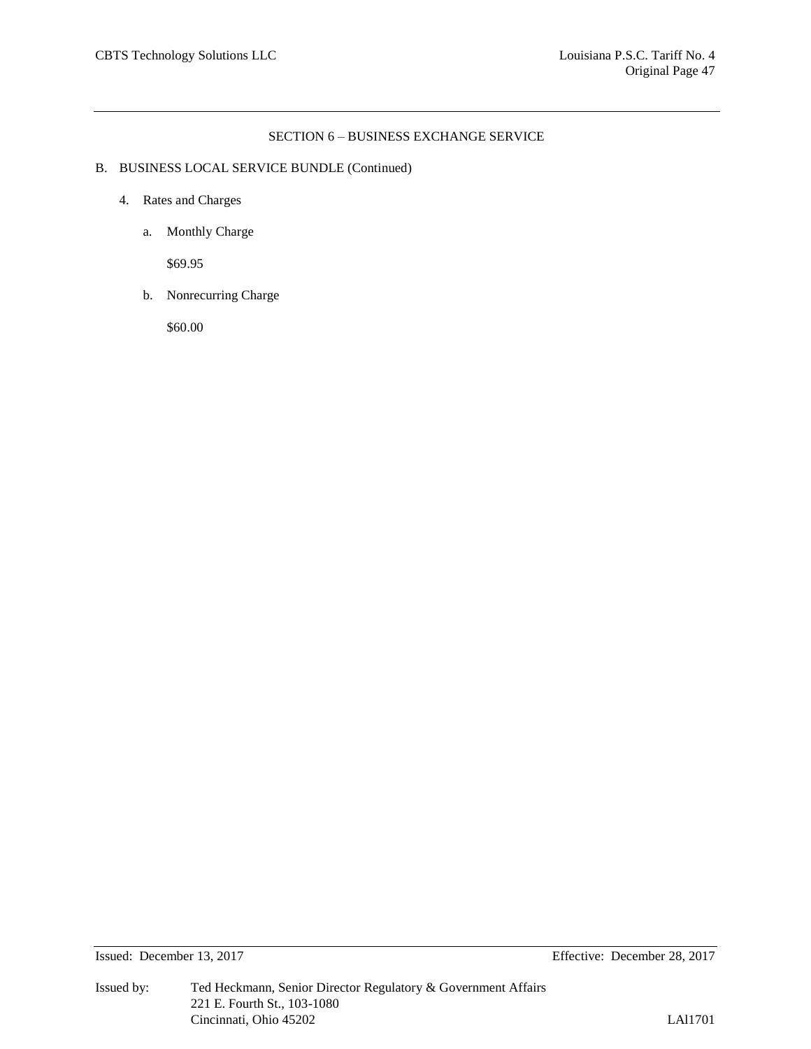## SECTION 6 – BUSINESS EXCHANGE SERVICE

B. BUSINESS LOCAL SERVICE BUNDLE (Continued)

4. Rates and Charges

   a. Monthly Charge

      $69.95

   b. Nonrecurring Charge

      $60.00

Issued: December 13, 2017 Effective: December 28, 2017

Issued by: Ted Heckmann, Senior Director Regulatory & Government Affairs
221 E. Fourth St., 103-1080
Cincinnati, Ohio 45202 LAl1701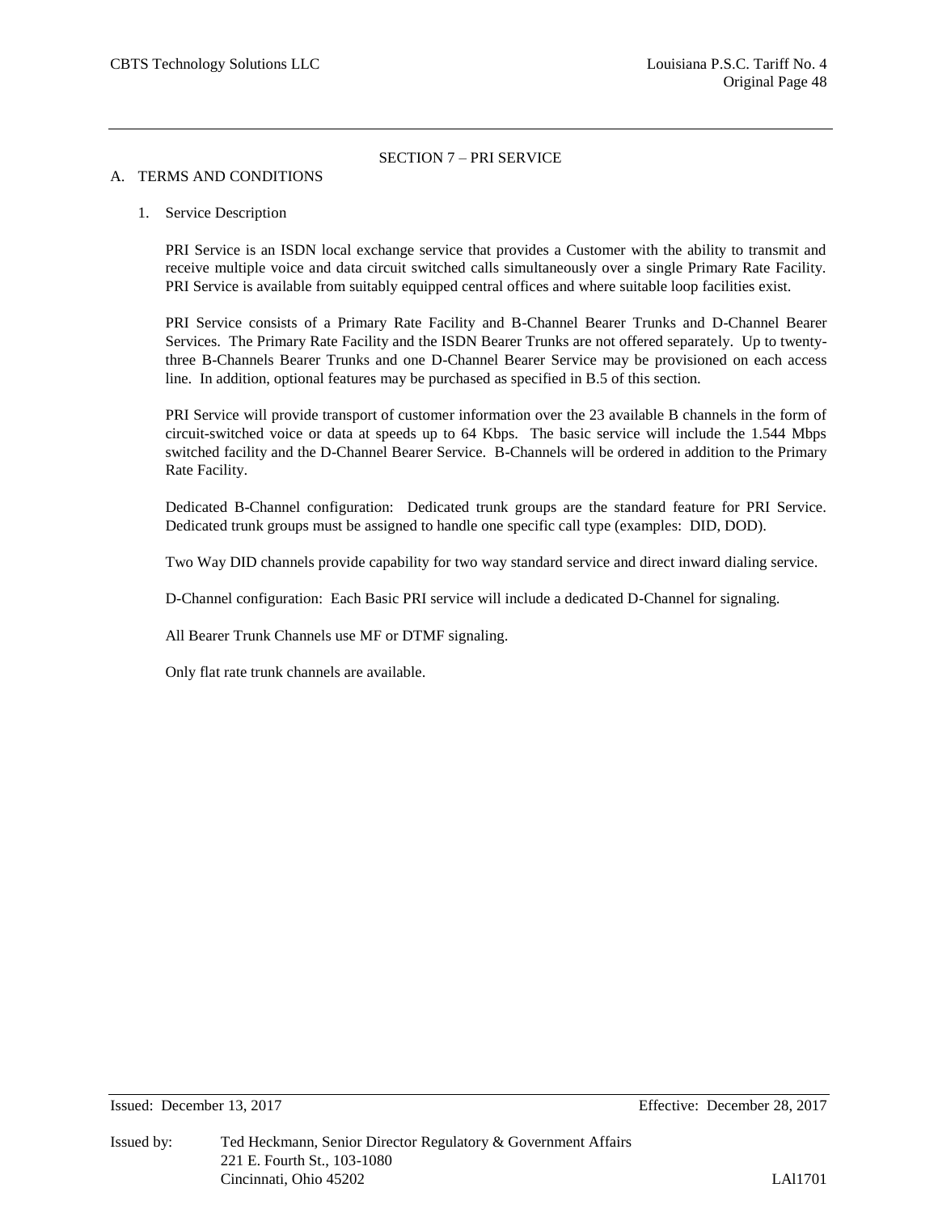## SECTION 7 – PRI SERVICE

A. TERMS AND CONDITIONS

1. Service Description

   PRI Service is an ISDN local exchange service that provides a Customer with the ability to transmit and receive multiple voice and data circuit switched calls simultaneously over a single Primary Rate Facility. PRI Service is available from suitably equipped central offices and where suitable loop facilities exist.

   PRI Service consists of a Primary Rate Facility and B-Channel Bearer Trunks and D-Channel Bearer Services. The Primary Rate Facility and the ISDN Bearer Trunks are not offered separately. Up to twenty-three B-Channels Bearer Trunks and one D-Channel Bearer Service may be provisioned on each access line. In addition, optional features may be purchased as specified in B.5 of this section.

   PRI Service will provide transport of customer information over the 23 available B channels in the form of circuit-switched voice or data at speeds up to 64 Kbps. The basic service will include the 1.544 Mbps switched facility and the D-Channel Bearer Service. B-Channels will be ordered in addition to the Primary Rate Facility.

   Dedicated B-Channel configuration: Dedicated trunk groups are the standard feature for PRI Service. Dedicated trunk groups must be assigned to handle one specific call type (examples: DID, DOD).

   Two Way DID channels provide capability for two way standard service and direct inward dialing service.

   D-Channel configuration: Each Basic PRI service will include a dedicated D-Channel for signaling.

   All Bearer Trunk Channels use MF or DTMF signaling.

   Only flat rate trunk channels are available.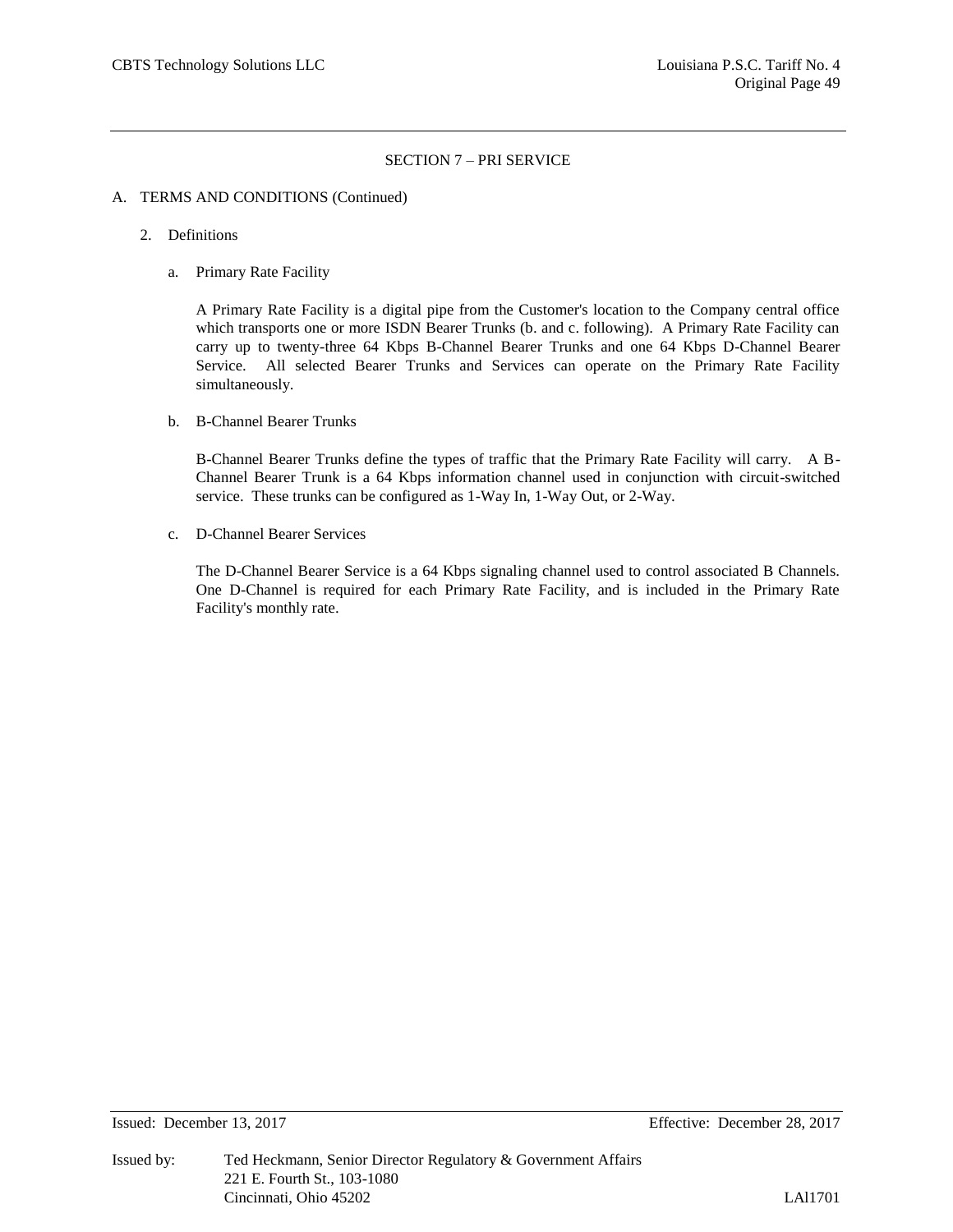## SECTION 7 – PRI SERVICE

A. TERMS AND CONDITIONS (Continued)

2. Definitions

   a. Primary Rate Facility

      A Primary Rate Facility is a digital pipe from the Customer's location to the Company central office which transports one or more ISDN Bearer Trunks (b. and c. following). A Primary Rate Facility can carry up to twenty-three 64 Kbps B-Channel Bearer Trunks and one 64 Kbps D-Channel Bearer Service. All selected Bearer Trunks and Services can operate on the Primary Rate Facility simultaneously.

   b. B-Channel Bearer Trunks

      B-Channel Bearer Trunks define the types of traffic that the Primary Rate Facility will carry. A B-Channel Bearer Trunk is a 64 Kbps information channel used in conjunction with circuit-switched service. These trunks can be configured as 1-Way In, 1-Way Out, or 2-Way.

   c. D-Channel Bearer Services

      The D-Channel Bearer Service is a 64 Kbps signaling channel used to control associated B Channels. One D-Channel is required for each Primary Rate Facility, and is included in the Primary Rate Facility's monthly rate.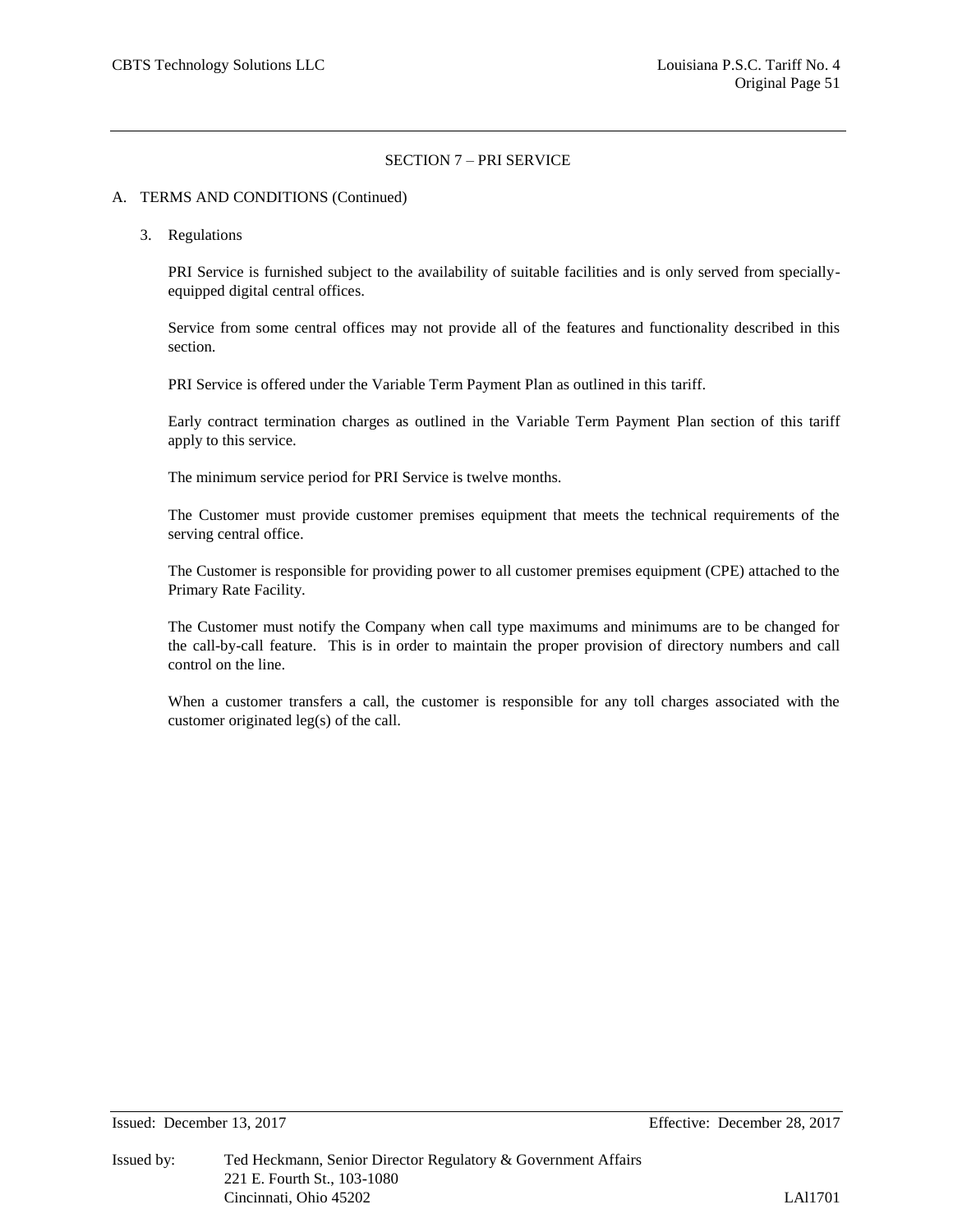## SECTION 7 – PRI SERVICE

A. TERMS AND CONDITIONS (Continued)

3. Regulations

PRI Service is furnished subject to the availability of suitable facilities and is only served from specially-equipped digital central offices.

Service from some central offices may not provide all of the features and functionality described in this section.

PRI Service is offered under the Variable Term Payment Plan as outlined in this tariff.

Early contract termination charges as outlined in the Variable Term Payment Plan section of this tariff apply to this service.

The minimum service period for PRI Service is twelve months.

The Customer must provide customer premises equipment that meets the technical requirements of the serving central office.

The Customer is responsible for providing power to all customer premises equipment (CPE) attached to the Primary Rate Facility.

The Customer must notify the Company when call type maximums and minimums are to be changed for the call-by-call feature. This is in order to maintain the proper provision of directory numbers and call control on the line.

When a customer transfers a call, the customer is responsible for any toll charges associated with the customer originated leg(s) of the call.

Issued: December 13, 2017 Effective: December 28, 2017

Issued by: Ted Heckmann, Senior Director Regulatory & Government Affairs
221 E. Fourth St., 103-1080
Cincinnati, Ohio 45202 LAl1701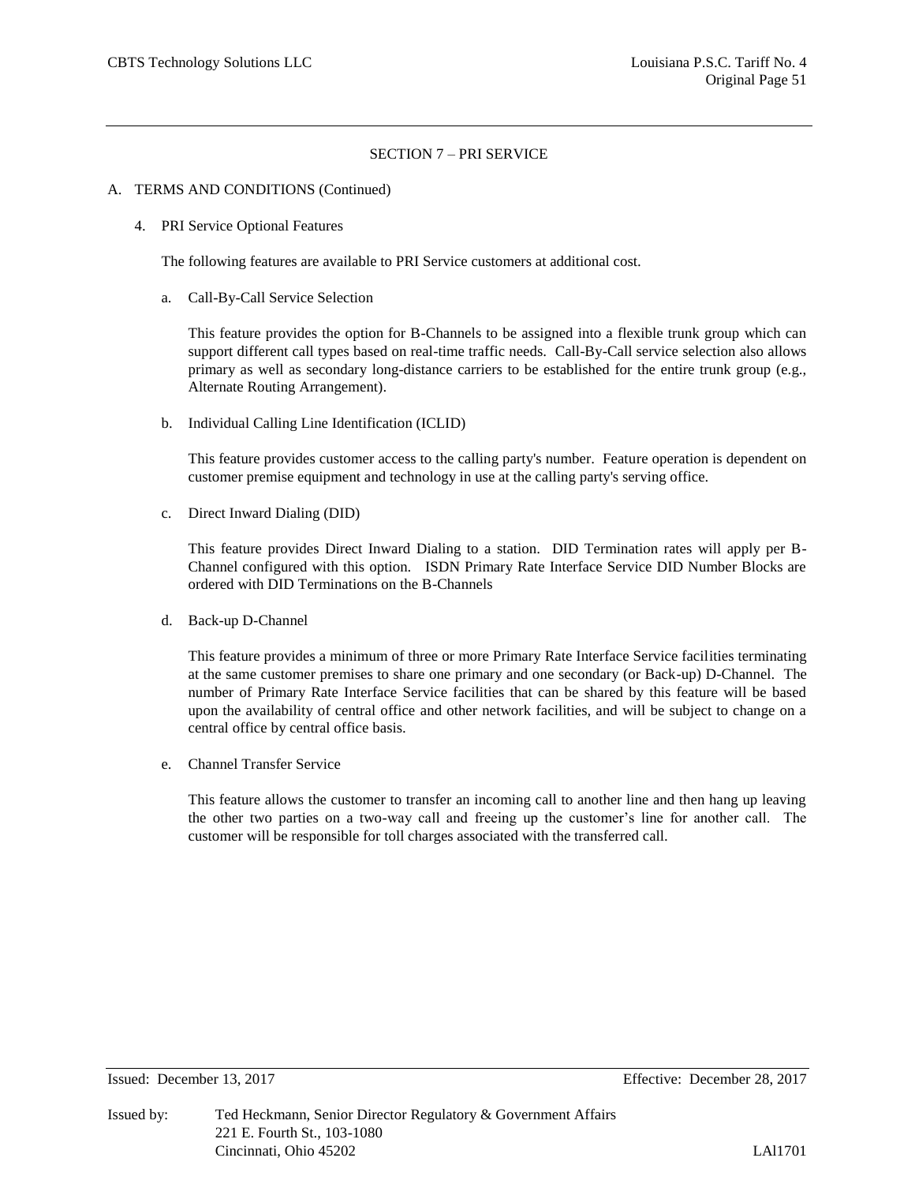## SECTION 7 – PRI SERVICE

A. TERMS AND CONDITIONS (Continued)

4. PRI Service Optional Features

The following features are available to PRI Service customers at additional cost.

a. Call-By-Call Service Selection

This feature provides the option for B-Channels to be assigned into a flexible trunk group which can support different call types based on real-time traffic needs. Call-By-Call service selection also allows primary as well as secondary long-distance carriers to be established for the entire trunk group (e.g., Alternate Routing Arrangement).

b. Individual Calling Line Identification (ICLID)

This feature provides customer access to the calling party's number. Feature operation is dependent on customer premise equipment and technology in use at the calling party's serving office.

c. Direct Inward Dialing (DID)

This feature provides Direct Inward Dialing to a station. DID Termination rates will apply per B-Channel configured with this option. ISDN Primary Rate Interface Service DID Number Blocks are ordered with DID Terminations on the B-Channels

d. Back-up D-Channel

This feature provides a minimum of three or more Primary Rate Interface Service facilities terminating at the same customer premises to share one primary and one secondary (or Back-up) D-Channel. The number of Primary Rate Interface Service facilities that can be shared by this feature will be based upon the availability of central office and other network facilities, and will be subject to change on a central office by central office basis.

e. Channel Transfer Service

This feature allows the customer to transfer an incoming call to another line and then hang up leaving the other two parties on a two-way call and freeing up the customer's line for another call. The customer will be responsible for toll charges associated with the transferred call.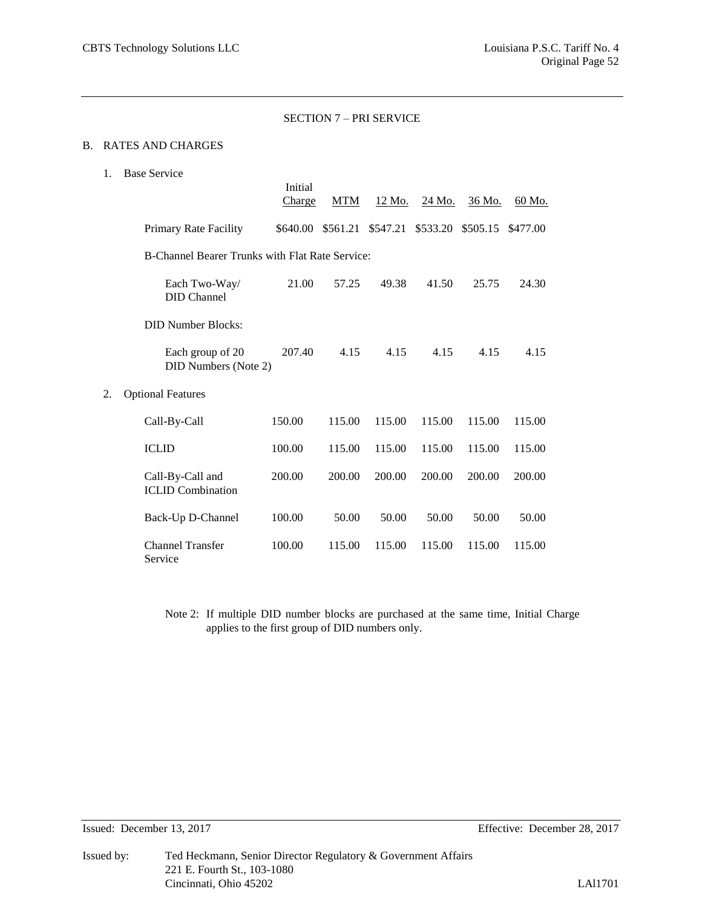SECTION 7 – PRI SERVICE

B. RATES AND CHARGES

1. Base Service

| | Initial Charge | MTM | 12 Mo. | 24 Mo. | 36 Mo. | 60 Mo. |
|---|---|---|---|---|---|---|
| Primary Rate Facility | $640.00 | $561.21 | $547.21 | $533.20 | $505.15 | $477.00 |
| B-Channel Bearer Trunks with Flat Rate Service: | | | | | | |
| Each Two-Way/ DID Channel | 21.00 | 57.25 | 49.38 | 41.50 | 25.75 | 24.30 |
| DID Number Blocks: | | | | | | |
| Each group of 20 DID Numbers (Note 2) | 207.40 | 4.15 | 4.15 | 4.15 | 4.15 | 4.15 |

2. Optional Features

| | Initial Charge | MTM | 12 Mo. | 24 Mo. | 36 Mo. | 60 Mo. |
|---|---|---|---|---|---|---|
| Call-By-Call | 150.00 | 115.00 | 115.00 | 115.00 | 115.00 | 115.00 |
| ICLID | 100.00 | 115.00 | 115.00 | 115.00 | 115.00 | 115.00 |
| Call-By-Call and ICLID Combination | 200.00 | 200.00 | 200.00 | 200.00 | 200.00 | 200.00 |
| Back-Up D-Channel | 100.00 | 50.00 | 50.00 | 50.00 | 50.00 | 50.00 |
| Channel Transfer Service | 100.00 | 115.00 | 115.00 | 115.00 | 115.00 | 115.00 |

Note 2: If multiple DID number blocks are purchased at the same time, Initial Charge applies to the first group of DID numbers only.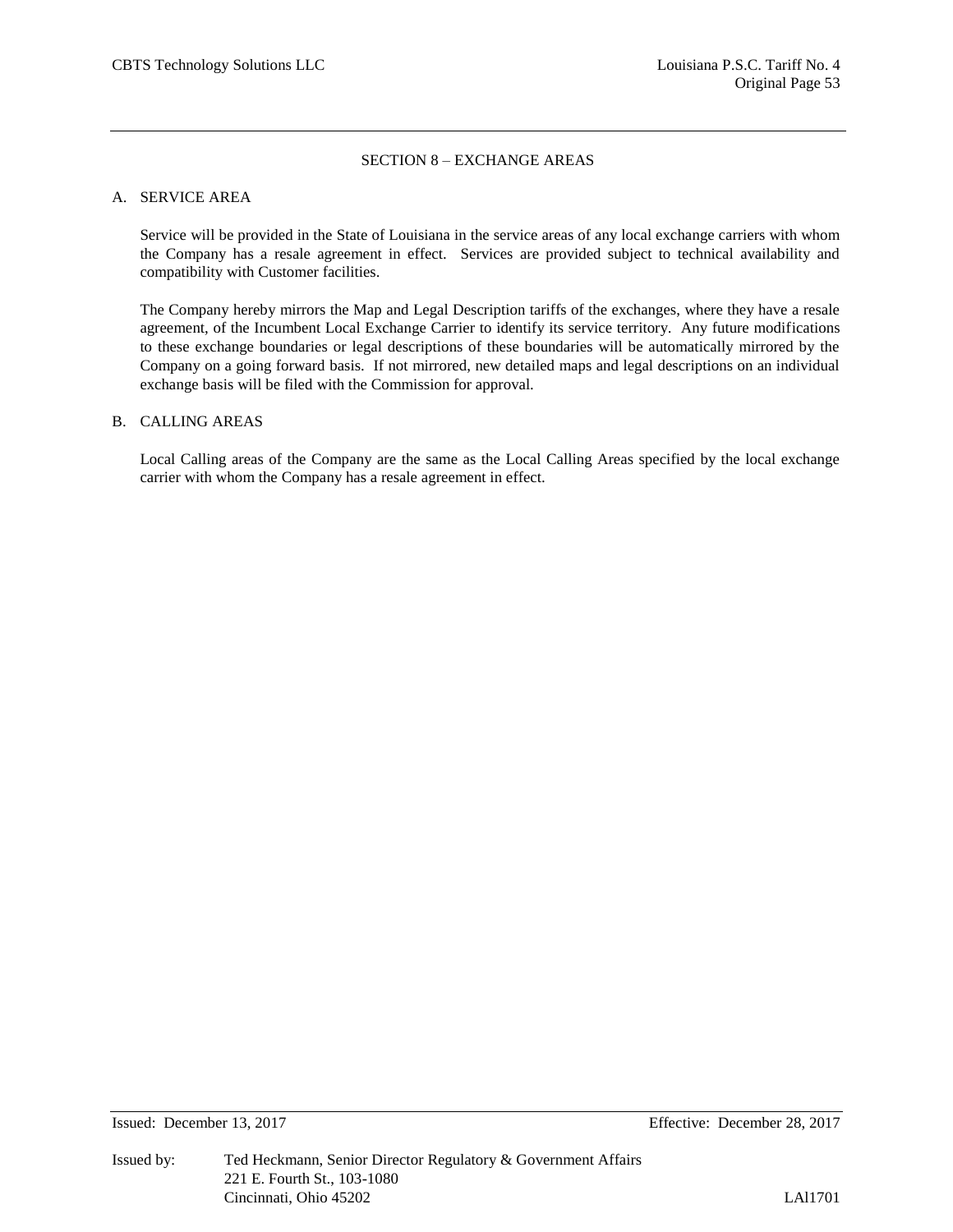## SECTION 8 – EXCHANGE AREAS

### A. SERVICE AREA

Service will be provided in the State of Louisiana in the service areas of any local exchange carriers with whom the Company has a resale agreement in effect. Services are provided subject to technical availability and compatibility with Customer facilities.

The Company hereby mirrors the Map and Legal Description tariffs of the exchanges, where they have a resale agreement, of the Incumbent Local Exchange Carrier to identify its service territory. Any future modifications to these exchange boundaries or legal descriptions of these boundaries will be automatically mirrored by the Company on a going forward basis. If not mirrored, new detailed maps and legal descriptions on an individual exchange basis will be filed with the Commission for approval.

### B. CALLING AREAS

Local Calling areas of the Company are the same as the Local Calling Areas specified by the local exchange carrier with whom the Company has a resale agreement in effect.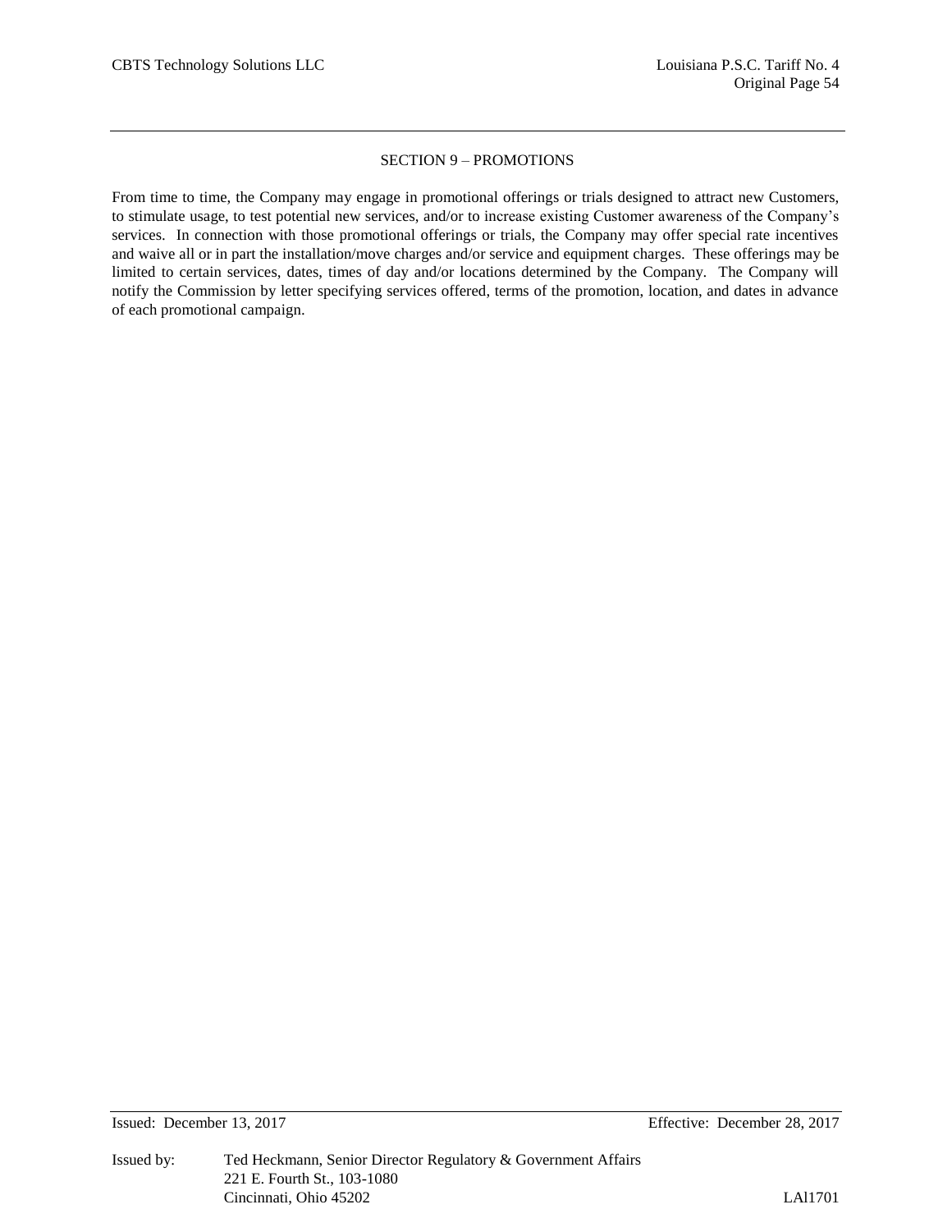## SECTION 9 – PROMOTIONS

From time to time, the Company may engage in promotional offerings or trials designed to attract new Customers, to stimulate usage, to test potential new services, and/or to increase existing Customer awareness of the Company's services. In connection with those promotional offerings or trials, the Company may offer special rate incentives and waive all or in part the installation/move charges and/or service and equipment charges. These offerings may be limited to certain services, dates, times of day and/or locations determined by the Company. The Company will notify the Commission by letter specifying services offered, terms of the promotion, location, and dates in advance of each promotional campaign.